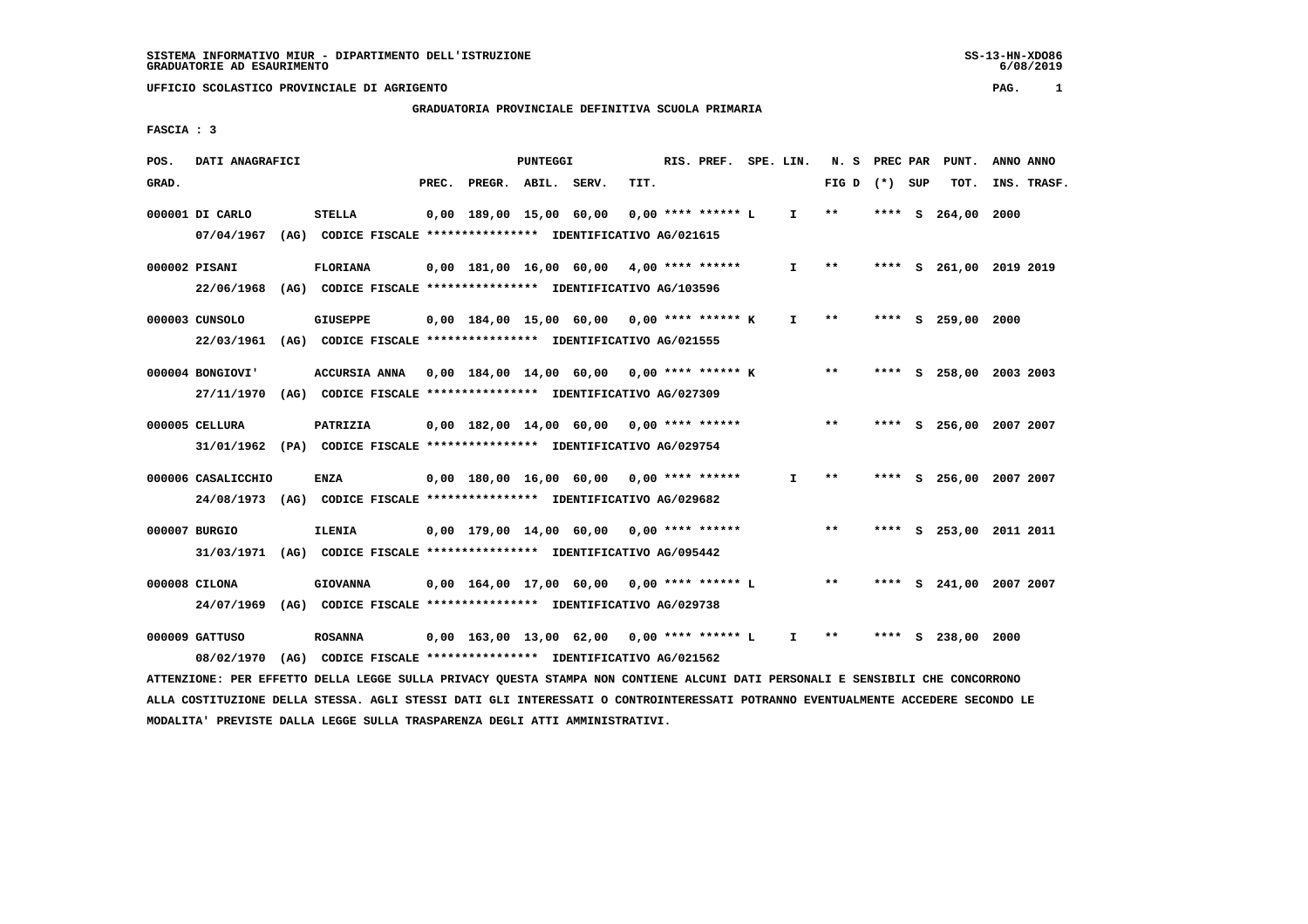SISTEMA INFORMATIVO MIUR - DIPARTIMENTO DELL'ISTRUZIONE
GRADUATORIE AD ESAURIMENTO

UFFICIO SCOLASTICO PROVINCIALE DI AGRIGENTO

GRADUATORIA PROVINCIALE DEFINITIVA SCUOLA PRIMARIA

FASCIA : 3

| POS. GRAD. | DATI ANAGRAFICI | | PREC. | PREGR. | ABIL. | SERV. | TIT. | RIS. PREF. | SPE. LIN. | N. S FIG D | PREC PAR (*) | SUP | PUNT. TOT. | ANNO INS. | ANNO TRASF. |
|---|---|---|---|---|---|---|---|---|---|---|---|---|---|---|---|
| 000001 | DI CARLO | STELLA | 0,00 | 189,00 | 15,00 | 60,00 | 0,00 | **** ****** L | I | ** | **** | S | 264,00 | 2000 | |
| | 07/04/1967 (AG) CODICE FISCALE **************** IDENTIFICATIVO AG/021615 | | | | | | | | | | | | | | |
| 000002 | PISANI | FLORIANA | 0,00 | 181,00 | 16,00 | 60,00 | 4,00 | **** ****** | I | ** | **** | S | 261,00 | 2019 | 2019 |
| | 22/06/1968 (AG) CODICE FISCALE **************** IDENTIFICATIVO AG/103596 | | | | | | | | | | | | | | |
| 000003 | CUNSOLO | GIUSEPPE | 0,00 | 184,00 | 15,00 | 60,00 | 0,00 | **** ****** K | I | ** | **** | S | 259,00 | 2000 | |
| | 22/03/1961 (AG) CODICE FISCALE **************** IDENTIFICATIVO AG/021555 | | | | | | | | | | | | | | |
| 000004 | BONGIOVI' | ACCURSIA ANNA | 0,00 | 184,00 | 14,00 | 60,00 | 0,00 | **** ****** K | | ** | **** | S | 258,00 | 2003 | 2003 |
| | 27/11/1970 (AG) CODICE FISCALE **************** IDENTIFICATIVO AG/027309 | | | | | | | | | | | | | | |
| 000005 | CELLURA | PATRIZIA | 0,00 | 182,00 | 14,00 | 60,00 | 0,00 | **** ****** | | ** | **** | S | 256,00 | 2007 | 2007 |
| | 31/01/1962 (PA) CODICE FISCALE **************** IDENTIFICATIVO AG/029754 | | | | | | | | | | | | | | |
| 000006 | CASALICCHIO | ENZA | 0,00 | 180,00 | 16,00 | 60,00 | 0,00 | **** ****** | I | ** | **** | S | 256,00 | 2007 | 2007 |
| | 24/08/1973 (AG) CODICE FISCALE **************** IDENTIFICATIVO AG/029682 | | | | | | | | | | | | | | |
| 000007 | BURGIO | ILENIA | 0,00 | 179,00 | 14,00 | 60,00 | 0,00 | **** ****** | | ** | **** | S | 253,00 | 2011 | 2011 |
| | 31/03/1971 (AG) CODICE FISCALE **************** IDENTIFICATIVO AG/095442 | | | | | | | | | | | | | | |
| 000008 | CILONA | GIOVANNA | 0,00 | 164,00 | 17,00 | 60,00 | 0,00 | **** ****** L | | ** | **** | S | 241,00 | 2007 | 2007 |
| | 24/07/1969 (AG) CODICE FISCALE **************** IDENTIFICATIVO AG/029738 | | | | | | | | | | | | | | |
| 000009 | GATTUSO | ROSANNA | 0,00 | 163,00 | 13,00 | 62,00 | 0,00 | **** ****** L | I | ** | **** | S | 238,00 | 2000 | |
| | 08/02/1970 (AG) CODICE FISCALE **************** IDENTIFICATIVO AG/021562 | | | | | | | | | | | | | | |

ATTENZIONE: PER EFFETTO DELLA LEGGE SULLA PRIVACY QUESTA STAMPA NON CONTIENE ALCUNI DATI PERSONALI E SENSIBILI CHE CONCORRONO ALLA COSTITUZIONE DELLA STESSA. AGLI STESSI DATI GLI INTERESSATI O CONTROINTERESSATI POTRANNO EVENTUALMENTE ACCEDERE SECONDO LE MODALITA' PREVISTE DALLA LEGGE SULLA TRASPARENZA DEGLI ATTI AMMINISTRATIVI.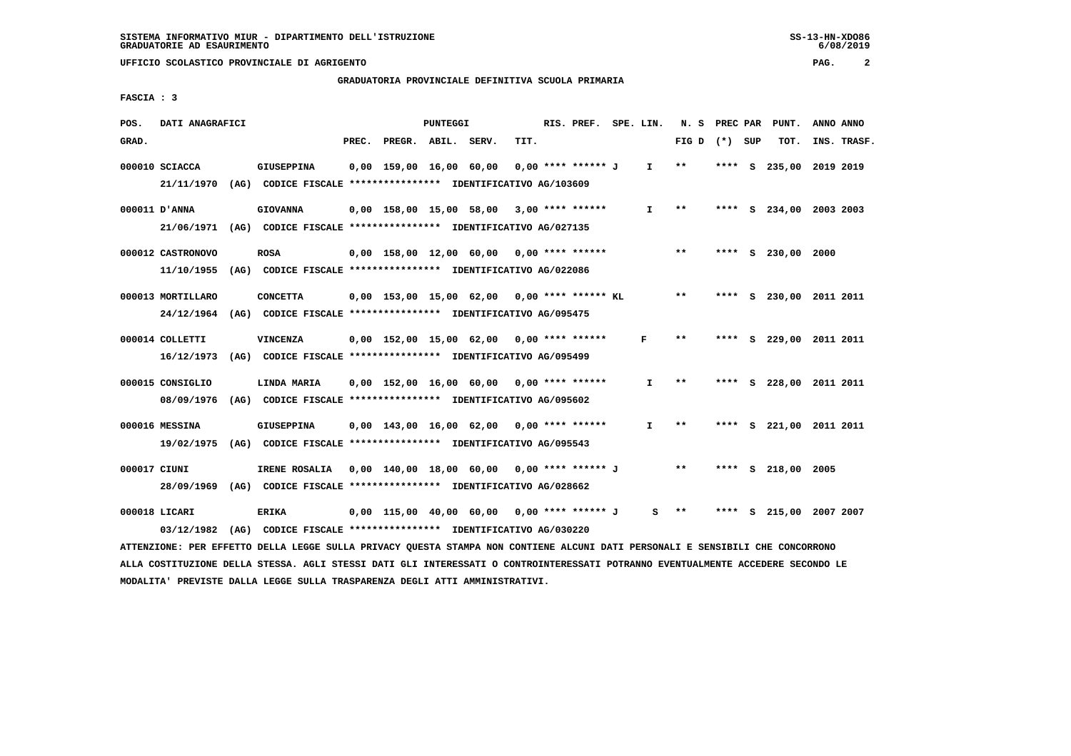SISTEMA INFORMATIVO MIUR - DIPARTIMENTO DELL'ISTRUZIONE
GRADUATORIE AD ESAURIMENTO

UFFICIO SCOLASTICO PROVINCIALE DI AGRIGENTO

GRADUATORIA PROVINCIALE DEFINITIVA SCUOLA PRIMARIA

FASCIA : 3

| POS. GRAD. | DATI ANAGRAFICI | | PREC. | PREGR. | ABIL. | SERV. | TIT. | RIS. PREF. | SPE. LIN. | N. S FIG D | PREC PAR (*) | SUP | PUNT. TOT. | ANNO INS. | ANNO TRASF. |
|---|---|---|---|---|---|---|---|---|---|---|---|---|---|---|---|
| 000010 | SCIACCA | GIUSEPPINA | 0,00 | 159,00 | 16,00 | 60,00 | 0,00 | **** ****** J | I | ** | **** | S | 235,00 | 2019 | 2019 |
| | 21/11/1970 (AG) | CODICE FISCALE **************** IDENTIFICATIVO AG/103609 | | | | | | | | | | | | | |
| 000011 | D'ANNA | GIOVANNA | 0,00 | 158,00 | 15,00 | 58,00 | 3,00 | **** ****** | I | ** | **** | S | 234,00 | 2003 | 2003 |
| | 21/06/1971 (AG) | CODICE FISCALE **************** IDENTIFICATIVO AG/027135 | | | | | | | | | | | | | |
| 000012 | CASTRONOVO | ROSA | 0,00 | 158,00 | 12,00 | 60,00 | 0,00 | **** ****** | | ** | **** | S | 230,00 | 2000 | |
| | 11/10/1955 (AG) | CODICE FISCALE **************** IDENTIFICATIVO AG/022086 | | | | | | | | | | | | | |
| 000013 | MORTILLARO | CONCETTA | 0,00 | 153,00 | 15,00 | 62,00 | 0,00 | **** ****** KL | | ** | **** | S | 230,00 | 2011 | 2011 |
| | 24/12/1964 (AG) | CODICE FISCALE **************** IDENTIFICATIVO AG/095475 | | | | | | | | | | | | | |
| 000014 | COLLETTI | VINCENZA | 0,00 | 152,00 | 15,00 | 62,00 | 0,00 | **** ****** | F | ** | **** | S | 229,00 | 2011 | 2011 |
| | 16/12/1973 (AG) | CODICE FISCALE **************** IDENTIFICATIVO AG/095499 | | | | | | | | | | | | | |
| 000015 | CONSIGLIO | LINDA MARIA | 0,00 | 152,00 | 16,00 | 60,00 | 0,00 | **** ****** | I | ** | **** | S | 228,00 | 2011 | 2011 |
| | 08/09/1976 (AG) | CODICE FISCALE **************** IDENTIFICATIVO AG/095602 | | | | | | | | | | | | | |
| 000016 | MESSINA | GIUSEPPINA | 0,00 | 143,00 | 16,00 | 62,00 | 0,00 | **** ****** | I | ** | **** | S | 221,00 | 2011 | 2011 |
| | 19/02/1975 (AG) | CODICE FISCALE **************** IDENTIFICATIVO AG/095543 | | | | | | | | | | | | | |
| 000017 | CIUNI | IRENE ROSALIA | 0,00 | 140,00 | 18,00 | 60,00 | 0,00 | **** ****** J | | ** | **** | S | 218,00 | 2005 | |
| | 28/09/1969 (AG) | CODICE FISCALE **************** IDENTIFICATIVO AG/028662 | | | | | | | | | | | | | |
| 000018 | LICARI | ERIKA | 0,00 | 115,00 | 40,00 | 60,00 | 0,00 | **** ****** J | S | ** | **** | S | 215,00 | 2007 | 2007 |
| | 03/12/1982 (AG) | CODICE FISCALE **************** IDENTIFICATIVO AG/030220 | | | | | | | | | | | | | |

ATTENZIONE: PER EFFETTO DELLA LEGGE SULLA PRIVACY QUESTA STAMPA NON CONTIENE ALCUNI DATI PERSONALI E SENSIBILI CHE CONCORRONO ALLA COSTITUZIONE DELLA STESSA. AGLI STESSI DATI GLI INTERESSATI O CONTROINTERESSATI POTRANNO EVENTUALMENTE ACCEDERE SECONDO LE MODALITA' PREVISTE DALLA LEGGE SULLA TRASPARENZA DEGLI ATTI AMMINISTRATIVI.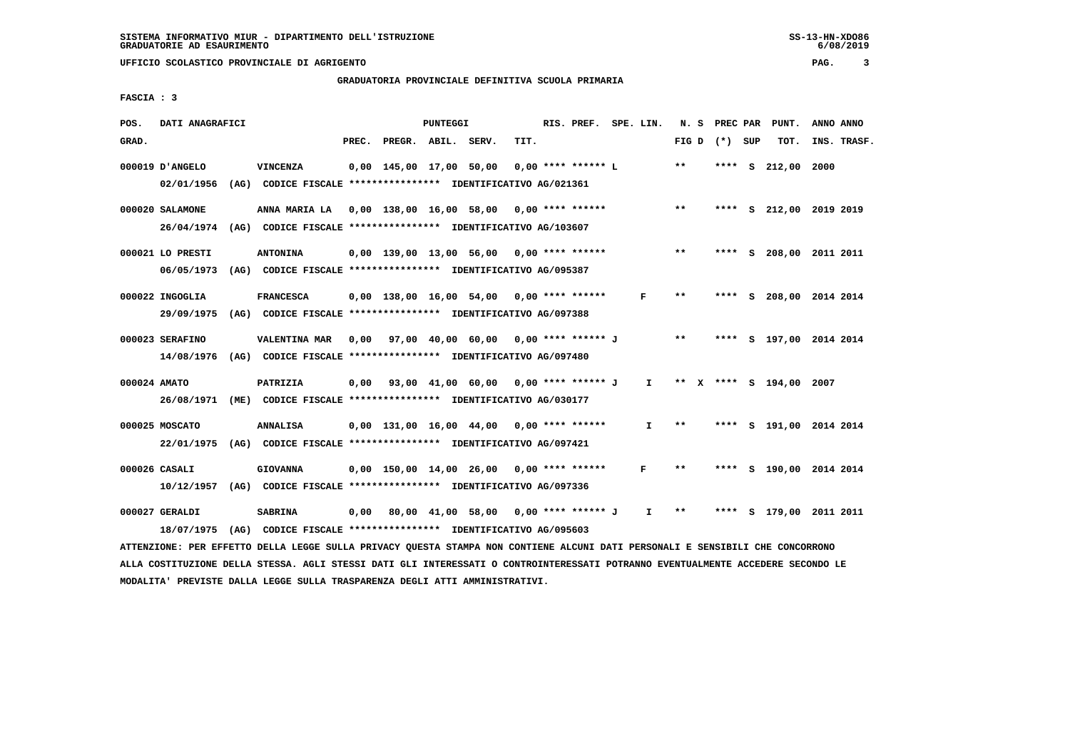SISTEMA INFORMATIVO MIUR - DIPARTIMENTO DELL'ISTRUZIONE
GRADUATORIE AD ESAURIMENTO

UFFICIO SCOLASTICO PROVINCIALE DI AGRIGENTO

## GRADUATORIA PROVINCIALE DEFINITIVA SCUOLA PRIMARIA

FASCIA : 3

| POS. GRAD. | DATI ANAGRAFICI | | PREC. | PREGR. | ABIL. | SERV. | TIT. | RIS. PREF. | SPE. LIN. | N. S FIG D | PREC PAR (*) SUP | PUNT. TOT. | ANNO INS. | ANNO TRASF. |
|---|---|---|---|---|---|---|---|---|---|---|---|---|---|---|
| 000019 | D'ANGELO 02/01/1956 (AG) CODICE FISCALE **************** IDENTIFICATIVO AG/021361 | VINCENZA | 0,00 | 145,00 | 17,00 | 50,00 | 0,00 | **** ****** L | | ** | **** S | 212,00 | 2000 | |
| 000020 | SALAMONE 26/04/1974 (AG) CODICE FISCALE **************** IDENTIFICATIVO AG/103607 | ANNA MARIA LA | 0,00 | 138,00 | 16,00 | 58,00 | 0,00 | **** ****** | | ** | **** S | 212,00 | 2019 | 2019 |
| 000021 | LO PRESTI 06/05/1973 (AG) CODICE FISCALE **************** IDENTIFICATIVO AG/095387 | ANTONINA | 0,00 | 139,00 | 13,00 | 56,00 | 0,00 | **** ****** | | ** | **** S | 208,00 | 2011 | 2011 |
| 000022 | INGOGLIA 29/09/1975 (AG) CODICE FISCALE **************** IDENTIFICATIVO AG/097388 | FRANCESCA | 0,00 | 138,00 | 16,00 | 54,00 | 0,00 | **** ****** | F | ** | **** S | 208,00 | 2014 | 2014 |
| 000023 | SERAFINO 14/08/1976 (AG) CODICE FISCALE **************** IDENTIFICATIVO AG/097480 | VALENTINA MAR | 0,00 | 97,00 | 40,00 | 60,00 | 0,00 | **** ****** J | | ** | **** S | 197,00 | 2014 | 2014 |
| 000024 | AMATO 26/08/1971 (ME) CODICE FISCALE **************** IDENTIFICATIVO AG/030177 | PATRIZIA | 0,00 | 93,00 | 41,00 | 60,00 | 0,00 | **** ****** J | I | ** X | **** S | 194,00 | 2007 | |
| 000025 | MOSCATO 22/01/1975 (AG) CODICE FISCALE **************** IDENTIFICATIVO AG/097421 | ANNALISA | 0,00 | 131,00 | 16,00 | 44,00 | 0,00 | **** ****** | I | ** | **** S | 191,00 | 2014 | 2014 |
| 000026 | CASALI 10/12/1957 (AG) CODICE FISCALE **************** IDENTIFICATIVO AG/097336 | GIOVANNA | 0,00 | 150,00 | 14,00 | 26,00 | 0,00 | **** ****** | F | ** | **** S | 190,00 | 2014 | 2014 |
| 000027 | GERALDI 18/07/1975 (AG) CODICE FISCALE **************** IDENTIFICATIVO AG/095603 | SABRINA | 0,00 | 80,00 | 41,00 | 58,00 | 0,00 | **** ****** J | I | ** | **** S | 179,00 | 2011 | 2011 |

ATTENZIONE: PER EFFETTO DELLA LEGGE SULLA PRIVACY QUESTA STAMPA NON CONTIENE ALCUNI DATI PERSONALI E SENSIBILI CHE CONCORRONO ALLA COSTITUZIONE DELLA STESSA. AGLI STESSI DATI GLI INTERESSATI O CONTROINTERESSATI POTRANNO EVENTUALMENTE ACCEDERE SECONDO LE MODALITA' PREVISTE DALLA LEGGE SULLA TRASPARENZA DEGLI ATTI AMMINISTRATIVI.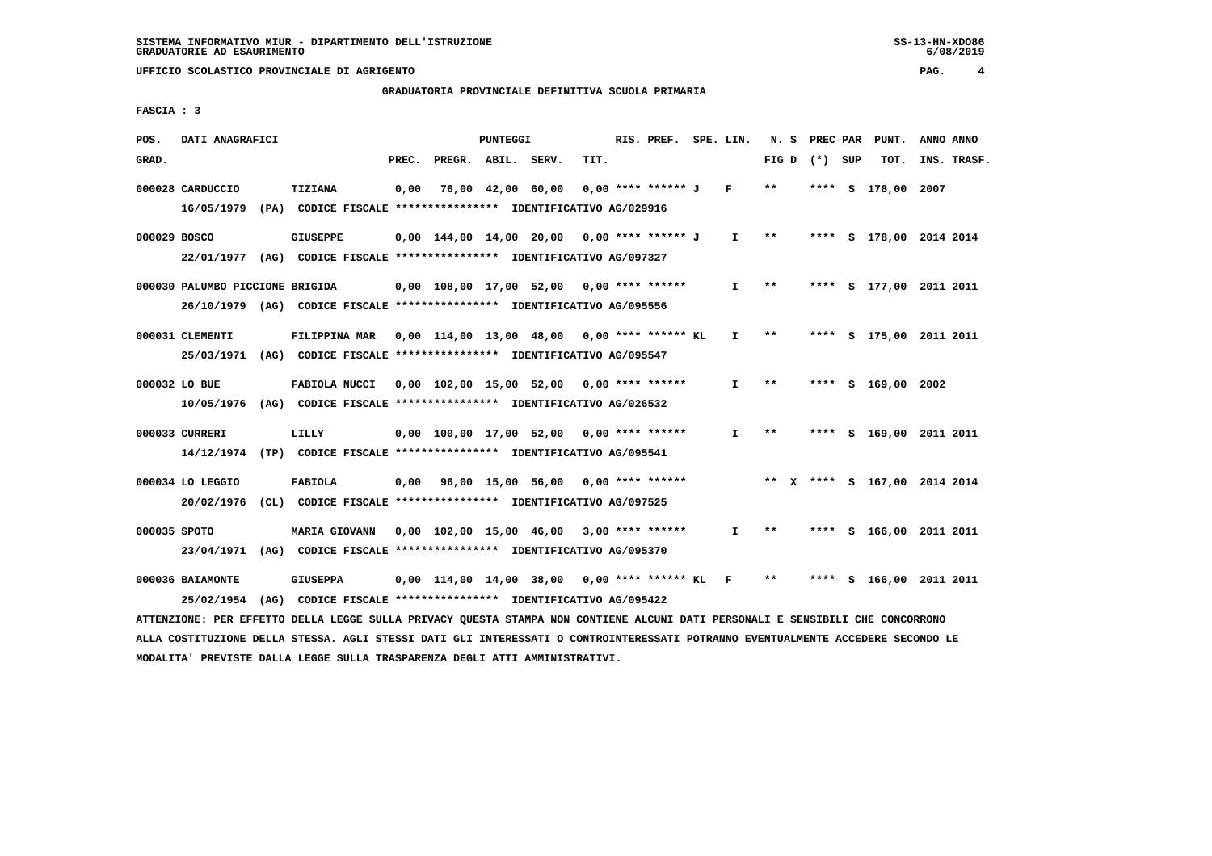SISTEMA INFORMATIVO MIUR - DIPARTIMENTO DELL'ISTRUZIONE
GRADUATORIE AD ESAURIMENTO

UFFICIO SCOLASTICO PROVINCIALE DI AGRIGENTO

GRADUATORIA PROVINCIALE DEFINITIVA SCUOLA PRIMARIA

FASCIA : 3

| POS. GRAD. | DATI ANAGRAFICI | | PREC. | PREGR. | ABIL. | SERV. | TIT. | RIS. PREF. | SPE. LIN. | N. S FIG D | PREC PAR (*) SUP | PUNT. TOT. | ANNO INS. | ANNO TRASF. |
|---|---|---|---|---|---|---|---|---|---|---|---|---|---|---|
| 000028 | CARDUCCIO | TIZIANA | 0,00 | 76,00 | 42,00 | 60,00 | 0,00 | **** ****** J | F | ** | **** S | 178,00 | 2007 | |
| | 16/05/1979 (PA) CODICE FISCALE **************** IDENTIFICATIVO AG/029916 | | | | | | | | | | | | | |
| 000029 | BOSCO | GIUSEPPE | 0,00 | 144,00 | 14,00 | 20,00 | 0,00 | **** ****** J | I | ** | **** S | 178,00 | 2014 | 2014 |
| | 22/01/1977 (AG) CODICE FISCALE **************** IDENTIFICATIVO AG/097327 | | | | | | | | | | | | | |
| 000030 | PALUMBO PICCIONE BRIGIDA | | 0,00 | 108,00 | 17,00 | 52,00 | 0,00 | **** ****** | I | ** | **** S | 177,00 | 2011 | 2011 |
| | 26/10/1979 (AG) CODICE FISCALE **************** IDENTIFICATIVO AG/095556 | | | | | | | | | | | | | |
| 000031 | CLEMENTI | FILIPPINA MAR | 0,00 | 114,00 | 13,00 | 48,00 | 0,00 | **** ****** KL | I | ** | **** S | 175,00 | 2011 | 2011 |
| | 25/03/1971 (AG) CODICE FISCALE **************** IDENTIFICATIVO AG/095547 | | | | | | | | | | | | | |
| 000032 | LO BUE | FABIOLA NUCCI | 0,00 | 102,00 | 15,00 | 52,00 | 0,00 | **** ****** | I | ** | **** S | 169,00 | 2002 | |
| | 10/05/1976 (AG) CODICE FISCALE **************** IDENTIFICATIVO AG/026532 | | | | | | | | | | | | | |
| 000033 | CURRERI | LILLY | 0,00 | 100,00 | 17,00 | 52,00 | 0,00 | **** ****** | I | ** | **** S | 169,00 | 2011 | 2011 |
| | 14/12/1974 (TP) CODICE FISCALE **************** IDENTIFICATIVO AG/095541 | | | | | | | | | | | | | |
| 000034 | LO LEGGIO | FABIOLA | 0,00 | 96,00 | 15,00 | 56,00 | 0,00 | **** ****** | | ** X | **** S | 167,00 | 2014 | 2014 |
| | 20/02/1976 (CL) CODICE FISCALE **************** IDENTIFICATIVO AG/097525 | | | | | | | | | | | | | |
| 000035 | SPOTO | MARIA GIOVANN | 0,00 | 102,00 | 15,00 | 46,00 | 3,00 | **** ****** | I | ** | **** S | 166,00 | 2011 | 2011 |
| | 23/04/1971 (AG) CODICE FISCALE **************** IDENTIFICATIVO AG/095370 | | | | | | | | | | | | | |
| 000036 | BAIAMONTE | GIUSEPPA | 0,00 | 114,00 | 14,00 | 38,00 | 0,00 | **** ****** KL | F | ** | **** S | 166,00 | 2011 | 2011 |
| | 25/02/1954 (AG) CODICE FISCALE **************** IDENTIFICATIVO AG/095422 | | | | | | | | | | | | | |

ATTENZIONE: PER EFFETTO DELLA LEGGE SULLA PRIVACY QUESTA STAMPA NON CONTIENE ALCUNI DATI PERSONALI E SENSIBILI CHE CONCORRONO ALLA COSTITUZIONE DELLA STESSA. AGLI STESSI DATI GLI INTERESSATI O CONTROINTERESSATI POTRANNO EVENTUALMENTE ACCEDERE SECONDO LE MODALITA' PREVISTE DALLA LEGGE SULLA TRASPARENZA DEGLI ATTI AMMINISTRATIVI.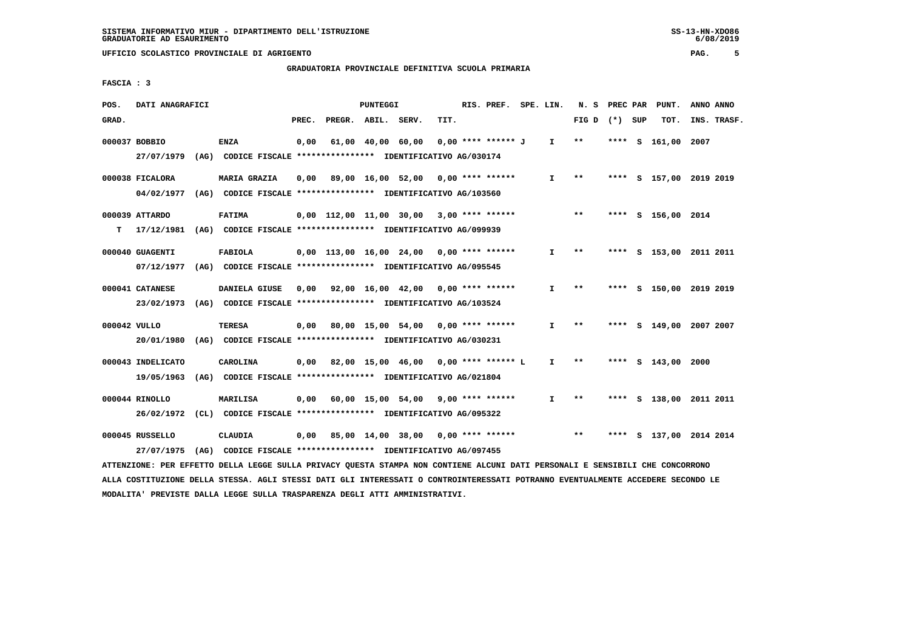SISTEMA INFORMATIVO MIUR - DIPARTIMENTO DELL'ISTRUZIONE
GRADUATORIE AD ESAURIMENTO

UFFICIO SCOLASTICO PROVINCIALE DI AGRIGENTO

GRADUATORIA PROVINCIALE DEFINITIVA SCUOLA PRIMARIA

FASCIA : 3

| POS. GRAD. | DATI ANAGRAFICI | | PREC. | PREGR. | ABIL. | SERV. | TIT. | RIS. PREF. | SPE. LIN. | N. S FIG D | PREC PAR (*) SUP | PUNT. TOT. | ANNO INS. | ANNO TRASF. |
|---|---|---|---|---|---|---|---|---|---|---|---|---|---|---|
| 000037 | BOBBIO | ENZA | 0,00 | 61,00 | 40,00 | 60,00 | 0,00 | **** ****** J | I | ** | **** S | 161,00 | 2007 | |
| | 27/07/1979 (AG) CODICE FISCALE **************** IDENTIFICATIVO AG/030174 | | | | | | | | | | | | | |
| 000038 | FICALORA | MARIA GRAZIA | 0,00 | 89,00 | 16,00 | 52,00 | 0,00 | **** ****** | I | ** | **** S | 157,00 | 2019 | 2019 |
| | 04/02/1977 (AG) CODICE FISCALE **************** IDENTIFICATIVO AG/103560 | | | | | | | | | | | | | |
| 000039 | ATTARDO | FATIMA | 0,00 | 112,00 | 11,00 | 30,00 | 3,00 | **** ****** | | ** | **** S | 156,00 | 2014 | |
| T | 17/12/1981 (AG) CODICE FISCALE **************** IDENTIFICATIVO AG/099939 | | | | | | | | | | | | | |
| 000040 | GUAGENTI | FABIOLA | 0,00 | 113,00 | 16,00 | 24,00 | 0,00 | **** ****** | I | ** | **** S | 153,00 | 2011 | 2011 |
| | 07/12/1977 (AG) CODICE FISCALE **************** IDENTIFICATIVO AG/095545 | | | | | | | | | | | | | |
| 000041 | CATANESE | DANIELA GIUSE | 0,00 | 92,00 | 16,00 | 42,00 | 0,00 | **** ****** | I | ** | **** S | 150,00 | 2019 | 2019 |
| | 23/02/1973 (AG) CODICE FISCALE **************** IDENTIFICATIVO AG/103524 | | | | | | | | | | | | | |
| 000042 | VULLO | TERESA | 0,00 | 80,00 | 15,00 | 54,00 | 0,00 | **** ****** | I | ** | **** S | 149,00 | 2007 | 2007 |
| | 20/01/1980 (AG) CODICE FISCALE **************** IDENTIFICATIVO AG/030231 | | | | | | | | | | | | | |
| 000043 | INDELICATO | CAROLINA | 0,00 | 82,00 | 15,00 | 46,00 | 0,00 | **** ****** L | I | ** | **** S | 143,00 | 2000 | |
| | 19/05/1963 (AG) CODICE FISCALE **************** IDENTIFICATIVO AG/021804 | | | | | | | | | | | | | |
| 000044 | RINOLLO | MARILISA | 0,00 | 60,00 | 15,00 | 54,00 | 9,00 | **** ****** | I | ** | **** S | 138,00 | 2011 | 2011 |
| | 26/02/1972 (CL) CODICE FISCALE **************** IDENTIFICATIVO AG/095322 | | | | | | | | | | | | | |
| 000045 | RUSSELLO | CLAUDIA | 0,00 | 85,00 | 14,00 | 38,00 | 0,00 | **** ****** | | ** | **** S | 137,00 | 2014 | 2014 |
| | 27/07/1975 (AG) CODICE FISCALE **************** IDENTIFICATIVO AG/097455 | | | | | | | | | | | | | |

ATTENZIONE: PER EFFETTO DELLA LEGGE SULLA PRIVACY QUESTA STAMPA NON CONTIENE ALCUNI DATI PERSONALI E SENSIBILI CHE CONCORRONO ALLA COSTITUZIONE DELLA STESSA. AGLI STESSI DATI GLI INTERESSATI O CONTROINTERESSATI POTRANNO EVENTUALMENTE ACCEDERE SECONDO LE MODALITA' PREVISTE DALLA LEGGE SULLA TRASPARENZA DEGLI ATTI AMMINISTRATIVI.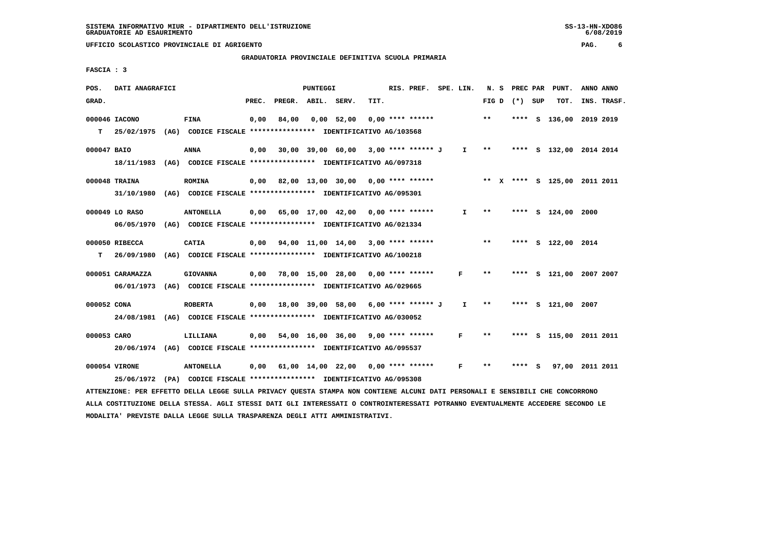SISTEMA INFORMATIVO MIUR - DIPARTIMENTO DELL'ISTRUZIONE
GRADUATORIE AD ESAURIMENTO

UFFICIO SCOLASTICO PROVINCIALE DI AGRIGENTO

GRADUATORIA PROVINCIALE DEFINITIVA SCUOLA PRIMARIA

FASCIA : 3

| POS. GRAD. | DATI ANAGRAFICI | | PREC. | PREGR. | ABIL. | SERV. | TIT. | RIS. PREF. | SPE. LIN. | N. S FIG D | PREC PAR (*) | SUP | PUNT. TOT. | ANNO INS. | ANNO TRASF. |
|---|---|---|---|---|---|---|---|---|---|---|---|---|---|---|---|
| 000046 | IACONO | FINA | 0,00 | 84,00 | 0,00 | 52,00 | 0,00 | **** ****** | | ** | **** | S | 136,00 | 2019 | 2019 |
| T | 25/02/1975 (AG) CODICE FISCALE **************** IDENTIFICATIVO AG/103568 | | | | | | | | | | | | | | |
| 000047 | BAIO | ANNA | 0,00 | 30,00 | 39,00 | 60,00 | 3,00 | **** ****** J | I | ** | **** | S | 132,00 | 2014 | 2014 |
| | 18/11/1983 (AG) CODICE FISCALE **************** IDENTIFICATIVO AG/097318 | | | | | | | | | | | | | | |
| 000048 | TRAINA | ROMINA | 0,00 | 82,00 | 13,00 | 30,00 | 0,00 | **** ****** | | ** X | **** | S | 125,00 | 2011 | 2011 |
| | 31/10/1980 (AG) CODICE FISCALE **************** IDENTIFICATIVO AG/095301 | | | | | | | | | | | | | | |
| 000049 | LO RASO | ANTONELLA | 0,00 | 65,00 | 17,00 | 42,00 | 0,00 | **** ****** | I | ** | **** | S | 124,00 | 2000 | |
| | 06/05/1970 (AG) CODICE FISCALE **************** IDENTIFICATIVO AG/021334 | | | | | | | | | | | | | | |
| 000050 | RIBECCA | CATIA | 0,00 | 94,00 | 11,00 | 14,00 | 3,00 | **** ****** | | ** | **** | S | 122,00 | 2014 | |
| T | 26/09/1980 (AG) CODICE FISCALE **************** IDENTIFICATIVO AG/100218 | | | | | | | | | | | | | | |
| 000051 | CARAMAZZA | GIOVANNA | 0,00 | 78,00 | 15,00 | 28,00 | 0,00 | **** ****** | F | ** | **** | S | 121,00 | 2007 | 2007 |
| | 06/01/1973 (AG) CODICE FISCALE **************** IDENTIFICATIVO AG/029665 | | | | | | | | | | | | | | |
| 000052 | CONA | ROBERTA | 0,00 | 18,00 | 39,00 | 58,00 | 6,00 | **** ****** J | I | ** | **** | S | 121,00 | 2007 | |
| | 24/08/1981 (AG) CODICE FISCALE **************** IDENTIFICATIVO AG/030052 | | | | | | | | | | | | | | |
| 000053 | CARO | LILLIANA | 0,00 | 54,00 | 16,00 | 36,00 | 9,00 | **** ****** | F | ** | **** | S | 115,00 | 2011 | 2011 |
| | 20/06/1974 (AG) CODICE FISCALE **************** IDENTIFICATIVO AG/095537 | | | | | | | | | | | | | | |
| 000054 | VIRONE | ANTONELLA | 0,00 | 61,00 | 14,00 | 22,00 | 0,00 | **** ****** | F | ** | **** | S | 97,00 | 2011 | 2011 |
| | 25/06/1972 (PA) CODICE FISCALE **************** IDENTIFICATIVO AG/095308 | | | | | | | | | | | | | | |

ATTENZIONE: PER EFFETTO DELLA LEGGE SULLA PRIVACY QUESTA STAMPA NON CONTIENE ALCUNI DATI PERSONALI E SENSIBILI CHE CONCORRONO ALLA COSTITUZIONE DELLA STESSA. AGLI STESSI DATI GLI INTERESSATI O CONTROINTERESSATI POTRANNO EVENTUALMENTE ACCEDERE SECONDO LE MODALITA' PREVISTE DALLA LEGGE SULLA TRASPARENZA DEGLI ATTI AMMINISTRATIVI.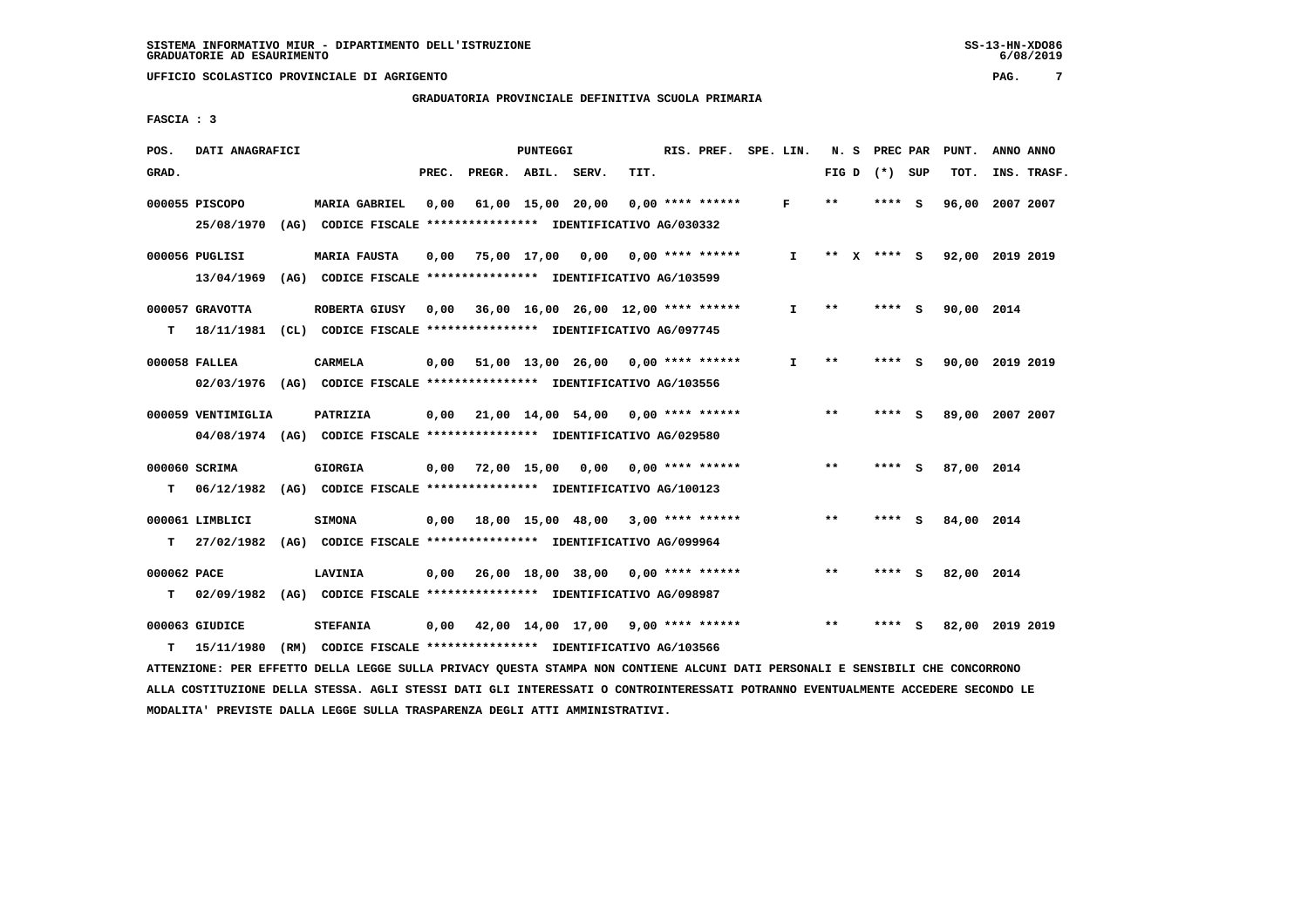SISTEMA INFORMATIVO MIUR - DIPARTIMENTO DELL'ISTRUZIONE
GRADUATORIE AD ESAURIMENTO

UFFICIO SCOLASTICO PROVINCIALE DI AGRIGENTO

GRADUATORIA PROVINCIALE DEFINITIVA SCUOLA PRIMARIA

FASCIA : 3

| POS. GRAD. | DATI ANAGRAFICI | | PREC. | PREGR. | ABIL. | SERV. | TIT. | RIS. PREF. | SPE. LIN. | N. S FIG D | PREC PAR (*) SUP | PUNT. TOT. | ANNO INS. | ANNO TRASF. |
|---|---|---|---|---|---|---|---|---|---|---|---|---|---|---|
| 000055 | PISCOPO | MARIA GABRIEL | 0,00 | 61,00 | 15,00 | 20,00 | 0,00 | **** ****** | F | ** | **** S | 96,00 | 2007 | 2007 |
| | 25/08/1970 (AG) CODICE FISCALE **************** IDENTIFICATIVO AG/030332 | | | | | | | | | | | | | |
| 000056 | PUGLISI | MARIA FAUSTA | 0,00 | 75,00 | 17,00 | 0,00 | 0,00 | **** ****** | I | ** X | **** S | 92,00 | 2019 | 2019 |
| | 13/04/1969 (AG) CODICE FISCALE **************** IDENTIFICATIVO AG/103599 | | | | | | | | | | | | | |
| 000057 | GRAVOTTA | ROBERTA GIUSY | 0,00 | 36,00 | 16,00 | 26,00 | 12,00 | **** ****** | I | ** | **** S | 90,00 | 2014 | |
| T | 18/11/1981 (CL) CODICE FISCALE **************** IDENTIFICATIVO AG/097745 | | | | | | | | | | | | | |
| 000058 | FALLEA | CARMELA | 0,00 | 51,00 | 13,00 | 26,00 | 0,00 | **** ****** | I | ** | **** S | 90,00 | 2019 | 2019 |
| | 02/03/1976 (AG) CODICE FISCALE **************** IDENTIFICATIVO AG/103556 | | | | | | | | | | | | | |
| 000059 | VENTIMIGLIA | PATRIZIA | 0,00 | 21,00 | 14,00 | 54,00 | 0,00 | **** ****** | | ** | **** S | 89,00 | 2007 | 2007 |
| | 04/08/1974 (AG) CODICE FISCALE **************** IDENTIFICATIVO AG/029580 | | | | | | | | | | | | | |
| 000060 | SCRIMA | GIORGIA | 0,00 | 72,00 | 15,00 | 0,00 | 0,00 | **** ****** | | ** | **** S | 87,00 | 2014 | |
| T | 06/12/1982 (AG) CODICE FISCALE **************** IDENTIFICATIVO AG/100123 | | | | | | | | | | | | | |
| 000061 | LIMBLICI | SIMONA | 0,00 | 18,00 | 15,00 | 48,00 | 3,00 | **** ****** | | ** | **** S | 84,00 | 2014 | |
| T | 27/02/1982 (AG) CODICE FISCALE **************** IDENTIFICATIVO AG/099964 | | | | | | | | | | | | | |
| 000062 | PACE | LAVINIA | 0,00 | 26,00 | 18,00 | 38,00 | 0,00 | **** ****** | | ** | **** S | 82,00 | 2014 | |
| T | 02/09/1982 (AG) CODICE FISCALE **************** IDENTIFICATIVO AG/098987 | | | | | | | | | | | | | |
| 000063 | GIUDICE | STEFANIA | 0,00 | 42,00 | 14,00 | 17,00 | 9,00 | **** ****** | | ** | **** S | 82,00 | 2019 | 2019 |
| T | 15/11/1980 (RM) CODICE FISCALE **************** IDENTIFICATIVO AG/103566 | | | | | | | | | | | | | |

ATTENZIONE: PER EFFETTO DELLA LEGGE SULLA PRIVACY QUESTA STAMPA NON CONTIENE ALCUNI DATI PERSONALI E SENSIBILI CHE CONCORRONO ALLA COSTITUZIONE DELLA STESSA. AGLI STESSI DATI GLI INTERESSATI O CONTROINTERESSATI POTRANNO EVENTUALMENTE ACCEDERE SECONDO LE MODALITA' PREVISTE DALLA LEGGE SULLA TRASPARENZA DEGLI ATTI AMMINISTRATIVI.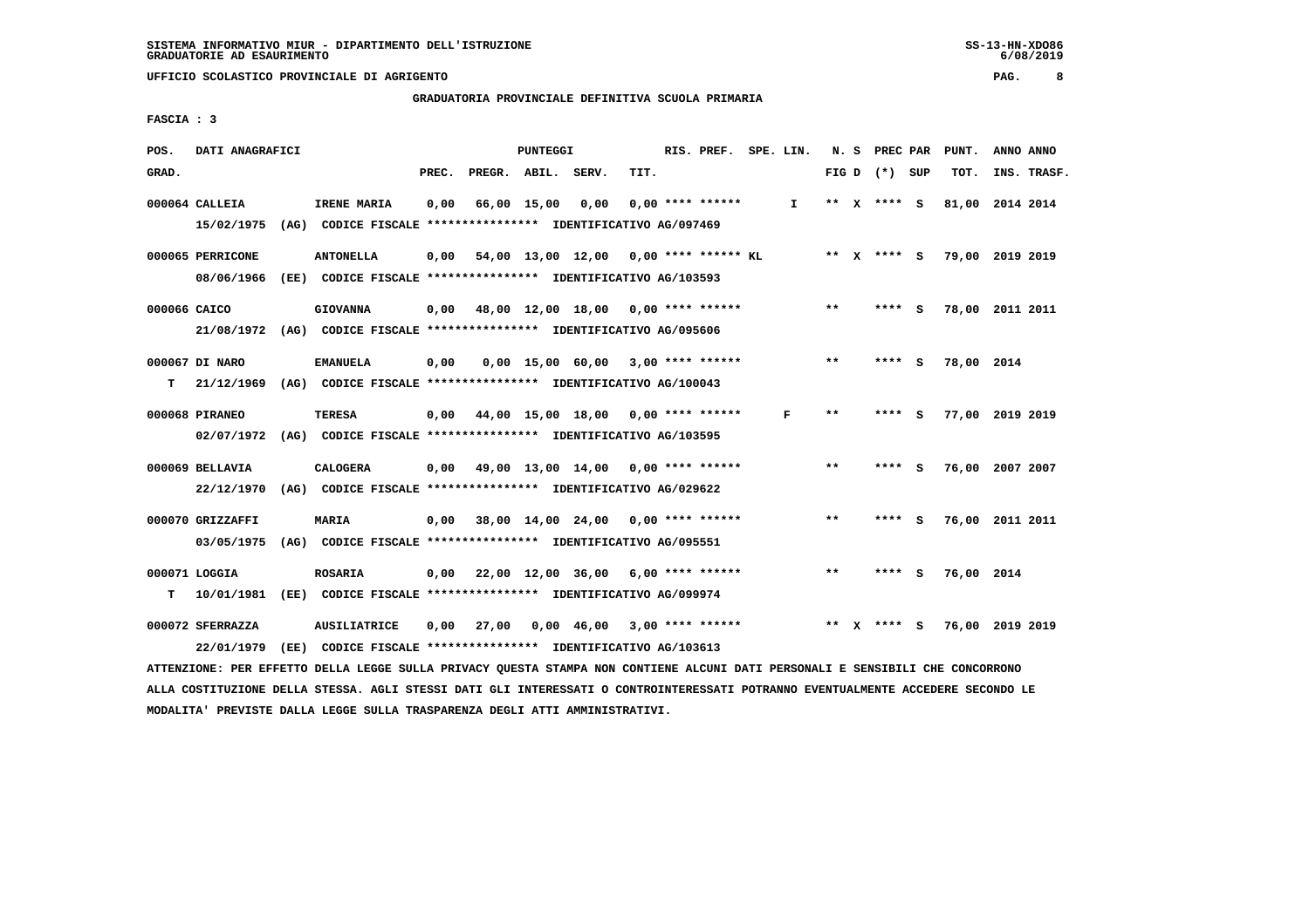SISTEMA INFORMATIVO MIUR - DIPARTIMENTO DELL'ISTRUZIONE
GRADUATORIE AD ESAURIMENTO

UFFICIO SCOLASTICO PROVINCIALE DI AGRIGENTO

GRADUATORIA PROVINCIALE DEFINITIVA SCUOLA PRIMARIA

FASCIA : 3

| POS. GRAD. | DATI ANAGRAFICI | | PREC. | PREGR. | ABIL. | SERV. | TIT. | RIS. PREF. | SPE. LIN. | N. S FIG D | PREC PAR (*) SUP | PUNT. TOT. | ANNO INS. | ANNO TRASF. |
|---|---|---|---|---|---|---|---|---|---|---|---|---|---|---|
| 000064 | CALLEIA | IRENE MARIA | 0,00 | 66,00 | 15,00 | 0,00 | 0,00 | **** ****** | I | ** X | **** S | 81,00 | 2014 | 2014 |
| | 15/02/1975 (AG) CODICE FISCALE **************** IDENTIFICATIVO AG/097469 | | | | | | | | | | | | | |
| 000065 | PERRICONE | ANTONELLA | 0,00 | 54,00 | 13,00 | 12,00 | 0,00 | **** ****** KL | | ** X | **** S | 79,00 | 2019 | 2019 |
| | 08/06/1966 (EE) CODICE FISCALE **************** IDENTIFICATIVO AG/103593 | | | | | | | | | | | | | |
| 000066 | CAICO | GIOVANNA | 0,00 | 48,00 | 12,00 | 18,00 | 0,00 | **** ****** | | ** | **** S | 78,00 | 2011 | 2011 |
| | 21/08/1972 (AG) CODICE FISCALE **************** IDENTIFICATIVO AG/095606 | | | | | | | | | | | | | |
| 000067 | DI NARO | EMANUELA | 0,00 | 0,00 | 15,00 | 60,00 | 3,00 | **** ****** | | ** | **** S | 78,00 | 2014 | |
| T | 21/12/1969 (AG) CODICE FISCALE **************** IDENTIFICATIVO AG/100043 | | | | | | | | | | | | | |
| 000068 | PIRANEO | TERESA | 0,00 | 44,00 | 15,00 | 18,00 | 0,00 | **** ****** | F | ** | **** S | 77,00 | 2019 | 2019 |
| | 02/07/1972 (AG) CODICE FISCALE **************** IDENTIFICATIVO AG/103595 | | | | | | | | | | | | | |
| 000069 | BELLAVIA | CALOGERA | 0,00 | 49,00 | 13,00 | 14,00 | 0,00 | **** ****** | | ** | **** S | 76,00 | 2007 | 2007 |
| | 22/12/1970 (AG) CODICE FISCALE **************** IDENTIFICATIVO AG/029622 | | | | | | | | | | | | | |
| 000070 | GRIZZAFFI | MARIA | 0,00 | 38,00 | 14,00 | 24,00 | 0,00 | **** ****** | | ** | **** S | 76,00 | 2011 | 2011 |
| | 03/05/1975 (AG) CODICE FISCALE **************** IDENTIFICATIVO AG/095551 | | | | | | | | | | | | | |
| 000071 | LOGGIA | ROSARIA | 0,00 | 22,00 | 12,00 | 36,00 | 6,00 | **** ****** | | ** | **** S | 76,00 | 2014 | |
| T | 10/01/1981 (EE) CODICE FISCALE **************** IDENTIFICATIVO AG/099974 | | | | | | | | | | | | | |
| 000072 | SFERRAZZA | AUSILIATRICE | 0,00 | 27,00 | 0,00 | 46,00 | 3,00 | **** ****** | | ** X | **** S | 76,00 | 2019 | 2019 |
| | 22/01/1979 (EE) CODICE FISCALE **************** IDENTIFICATIVO AG/103613 | | | | | | | | | | | | | |

ATTENZIONE: PER EFFETTO DELLA LEGGE SULLA PRIVACY QUESTA STAMPA NON CONTIENE ALCUNI DATI PERSONALI E SENSIBILI CHE CONCORRONO ALLA COSTITUZIONE DELLA STESSA. AGLI STESSI DATI GLI INTERESSATI O CONTROINTERESSATI POTRANNO EVENTUALMENTE ACCEDERE SECONDO LE MODALITA' PREVISTE DALLA LEGGE SULLA TRASPARENZA DEGLI ATTI AMMINISTRATIVI.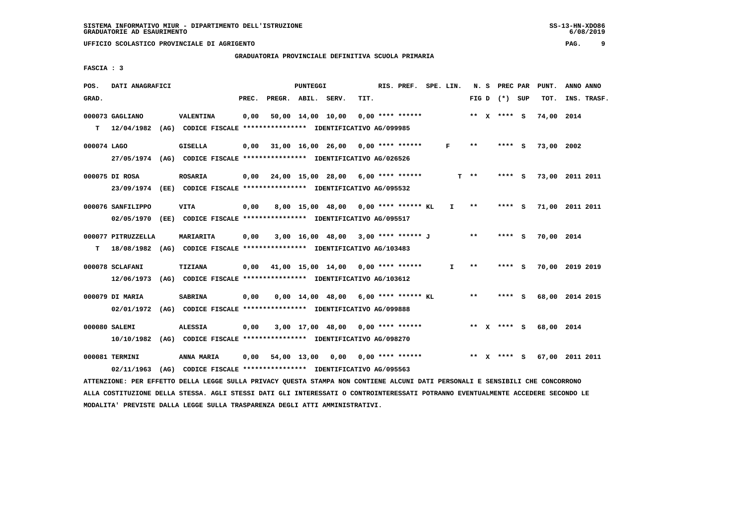SISTEMA INFORMATIVO MIUR - DIPARTIMENTO DELL'ISTRUZIONE
GRADUATORIE AD ESAURIMENTO

UFFICIO SCOLASTICO PROVINCIALE DI AGRIGENTO

GRADUATORIA PROVINCIALE DEFINITIVA SCUOLA PRIMARIA

FASCIA : 3

| POS. GRAD. | DATI ANAGRAFICI | | PREC. | PREGR. | ABIL. | SERV. | TIT. | RIS. PREF. | SPE. LIN. | N. S FIG D | PREC PAR (*) SUP | PUNT. TOT. | ANNO ANNO INS. TRASF. |
|---|---|---|---|---|---|---|---|---|---|---|---|---|---|
| 000073 | GAGLIANO | VALENTINA | 0,00 | 50,00 | 14,00 | 10,00 | 0,00 | **** ****** | | ** X | **** S | 74,00 | 2014 |
| T | 12/04/1982 (AG) CODICE FISCALE **************** IDENTIFICATIVO AG/099985 | | | | | | | | | | | | |
| 000074 | LAGO | GISELLA | 0,00 | 31,00 | 16,00 | 26,00 | 0,00 | **** ****** | F | ** | **** S | 73,00 | 2002 |
| | 27/05/1974 (AG) CODICE FISCALE **************** IDENTIFICATIVO AG/026526 | | | | | | | | | | | | |
| 000075 | DI ROSA | ROSARIA | 0,00 | 24,00 | 15,00 | 28,00 | 6,00 | **** ****** | T | ** | **** S | 73,00 | 2011 2011 |
| | 23/09/1974 (EE) CODICE FISCALE **************** IDENTIFICATIVO AG/095532 | | | | | | | | | | | | |
| 000076 | SANFILIPPO | VITA | 0,00 | 8,00 | 15,00 | 48,00 | 0,00 | **** ****** KL | I | ** | **** S | 71,00 | 2011 2011 |
| | 02/05/1970 (EE) CODICE FISCALE **************** IDENTIFICATIVO AG/095517 | | | | | | | | | | | | |
| 000077 | PITRUZZELLA | MARIARITA | 0,00 | 3,00 | 16,00 | 48,00 | 3,00 | **** ****** J | | ** | **** S | 70,00 | 2014 |
| T | 18/08/1982 (AG) CODICE FISCALE **************** IDENTIFICATIVO AG/103483 | | | | | | | | | | | | |
| 000078 | SCLAFANI | TIZIANA | 0,00 | 41,00 | 15,00 | 14,00 | 0,00 | **** ****** | I | ** | **** S | 70,00 | 2019 2019 |
| | 12/06/1973 (AG) CODICE FISCALE **************** IDENTIFICATIVO AG/103612 | | | | | | | | | | | | |
| 000079 | DI MARIA | SABRINA | 0,00 | 0,00 | 14,00 | 48,00 | 6,00 | **** ****** KL | | ** | **** S | 68,00 | 2014 2015 |
| | 02/01/1972 (AG) CODICE FISCALE **************** IDENTIFICATIVO AG/099888 | | | | | | | | | | | | |
| 000080 | SALEMI | ALESSIA | 0,00 | 3,00 | 17,00 | 48,00 | 0,00 | **** ****** | | ** X | **** S | 68,00 | 2014 |
| | 10/10/1982 (AG) CODICE FISCALE **************** IDENTIFICATIVO AG/098270 | | | | | | | | | | | | |
| 000081 | TERMINI | ANNA MARIA | 0,00 | 54,00 | 13,00 | 0,00 | 0,00 | **** ****** | | ** X | **** S | 67,00 | 2011 2011 |
| | 02/11/1963 (AG) CODICE FISCALE **************** IDENTIFICATIVO AG/095563 | | | | | | | | | | | | |

ATTENZIONE: PER EFFETTO DELLA LEGGE SULLA PRIVACY QUESTA STAMPA NON CONTIENE ALCUNI DATI PERSONALI E SENSIBILI CHE CONCORRONO ALLA COSTITUZIONE DELLA STESSA. AGLI STESSI DATI GLI INTERESSATI O CONTROINTERESSATI POTRANNO EVENTUALMENTE ACCEDERE SECONDO LE MODALITA' PREVISTE DALLA LEGGE SULLA TRASPARENZA DEGLI ATTI AMMINISTRATIVI.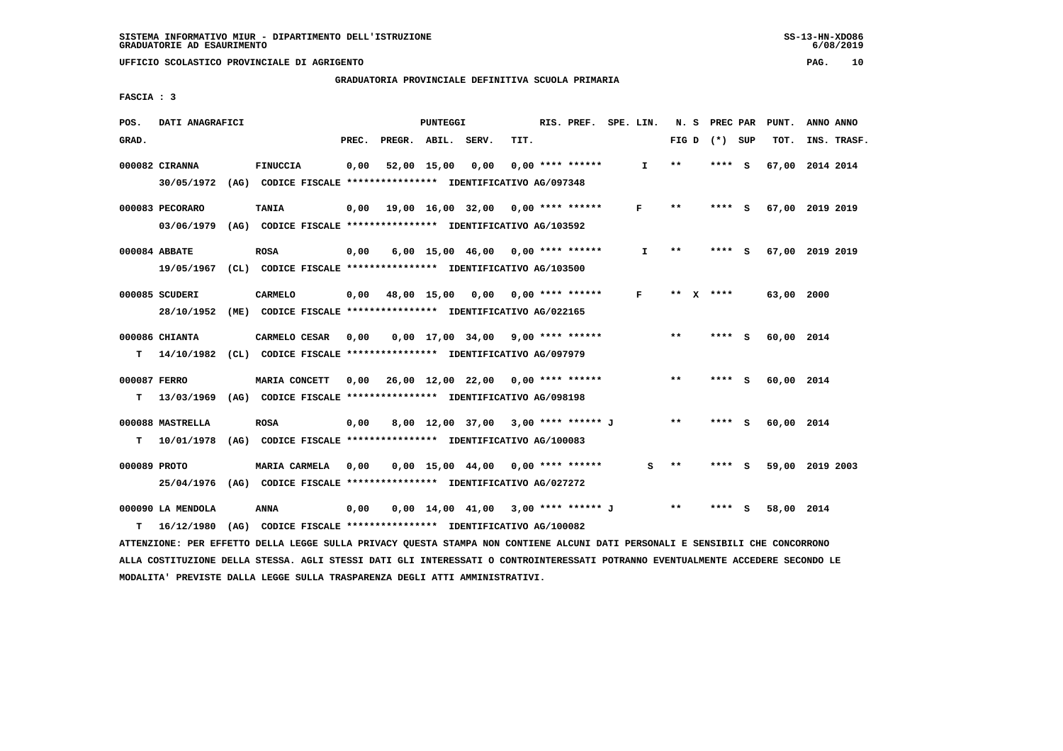SISTEMA INFORMATIVO MIUR - DIPARTIMENTO DELL'ISTRUZIONE
GRADUATORIE AD ESAURIMENTO

UFFICIO SCOLASTICO PROVINCIALE DI AGRIGENTO

## GRADUATORIA PROVINCIALE DEFINITIVA SCUOLA PRIMARIA

FASCIA : 3

| POS. GRAD. | DATI ANAGRAFICI | | PREC. | PREGR. | ABIL. | SERV. | TIT. | RIS. PREF. | SPE. LIN. | N. S FIG D | PREC PAR (*) SUP | PUNT. TOT. | ANNO INS. | ANNO TRASF. |
|---|---|---|---|---|---|---|---|---|---|---|---|---|---|---|
| 000082 | CIRANNA | FINUCCIA | 0,00 | 52,00 | 15,00 | 0,00 | 0,00 | **** ****** | I | ** | **** S | 67,00 | 2014 | 2014 |
| | 30/05/1972 (AG) CODICE FISCALE **************** IDENTIFICATIVO AG/097348 | | | | | | | | | | | | | |
| 000083 | PECORARO | TANIA | 0,00 | 19,00 | 16,00 | 32,00 | 0,00 | **** ****** | F | ** | **** S | 67,00 | 2019 | 2019 |
| | 03/06/1979 (AG) CODICE FISCALE **************** IDENTIFICATIVO AG/103592 | | | | | | | | | | | | | |
| 000084 | ABBATE | ROSA | 0,00 | 6,00 | 15,00 | 46,00 | 0,00 | **** ****** | I | ** | **** S | 67,00 | 2019 | 2019 |
| | 19/05/1967 (CL) CODICE FISCALE **************** IDENTIFICATIVO AG/103500 | | | | | | | | | | | | | |
| 000085 | SCUDERI | CARMELO | 0,00 | 48,00 | 15,00 | 0,00 | 0,00 | **** ****** | F | ** X | **** | 63,00 | 2000 | |
| | 28/10/1952 (ME) CODICE FISCALE **************** IDENTIFICATIVO AG/022165 | | | | | | | | | | | | | |
| 000086 | CHIANTA | CARMELO CESAR | 0,00 | 0,00 | 17,00 | 34,00 | 9,00 | **** ****** | | ** | **** S | 60,00 | 2014 | |
| T | 14/10/1982 (CL) CODICE FISCALE **************** IDENTIFICATIVO AG/097979 | | | | | | | | | | | | | |
| 000087 | FERRO | MARIA CONCETT | 0,00 | 26,00 | 12,00 | 22,00 | 0,00 | **** ****** | | ** | **** S | 60,00 | 2014 | |
| T | 13/03/1969 (AG) CODICE FISCALE **************** IDENTIFICATIVO AG/098198 | | | | | | | | | | | | | |
| 000088 | MASTRELLA | ROSA | 0,00 | 8,00 | 12,00 | 37,00 | 3,00 | **** ****** J | | ** | **** S | 60,00 | 2014 | |
| T | 10/01/1978 (AG) CODICE FISCALE **************** IDENTIFICATIVO AG/100083 | | | | | | | | | | | | | |
| 000089 | PROTO | MARIA CARMELA | 0,00 | 0,00 | 15,00 | 44,00 | 0,00 | **** ****** | S | ** | **** S | 59,00 | 2019 | 2003 |
| | 25/04/1976 (AG) CODICE FISCALE **************** IDENTIFICATIVO AG/027272 | | | | | | | | | | | | | |
| 000090 | LA MENDOLA | ANNA | 0,00 | 0,00 | 14,00 | 41,00 | 3,00 | **** ****** J | | ** | **** S | 58,00 | 2014 | |
| T | 16/12/1980 (AG) CODICE FISCALE **************** IDENTIFICATIVO AG/100082 | | | | | | | | | | | | | |

ATTENZIONE: PER EFFETTO DELLA LEGGE SULLA PRIVACY QUESTA STAMPA NON CONTIENE ALCUNI DATI PERSONALI E SENSIBILI CHE CONCORRONO ALLA COSTITUZIONE DELLA STESSA. AGLI STESSI DATI GLI INTERESSATI O CONTROINTERESSATI POTRANNO EVENTUALMENTE ACCEDERE SECONDO LE MODALITA' PREVISTE DALLA LEGGE SULLA TRASPARENZA DEGLI ATTI AMMINISTRATIVI.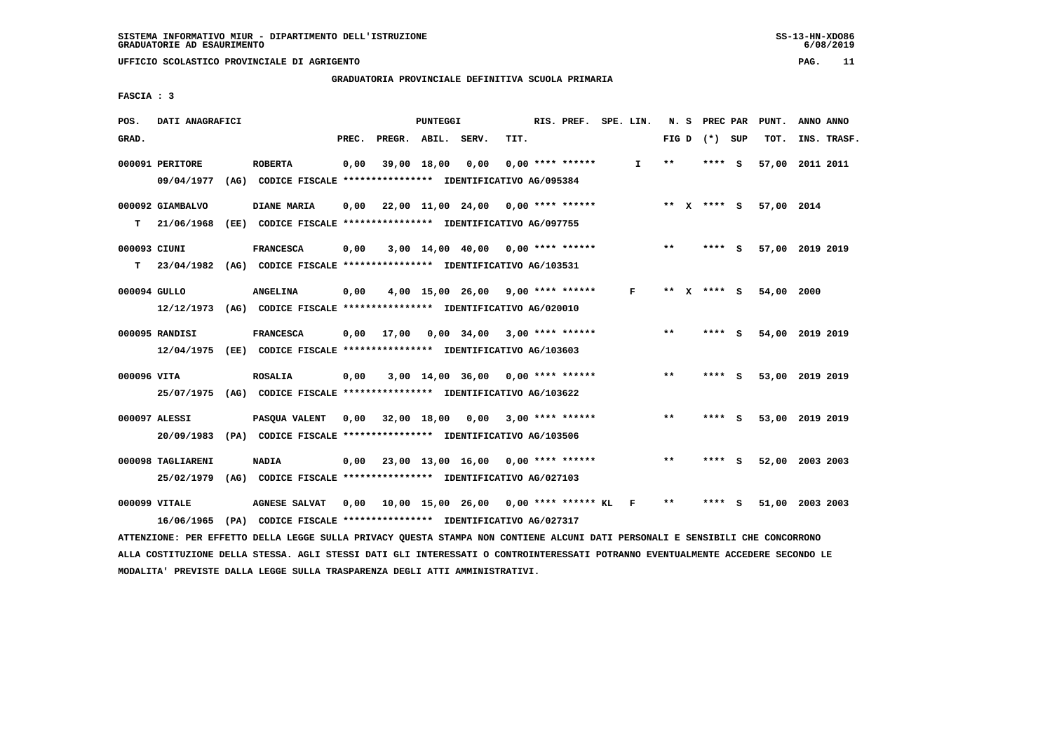SISTEMA INFORMATIVO MIUR - DIPARTIMENTO DELL'ISTRUZIONE
GRADUATORIE AD ESAURIMENTO

UFFICIO SCOLASTICO PROVINCIALE DI AGRIGENTO

GRADUATORIA PROVINCIALE DEFINITIVA SCUOLA PRIMARIA

FASCIA : 3

| POS. GRAD. | DATI ANAGRAFICI | | PREC. | PREGR. | ABIL. | SERV. | TIT. | RIS. PREF. | SPE. LIN. | N. S FIG D | PREC PAR (*) SUP | PUNT. TOT. | ANNO ANNO INS. TRASF. |
|---|---|---|---|---|---|---|---|---|---|---|---|---|---|
| 000091 | PERITORE 09/04/1977 (AG) CODICE FISCALE **************** IDENTIFICATIVO AG/095384 | ROBERTA | 0,00 | 39,00 | 18,00 | 0,00 | 0,00 | **** ****** | I | ** | **** S | 57,00 | 2011 2011 |
| 000092 | GIAMBALVO T 21/06/1968 (EE) CODICE FISCALE **************** IDENTIFICATIVO AG/097755 | DIANE MARIA | 0,00 | 22,00 | 11,00 | 24,00 | 0,00 | **** ****** | | ** X | **** S | 57,00 | 2014 |
| 000093 | CIUNI T 23/04/1982 (AG) CODICE FISCALE **************** IDENTIFICATIVO AG/103531 | FRANCESCA | 0,00 | 3,00 | 14,00 | 40,00 | 0,00 | **** ****** | | ** | **** S | 57,00 | 2019 2019 |
| 000094 | GULLO 12/12/1973 (AG) CODICE FISCALE **************** IDENTIFICATIVO AG/020010 | ANGELINA | 0,00 | 4,00 | 15,00 | 26,00 | 9,00 | **** ****** | F | ** X | **** S | 54,00 | 2000 |
| 000095 | RANDISI 12/04/1975 (EE) CODICE FISCALE **************** IDENTIFICATIVO AG/103603 | FRANCESCA | 0,00 | 17,00 | 0,00 | 34,00 | 3,00 | **** ****** | | ** | **** S | 54,00 | 2019 2019 |
| 000096 | VITA 25/07/1975 (AG) CODICE FISCALE **************** IDENTIFICATIVO AG/103622 | ROSALIA | 0,00 | 3,00 | 14,00 | 36,00 | 0,00 | **** ****** | | ** | **** S | 53,00 | 2019 2019 |
| 000097 | ALESSI 20/09/1983 (PA) CODICE FISCALE **************** IDENTIFICATIVO AG/103506 | PASQUA VALENT | 0,00 | 32,00 | 18,00 | 0,00 | 3,00 | **** ****** | | ** | **** S | 53,00 | 2019 2019 |
| 000098 | TAGLIARENI 25/02/1979 (AG) CODICE FISCALE **************** IDENTIFICATIVO AG/027103 | NADIA | 0,00 | 23,00 | 13,00 | 16,00 | 0,00 | **** ****** | | ** | **** S | 52,00 | 2003 2003 |
| 000099 | VITALE 16/06/1965 (PA) CODICE FISCALE **************** IDENTIFICATIVO AG/027317 | AGNESE SALVAT | 0,00 | 10,00 | 15,00 | 26,00 | 0,00 | **** ****** KL | F | ** | **** S | 51,00 | 2003 2003 |

ATTENZIONE: PER EFFETTO DELLA LEGGE SULLA PRIVACY QUESTA STAMPA NON CONTIENE ALCUNI DATI PERSONALI E SENSIBILI CHE CONCORRONO ALLA COSTITUZIONE DELLA STESSA. AGLI STESSI DATI GLI INTERESSATI O CONTROINTERESSATI POTRANNO EVENTUALMENTE ACCEDERE SECONDO LE MODALITA' PREVISTE DALLA LEGGE SULLA TRASPARENZA DEGLI ATTI AMMINISTRATIVI.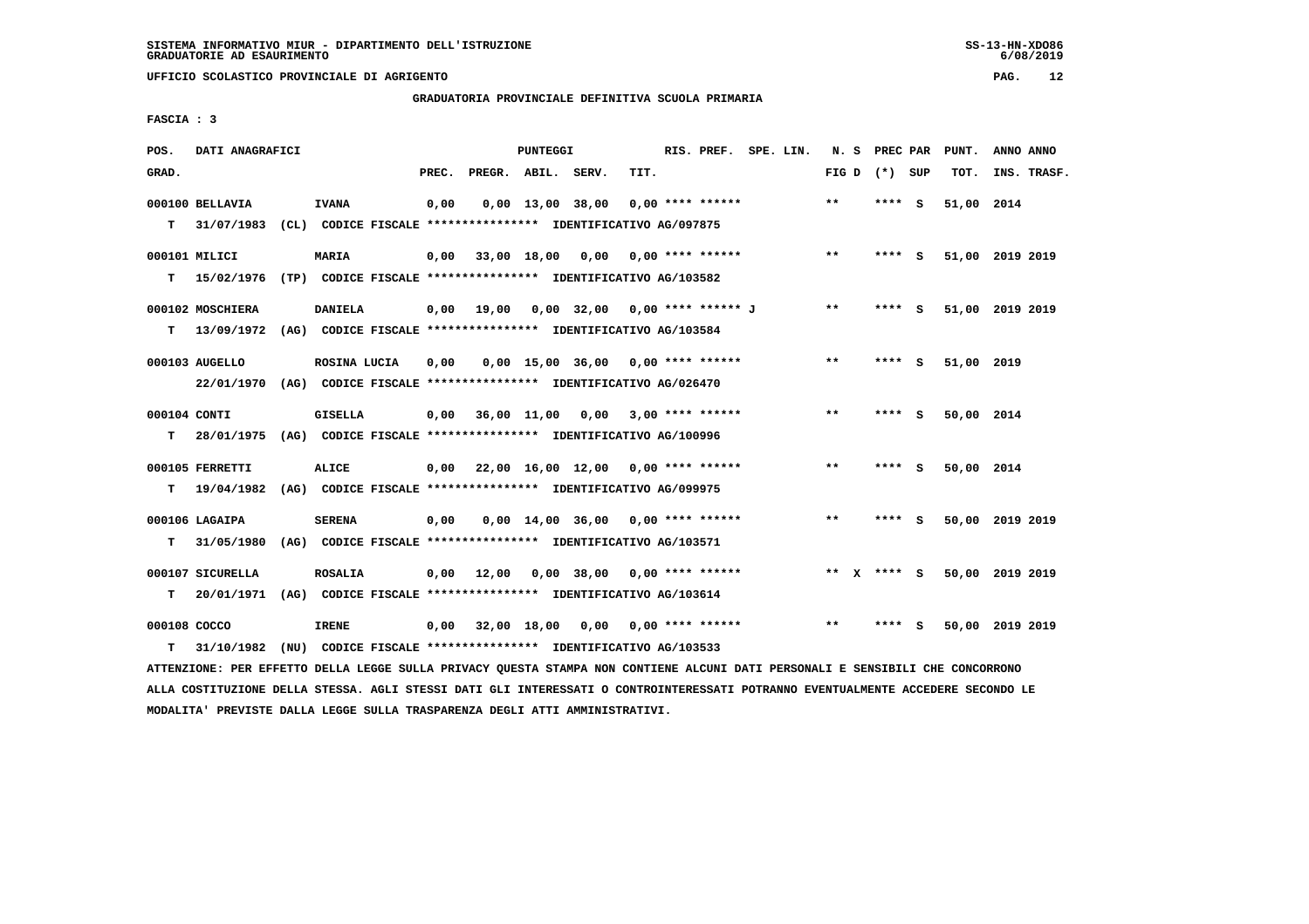SISTEMA INFORMATIVO MIUR - DIPARTIMENTO DELL'ISTRUZIONE
GRADUATORIE AD ESAURIMENTO

UFFICIO SCOLASTICO PROVINCIALE DI AGRIGENTO

**GRADUATORIA PROVINCIALE DEFINITIVA SCUOLA PRIMARIA**

FASCIA : 3

| POS. GRAD. | DATI ANAGRAFICI | | PREC. | PREGR. | ABIL. | SERV. | TIT. | RIS. PREF. | SPE. LIN. | N. S FIG D | PREC PAR (*) SUP | PUNT. TOT. | ANNO ANNO INS. TRASF. |
|---|---|---|---|---|---|---|---|---|---|---|---|---|---|
| 000100 | BELLAVIA | IVANA | 0,00 | 0,00 | 13,00 | 38,00 | 0,00 | **** ****** | | ** | **** S | 51,00 | 2014 |
| T | 31/07/1983 (CL) CODICE FISCALE **************** IDENTIFICATIVO AG/097875 | | | | | | | | | | | | |
| 000101 | MILICI | MARIA | 0,00 | 33,00 | 18,00 | 0,00 | 0,00 | **** ****** | | ** | **** S | 51,00 | 2019 2019 |
| T | 15/02/1976 (TP) CODICE FISCALE **************** IDENTIFICATIVO AG/103582 | | | | | | | | | | | | |
| 000102 | MOSCHIERA | DANIELA | 0,00 | 19,00 | 0,00 | 32,00 | 0,00 | **** ****** J | | ** | **** S | 51,00 | 2019 2019 |
| T | 13/09/1972 (AG) CODICE FISCALE **************** IDENTIFICATIVO AG/103584 | | | | | | | | | | | | |
| 000103 | AUGELLO | ROSINA LUCIA | 0,00 | 0,00 | 15,00 | 36,00 | 0,00 | **** ****** | | ** | **** S | 51,00 | 2019 |
| | 22/01/1970 (AG) CODICE FISCALE **************** IDENTIFICATIVO AG/026470 | | | | | | | | | | | | |
| 000104 | CONTI | GISELLA | 0,00 | 36,00 | 11,00 | 0,00 | 3,00 | **** ****** | | ** | **** S | 50,00 | 2014 |
| T | 28/01/1975 (AG) CODICE FISCALE **************** IDENTIFICATIVO AG/100996 | | | | | | | | | | | | |
| 000105 | FERRETTI | ALICE | 0,00 | 22,00 | 16,00 | 12,00 | 0,00 | **** ****** | | ** | **** S | 50,00 | 2014 |
| T | 19/04/1982 (AG) CODICE FISCALE **************** IDENTIFICATIVO AG/099975 | | | | | | | | | | | | |
| 000106 | LAGAIPA | SERENA | 0,00 | 0,00 | 14,00 | 36,00 | 0,00 | **** ****** | | ** | **** S | 50,00 | 2019 2019 |
| T | 31/05/1980 (AG) CODICE FISCALE **************** IDENTIFICATIVO AG/103571 | | | | | | | | | | | | |
| 000107 | SICURELLA | ROSALIA | 0,00 | 12,00 | 0,00 | 38,00 | 0,00 | **** ****** | | ** X | **** S | 50,00 | 2019 2019 |
| T | 20/01/1971 (AG) CODICE FISCALE **************** IDENTIFICATIVO AG/103614 | | | | | | | | | | | | |
| 000108 | COCCO | IRENE | 0,00 | 32,00 | 18,00 | 0,00 | 0,00 | **** ****** | | ** | **** S | 50,00 | 2019 2019 |
| T | 31/10/1982 (NU) CODICE FISCALE **************** IDENTIFICATIVO AG/103533 | | | | | | | | | | | | |

ATTENZIONE: PER EFFETTO DELLA LEGGE SULLA PRIVACY QUESTA STAMPA NON CONTIENE ALCUNI DATI PERSONALI E SENSIBILI CHE CONCORRONO ALLA COSTITUZIONE DELLA STESSA. AGLI STESSI DATI GLI INTERESSATI O CONTROINTERESSATI POTRANNO EVENTUALMENTE ACCEDERE SECONDO LE MODALITA' PREVISTE DALLA LEGGE SULLA TRASPARENZA DEGLI ATTI AMMINISTRATIVI.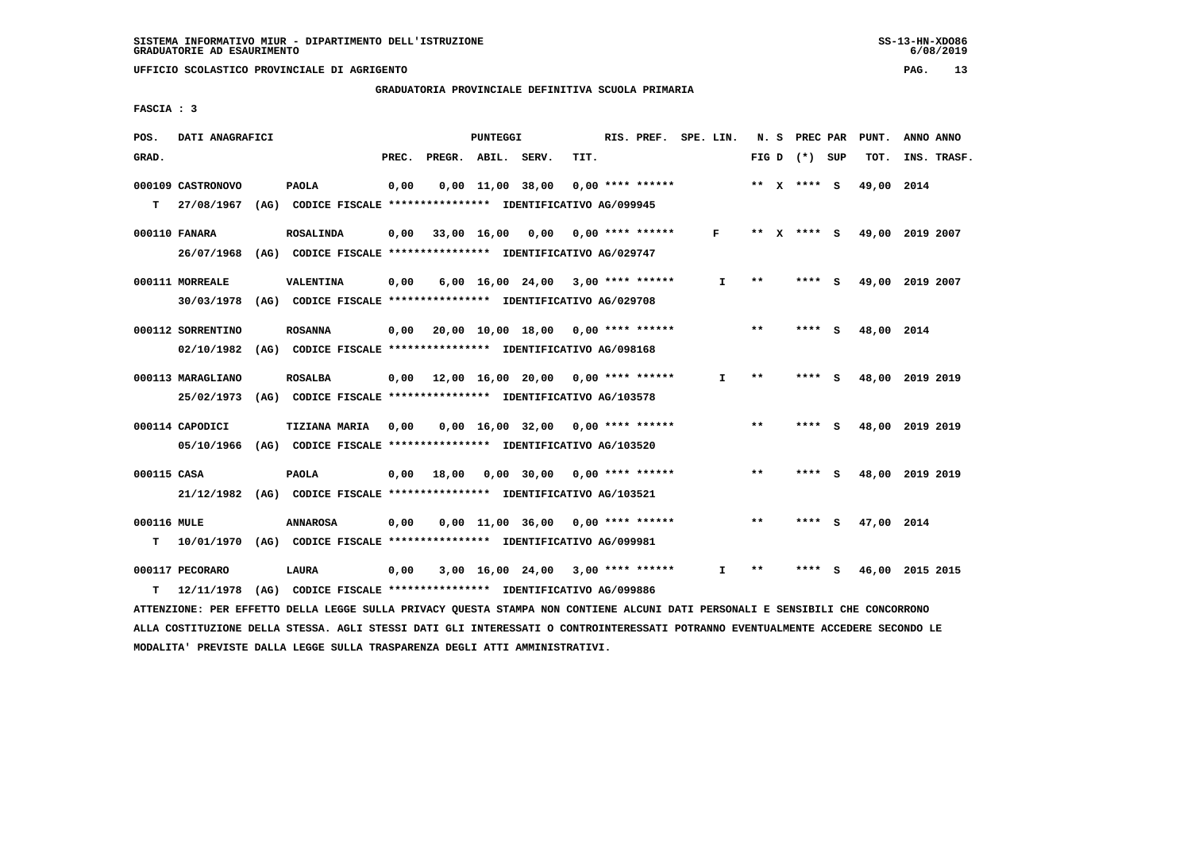SISTEMA INFORMATIVO MIUR - DIPARTIMENTO DELL'ISTRUZIONE
GRADUATORIE AD ESAURIMENTO

UFFICIO SCOLASTICO PROVINCIALE DI AGRIGENTO

GRADUATORIA PROVINCIALE DEFINITIVA SCUOLA PRIMARIA

FASCIA : 3

| POS. GRAD. | DATI ANAGRAFICI | | PREC. | PREGR. | ABIL. | SERV. | TIT. | RIS. PREF. | SPE. LIN. | N. S FIG D | PREC PAR (*) SUP | PUNT. TOT. | ANNO INS. | ANNO TRASF. |
|---|---|---|---|---|---|---|---|---|---|---|---|---|---|---|
| 000109 | CASTRONOVO | PAOLA | 0,00 | 0,00 | 11,00 | 38,00 | 0,00 | **** ****** | | ** X | **** S | 49,00 | 2014 | |
| T | 27/08/1967 (AG) CODICE FISCALE **************** IDENTIFICATIVO AG/099945 | | | | | | | | | | | | | |
| 000110 | FANARA | ROSALINDA | 0,00 | 33,00 | 16,00 | 0,00 | 0,00 | **** ****** | F | ** X | **** S | 49,00 | 2019 | 2007 |
| | 26/07/1968 (AG) CODICE FISCALE **************** IDENTIFICATIVO AG/029747 | | | | | | | | | | | | | |
| 000111 | MORREALE | VALENTINA | 0,00 | 6,00 | 16,00 | 24,00 | 3,00 | **** ****** | I | ** | **** S | 49,00 | 2019 | 2007 |
| | 30/03/1978 (AG) CODICE FISCALE **************** IDENTIFICATIVO AG/029708 | | | | | | | | | | | | | |
| 000112 | SORRENTINO | ROSANNA | 0,00 | 20,00 | 10,00 | 18,00 | 0,00 | **** ****** | | ** | **** S | 48,00 | 2014 | |
| | 02/10/1982 (AG) CODICE FISCALE **************** IDENTIFICATIVO AG/098168 | | | | | | | | | | | | | |
| 000113 | MARAGLIANO | ROSALBA | 0,00 | 12,00 | 16,00 | 20,00 | 0,00 | **** ****** | I | ** | **** S | 48,00 | 2019 | 2019 |
| | 25/02/1973 (AG) CODICE FISCALE **************** IDENTIFICATIVO AG/103578 | | | | | | | | | | | | | |
| 000114 | CAPODICI | TIZIANA MARIA | 0,00 | 0,00 | 16,00 | 32,00 | 0,00 | **** ****** | | ** | **** S | 48,00 | 2019 | 2019 |
| | 05/10/1966 (AG) CODICE FISCALE **************** IDENTIFICATIVO AG/103520 | | | | | | | | | | | | | |
| 000115 | CASA | PAOLA | 0,00 | 18,00 | 0,00 | 30,00 | 0,00 | **** ****** | | ** | **** S | 48,00 | 2019 | 2019 |
| | 21/12/1982 (AG) CODICE FISCALE **************** IDENTIFICATIVO AG/103521 | | | | | | | | | | | | | |
| 000116 | MULE | ANNAROSA | 0,00 | 0,00 | 11,00 | 36,00 | 0,00 | **** ****** | | ** | **** S | 47,00 | 2014 | |
| T | 10/01/1970 (AG) CODICE FISCALE **************** IDENTIFICATIVO AG/099981 | | | | | | | | | | | | | |
| 000117 | PECORARO | LAURA | 0,00 | 3,00 | 16,00 | 24,00 | 3,00 | **** ****** | I | ** | **** S | 46,00 | 2015 | 2015 |
| T | 12/11/1978 (AG) CODICE FISCALE **************** IDENTIFICATIVO AG/099886 | | | | | | | | | | | | | |

ATTENZIONE: PER EFFETTO DELLA LEGGE SULLA PRIVACY QUESTA STAMPA NON CONTIENE ALCUNI DATI PERSONALI E SENSIBILI CHE CONCORRONO ALLA COSTITUZIONE DELLA STESSA. AGLI STESSI DATI GLI INTERESSATI O CONTROINTERESSATI POTRANNO EVENTUALMENTE ACCEDERE SECONDO LE MODALITA' PREVISTE DALLA LEGGE SULLA TRASPARENZA DEGLI ATTI AMMINISTRATIVI.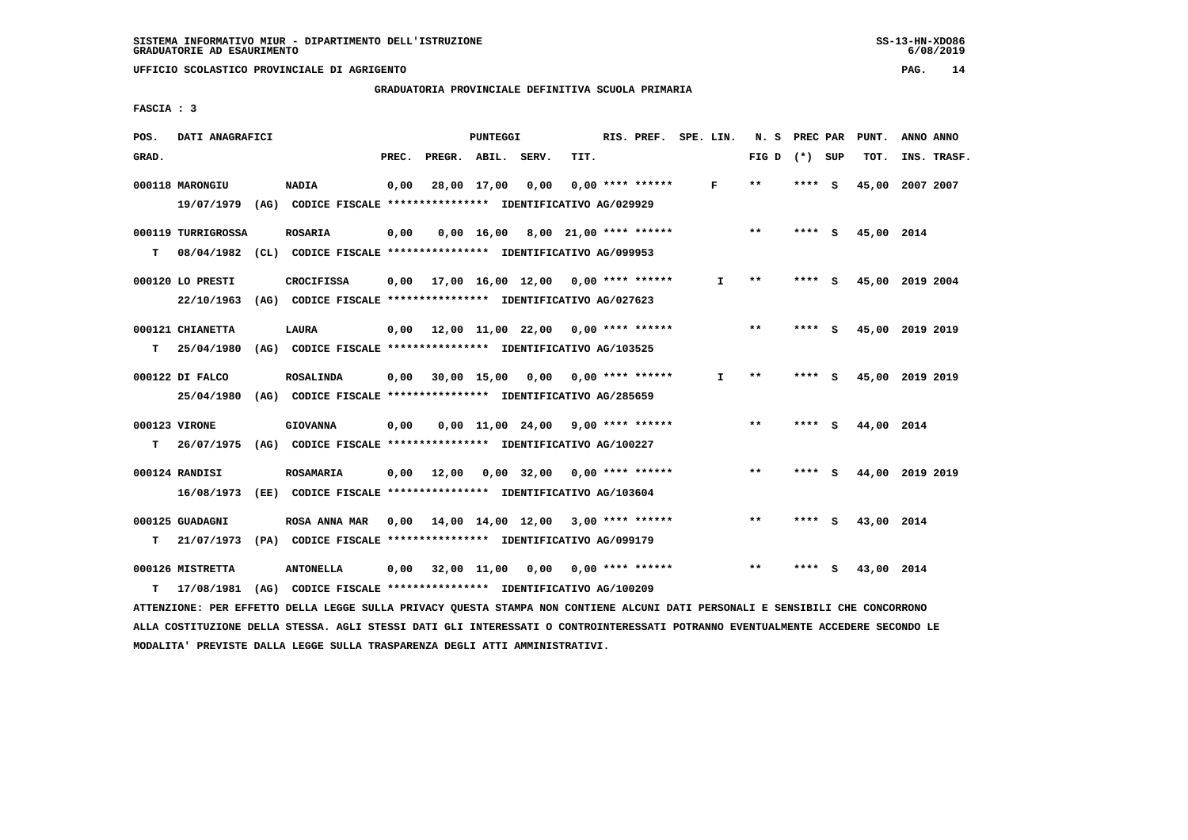SISTEMA INFORMATIVO MIUR - DIPARTIMENTO DELL'ISTRUZIONE
GRADUATORIE AD ESAURIMENTO

UFFICIO SCOLASTICO PROVINCIALE DI AGRIGENTO

## GRADUATORIA PROVINCIALE DEFINITIVA SCUOLA PRIMARIA

FASCIA : 3

| POS. GRAD. | DATI ANAGRAFICI | | PREC. | PREGR. | ABIL. | SERV. | TIT. | RIS. PREF. | SPE. LIN. | N. S FIG D | PREC PAR (*) SUP | PUNT. TOT. | ANNO INS. | ANNO TRASF. |
|---|---|---|---|---|---|---|---|---|---|---|---|---|---|---|
| 000118 | MARONGIU | NADIA | 0,00 | 28,00 | 17,00 | 0,00 | 0,00 | **** ****** | F | ** | **** S | 45,00 | 2007 | 2007 |
| | 19/07/1979 (AG) CODICE FISCALE **************** IDENTIFICATIVO AG/029929 | | | | | | | | | | | | | |
| 000119 | TURRIGROSSA | ROSARIA | 0,00 | 0,00 | 16,00 | 8,00 | 21,00 | **** ****** | | ** | **** S | 45,00 | 2014 | |
| T | 08/04/1982 (CL) CODICE FISCALE **************** IDENTIFICATIVO AG/099953 | | | | | | | | | | | | | |
| 000120 | LO PRESTI | CROCIFISSA | 0,00 | 17,00 | 16,00 | 12,00 | 0,00 | **** ****** | I | ** | **** S | 45,00 | 2019 | 2004 |
| | 22/10/1963 (AG) CODICE FISCALE **************** IDENTIFICATIVO AG/027623 | | | | | | | | | | | | | |
| 000121 | CHIANETTA | LAURA | 0,00 | 12,00 | 11,00 | 22,00 | 0,00 | **** ****** | | ** | **** S | 45,00 | 2019 | 2019 |
| T | 25/04/1980 (AG) CODICE FISCALE **************** IDENTIFICATIVO AG/103525 | | | | | | | | | | | | | |
| 000122 | DI FALCO | ROSALINDA | 0,00 | 30,00 | 15,00 | 0,00 | 0,00 | **** ****** | I | ** | **** S | 45,00 | 2019 | 2019 |
| | 25/04/1980 (AG) CODICE FISCALE **************** IDENTIFICATIVO AG/285659 | | | | | | | | | | | | | |
| 000123 | VIRONE | GIOVANNA | 0,00 | 0,00 | 11,00 | 24,00 | 9,00 | **** ****** | | ** | **** S | 44,00 | 2014 | |
| T | 26/07/1975 (AG) CODICE FISCALE **************** IDENTIFICATIVO AG/100227 | | | | | | | | | | | | | |
| 000124 | RANDISI | ROSAMARIA | 0,00 | 12,00 | 0,00 | 32,00 | 0,00 | **** ****** | | ** | **** S | 44,00 | 2019 | 2019 |
| | 16/08/1973 (EE) CODICE FISCALE **************** IDENTIFICATIVO AG/103604 | | | | | | | | | | | | | |
| 000125 | GUADAGNI | ROSA ANNA MAR | 0,00 | 14,00 | 14,00 | 12,00 | 3,00 | **** ****** | | ** | **** S | 43,00 | 2014 | |
| T | 21/07/1973 (PA) CODICE FISCALE **************** IDENTIFICATIVO AG/099179 | | | | | | | | | | | | | |
| 000126 | MISTRETTA | ANTONELLA | 0,00 | 32,00 | 11,00 | 0,00 | 0,00 | **** ****** | | ** | **** S | 43,00 | 2014 | |
| T | 17/08/1981 (AG) CODICE FISCALE **************** IDENTIFICATIVO AG/100209 | | | | | | | | | | | | | |

ATTENZIONE: PER EFFETTO DELLA LEGGE SULLA PRIVACY QUESTA STAMPA NON CONTIENE ALCUNI DATI PERSONALI E SENSIBILI CHE CONCORRONO ALLA COSTITUZIONE DELLA STESSA. AGLI STESSI DATI GLI INTERESSATI O CONTROINTERESSATI POTRANNO EVENTUALMENTE ACCEDERE SECONDO LE MODALITA' PREVISTE DALLA LEGGE SULLA TRASPARENZA DEGLI ATTI AMMINISTRATIVI.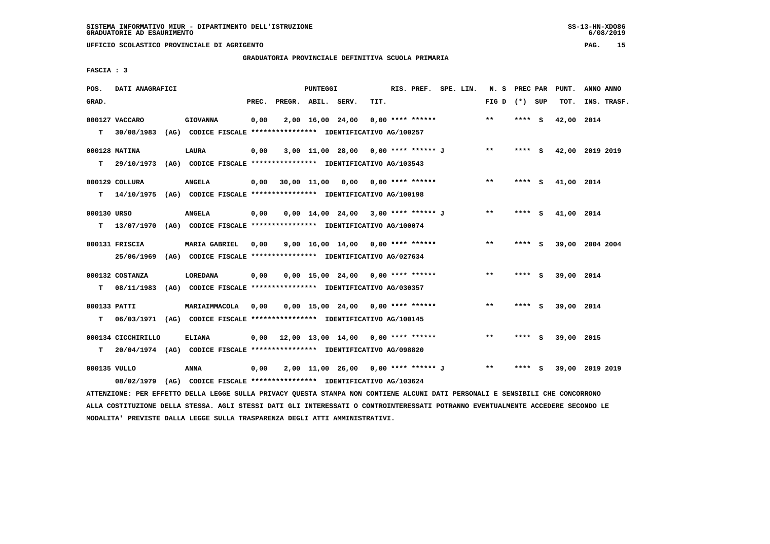SISTEMA INFORMATIVO MIUR - DIPARTIMENTO DELL'ISTRUZIONE
GRADUATORIE AD ESAURIMENTO

UFFICIO SCOLASTICO PROVINCIALE DI AGRIGENTO

## GRADUATORIA PROVINCIALE DEFINITIVA SCUOLA PRIMARIA

FASCIA : 3

| POS. GRAD. | DATI ANAGRAFICI | | PREC. | PREGR. | ABIL. | SERV. | TIT. | RIS. PREF. | SPE. LIN. | N. S FIG D | PREC PAR (*) | SUP | PUNT. TOT. | ANNO INS. | ANNO TRASF. |
|---|---|---|---|---|---|---|---|---|---|---|---|---|---|---|---|
| 000127 | VACCARO | GIOVANNA | 0,00 | 2,00 | 16,00 | 24,00 | 0,00 | **** ****** | | ** | **** | S | 42,00 | 2014 | |
| T | 30/08/1983 (AG) CODICE FISCALE **************** IDENTIFICATIVO AG/100257 | | | | | | | | | | | | | | |
| 000128 | MATINA | LAURA | 0,00 | 3,00 | 11,00 | 28,00 | 0,00 | **** ****** J | | ** | **** | S | 42,00 | 2019 | 2019 |
| T | 29/10/1973 (AG) CODICE FISCALE **************** IDENTIFICATIVO AG/103543 | | | | | | | | | | | | | | |
| 000129 | COLLURA | ANGELA | 0,00 | 30,00 | 11,00 | 0,00 | 0,00 | **** ****** | | ** | **** | S | 41,00 | 2014 | |
| T | 14/10/1975 (AG) CODICE FISCALE **************** IDENTIFICATIVO AG/100198 | | | | | | | | | | | | | | |
| 000130 | URSO | ANGELA | 0,00 | 0,00 | 14,00 | 24,00 | 3,00 | **** ****** J | | ** | **** | S | 41,00 | 2014 | |
| T | 13/07/1970 (AG) CODICE FISCALE **************** IDENTIFICATIVO AG/100074 | | | | | | | | | | | | | | |
| 000131 | FRISCIA | MARIA GABRIEL | 0,00 | 9,00 | 16,00 | 14,00 | 0,00 | **** ****** | | ** | **** | S | 39,00 | 2004 | 2004 |
| | 25/06/1969 (AG) CODICE FISCALE **************** IDENTIFICATIVO AG/027634 | | | | | | | | | | | | | | |
| 000132 | COSTANZA | LOREDANA | 0,00 | 0,00 | 15,00 | 24,00 | 0,00 | **** ****** | | ** | **** | S | 39,00 | 2014 | |
| T | 08/11/1983 (AG) CODICE FISCALE **************** IDENTIFICATIVO AG/030357 | | | | | | | | | | | | | | |
| 000133 | PATTI | MARIAIMMACOLA | 0,00 | 0,00 | 15,00 | 24,00 | 0,00 | **** ****** | | ** | **** | S | 39,00 | 2014 | |
| T | 06/03/1971 (AG) CODICE FISCALE **************** IDENTIFICATIVO AG/100145 | | | | | | | | | | | | | | |
| 000134 | CICCHIRILLO | ELIANA | 0,00 | 12,00 | 13,00 | 14,00 | 0,00 | **** ****** | | ** | **** | S | 39,00 | 2015 | |
| T | 20/04/1974 (AG) CODICE FISCALE **************** IDENTIFICATIVO AG/098820 | | | | | | | | | | | | | | |
| 000135 | VULLO | ANNA | 0,00 | 2,00 | 11,00 | 26,00 | 0,00 | **** ****** J | | ** | **** | S | 39,00 | 2019 | 2019 |
| | 08/02/1979 (AG) CODICE FISCALE **************** IDENTIFICATIVO AG/103624 | | | | | | | | | | | | | | |

ATTENZIONE: PER EFFETTO DELLA LEGGE SULLA PRIVACY QUESTA STAMPA NON CONTIENE ALCUNI DATI PERSONALI E SENSIBILI CHE CONCORRONO ALLA COSTITUZIONE DELLA STESSA. AGLI STESSI DATI GLI INTERESSATI O CONTROINTERESSATI POTRANNO EVENTUALMENTE ACCEDERE SECONDO LE MODALITA' PREVISTE DALLA LEGGE SULLA TRASPARENZA DEGLI ATTI AMMINISTRATIVI.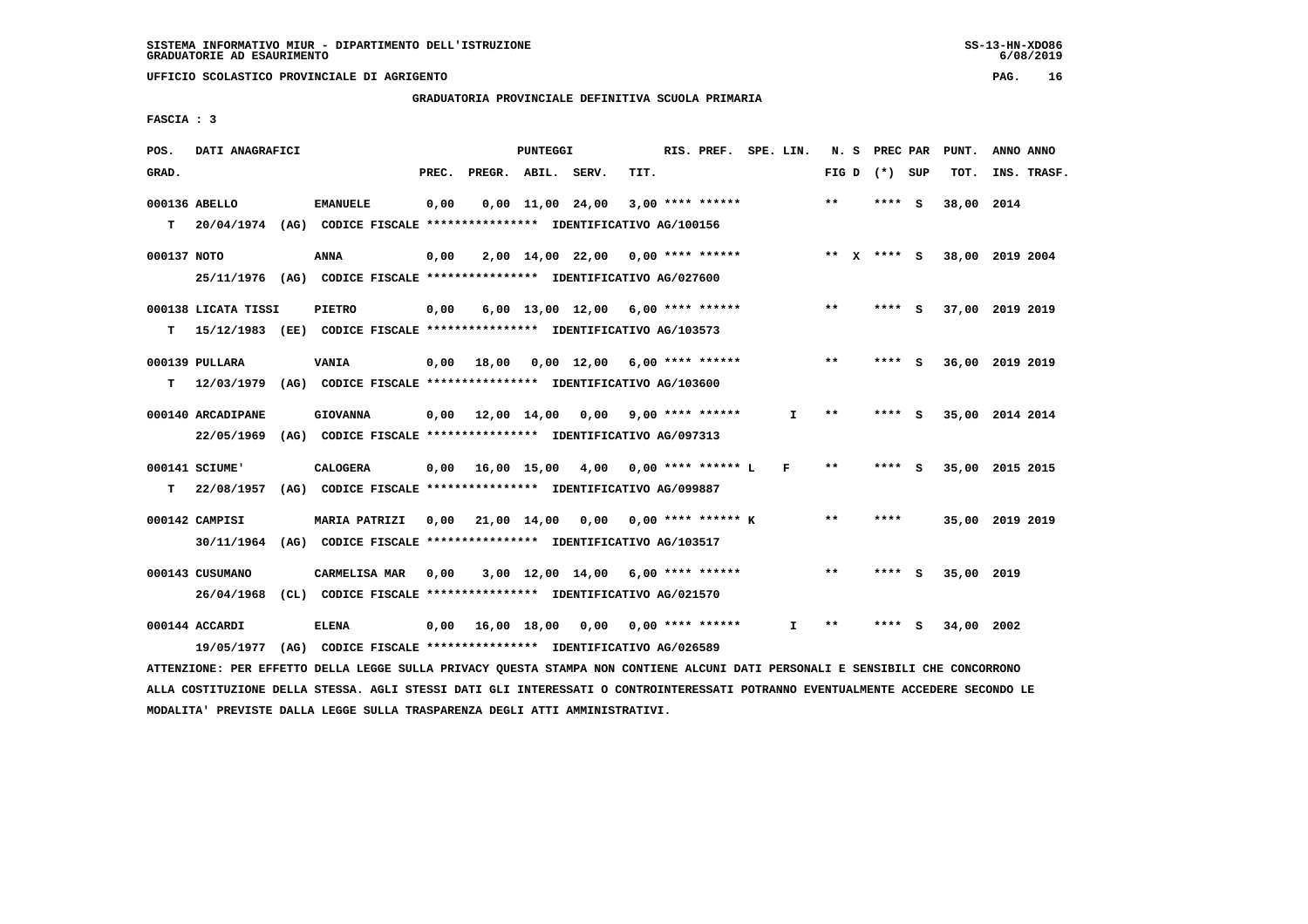SISTEMA INFORMATIVO MIUR - DIPARTIMENTO DELL'ISTRUZIONE
GRADUATORIE AD ESAURIMENTO

UFFICIO SCOLASTICO PROVINCIALE DI AGRIGENTO

GRADUATORIA PROVINCIALE DEFINITIVA SCUOLA PRIMARIA

FASCIA : 3

| POS. GRAD. | DATI ANAGRAFICI | | PREC. | PREGR. | ABIL. | SERV. | TIT. | RIS. PREF. | SPE. LIN. | N. S FIG D | PREC PAR (*) SUP | PUNT. TOT. | ANNO INS. | ANNO TRASF. |
|---|---|---|---|---|---|---|---|---|---|---|---|---|---|---|
| 000136 ABELLO | EMANUELE | | 0,00 | 0,00 | 11,00 | 24,00 | 3,00 | **** ****** | | ** | **** S | 38,00 | 2014 | |
| T | 20/04/1974 (AG) CODICE FISCALE **************** IDENTIFICATIVO AG/100156 | | | | | | | | | | | | | |
| 000137 NOTO | ANNA | | 0,00 | 2,00 | 14,00 | 22,00 | 0,00 | **** ****** | | ** X | **** S | 38,00 | 2019 | 2004 |
| | 25/11/1976 (AG) CODICE FISCALE **************** IDENTIFICATIVO AG/027600 | | | | | | | | | | | | | |
| 000138 LICATA TISSI | PIETRO | | 0,00 | 6,00 | 13,00 | 12,00 | 6,00 | **** ****** | | ** | **** S | 37,00 | 2019 | 2019 |
| T | 15/12/1983 (EE) CODICE FISCALE **************** IDENTIFICATIVO AG/103573 | | | | | | | | | | | | | |
| 000139 PULLARA | VANIA | | 0,00 | 18,00 | 0,00 | 12,00 | 6,00 | **** ****** | | ** | **** S | 36,00 | 2019 | 2019 |
| T | 12/03/1979 (AG) CODICE FISCALE **************** IDENTIFICATIVO AG/103600 | | | | | | | | | | | | | |
| 000140 ARCADIPANE | GIOVANNA | | 0,00 | 12,00 | 14,00 | 0,00 | 9,00 | **** ****** | I | ** | **** S | 35,00 | 2014 | 2014 |
| | 22/05/1969 (AG) CODICE FISCALE **************** IDENTIFICATIVO AG/097313 | | | | | | | | | | | | | |
| 000141 SCIUME' | CALOGERA | | 0,00 | 16,00 | 15,00 | 4,00 | 0,00 | **** ****** L | F | ** | **** S | 35,00 | 2015 | 2015 |
| T | 22/08/1957 (AG) CODICE FISCALE **************** IDENTIFICATIVO AG/099887 | | | | | | | | | | | | | |
| 000142 CAMPISI | MARIA PATRIZI | | 0,00 | 21,00 | 14,00 | 0,00 | 0,00 | **** ****** K | | ** | **** | 35,00 | 2019 | 2019 |
| | 30/11/1964 (AG) CODICE FISCALE **************** IDENTIFICATIVO AG/103517 | | | | | | | | | | | | | |
| 000143 CUSUMANO | CARMELISA MAR | | 0,00 | 3,00 | 12,00 | 14,00 | 6,00 | **** ****** | | ** | **** S | 35,00 | 2019 | |
| | 26/04/1968 (CL) CODICE FISCALE **************** IDENTIFICATIVO AG/021570 | | | | | | | | | | | | | |
| 000144 ACCARDI | ELENA | | 0,00 | 16,00 | 18,00 | 0,00 | 0,00 | **** ****** | I | ** | **** S | 34,00 | 2002 | |
| | 19/05/1977 (AG) CODICE FISCALE **************** IDENTIFICATIVO AG/026589 | | | | | | | | | | | | | |

ATTENZIONE: PER EFFETTO DELLA LEGGE SULLA PRIVACY QUESTA STAMPA NON CONTIENE ALCUNI DATI PERSONALI E SENSIBILI CHE CONCORRONO ALLA COSTITUZIONE DELLA STESSA. AGLI STESSI DATI GLI INTERESSATI O CONTROINTERESSATI POTRANNO EVENTUALMENTE ACCEDERE SECONDO LE MODALITA' PREVISTE DALLA LEGGE SULLA TRASPARENZA DEGLI ATTI AMMINISTRATIVI.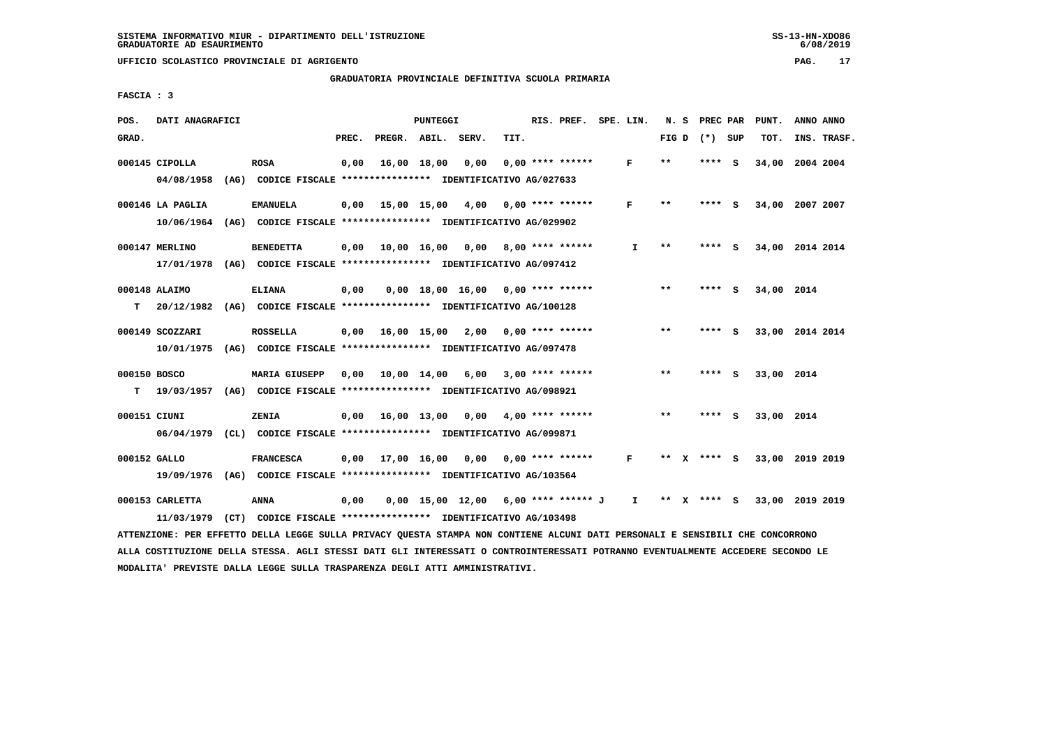SISTEMA INFORMATIVO MIUR - DIPARTIMENTO DELL'ISTRUZIONE
GRADUATORIE AD ESAURIMENTO

UFFICIO SCOLASTICO PROVINCIALE DI AGRIGENTO

GRADUATORIA PROVINCIALE DEFINITIVA SCUOLA PRIMARIA

FASCIA : 3

| POS. GRAD. | DATI ANAGRAFICI | | PREC. | PREGR. | ABIL. | SERV. | TIT. | RIS. PREF. | SPE. LIN. | N. S FIG D | PREC PAR (*) SUP | PUNT. TOT. | ANNO INS. | ANNO TRASF. |
|---|---|---|---|---|---|---|---|---|---|---|---|---|---|---|
| 000145 | CIPOLLA | ROSA | 0,00 | 16,00 | 18,00 | 0,00 | 0,00 | **** ****** | F | ** | **** S | 34,00 | 2004 | 2004 |
| | 04/08/1958 (AG) CODICE FISCALE **************** IDENTIFICATIVO AG/027633 | | | | | | | | | | | | | |
| 000146 | LA PAGLIA | EMANUELA | 0,00 | 15,00 | 15,00 | 4,00 | 0,00 | **** ****** | F | ** | **** S | 34,00 | 2007 | 2007 |
| | 10/06/1964 (AG) CODICE FISCALE **************** IDENTIFICATIVO AG/029902 | | | | | | | | | | | | | |
| 000147 | MERLINO | BENEDETTA | 0,00 | 10,00 | 16,00 | 0,00 | 8,00 | **** ****** | I | ** | **** S | 34,00 | 2014 | 2014 |
| | 17/01/1978 (AG) CODICE FISCALE **************** IDENTIFICATIVO AG/097412 | | | | | | | | | | | | | |
| 000148 | ALAIMO | ELIANA | 0,00 | 0,00 | 18,00 | 16,00 | 0,00 | **** ****** | | ** | **** S | 34,00 | 2014 | |
| T | 20/12/1982 (AG) CODICE FISCALE **************** IDENTIFICATIVO AG/100128 | | | | | | | | | | | | | |
| 000149 | SCOZZARI | ROSSELLA | 0,00 | 16,00 | 15,00 | 2,00 | 0,00 | **** ****** | | ** | **** S | 33,00 | 2014 | 2014 |
| | 10/01/1975 (AG) CODICE FISCALE **************** IDENTIFICATIVO AG/097478 | | | | | | | | | | | | | |
| 000150 | BOSCO | MARIA GIUSEPP | 0,00 | 10,00 | 14,00 | 6,00 | 3,00 | **** ****** | | ** | **** S | 33,00 | 2014 | |
| T | 19/03/1957 (AG) CODICE FISCALE **************** IDENTIFICATIVO AG/098921 | | | | | | | | | | | | | |
| 000151 | CIUNI | ZENIA | 0,00 | 16,00 | 13,00 | 0,00 | 4,00 | **** ****** | | ** | **** S | 33,00 | 2014 | |
| | 06/04/1979 (CL) CODICE FISCALE **************** IDENTIFICATIVO AG/099871 | | | | | | | | | | | | | |
| 000152 | GALLO | FRANCESCA | 0,00 | 17,00 | 16,00 | 0,00 | 0,00 | **** ****** | F | ** X | **** S | 33,00 | 2019 | 2019 |
| | 19/09/1976 (AG) CODICE FISCALE **************** IDENTIFICATIVO AG/103564 | | | | | | | | | | | | | |
| 000153 | CARLETTA | ANNA | 0,00 | 0,00 | 15,00 | 12,00 | 6,00 | **** ****** J | I | ** X | **** S | 33,00 | 2019 | 2019 |
| | 11/03/1979 (CT) CODICE FISCALE **************** IDENTIFICATIVO AG/103498 | | | | | | | | | | | | | |

ATTENZIONE: PER EFFETTO DELLA LEGGE SULLA PRIVACY QUESTA STAMPA NON CONTIENE ALCUNI DATI PERSONALI E SENSIBILI CHE CONCORRONO ALLA COSTITUZIONE DELLA STESSA. AGLI STESSI DATI GLI INTERESSATI O CONTROINTERESSATI POTRANNO EVENTUALMENTE ACCEDERE SECONDO LE MODALITA' PREVISTE DALLA LEGGE SULLA TRASPARENZA DEGLI ATTI AMMINISTRATIVI.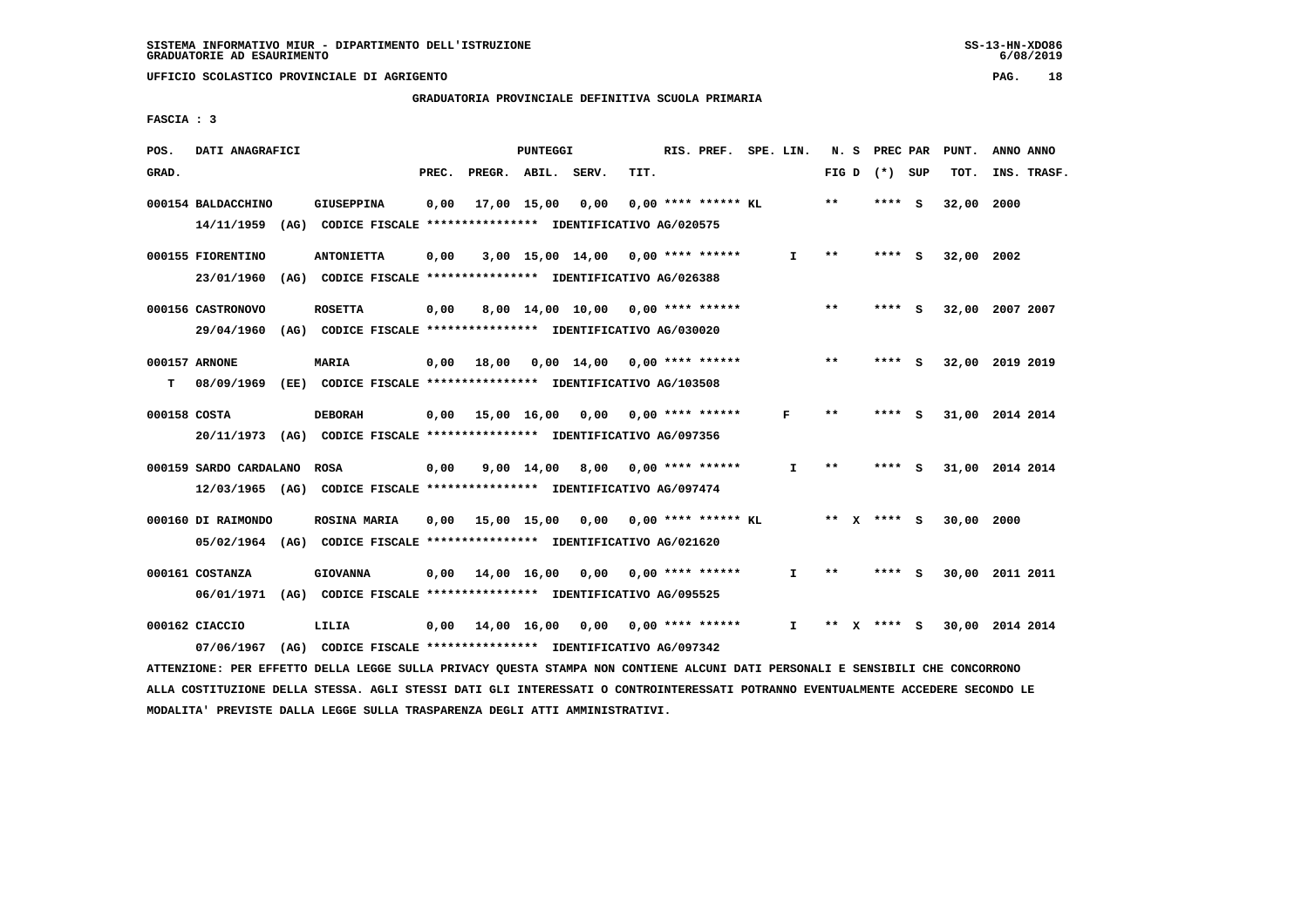SISTEMA INFORMATIVO MIUR - DIPARTIMENTO DELL'ISTRUZIONE
GRADUATORIE AD ESAURIMENTO

UFFICIO SCOLASTICO PROVINCIALE DI AGRIGENTO

GRADUATORIA PROVINCIALE DEFINITIVA SCUOLA PRIMARIA

FASCIA : 3

| POS. GRAD. | DATI ANAGRAFICI | | PREC. | PREGR. | ABIL. | SERV. | TIT. | RIS. PREF. | SPE. LIN. | N. S FIG D | PREC PAR (*) SUP | PUNT. TOT. | ANNO INS. | ANNO TRASF. |
|---|---|---|---|---|---|---|---|---|---|---|---|---|---|---|
| 000154 | BALDACCHINO | GIUSEPPINA | 0,00 | 17,00 | 15,00 | 0,00 | 0,00 | **** ****** KL | | ** | **** S | 32,00 | 2000 | |
| | 14/11/1959 (AG) CODICE FISCALE **************** IDENTIFICATIVO AG/020575 | | | | | | | | | | | | | |
| 000155 | FIORENTINO | ANTONIETTA | 0,00 | 3,00 | 15,00 | 14,00 | 0,00 | **** ****** | I | ** | **** S | 32,00 | 2002 | |
| | 23/01/1960 (AG) CODICE FISCALE **************** IDENTIFICATIVO AG/026388 | | | | | | | | | | | | | |
| 000156 | CASTRONOVO | ROSETTA | 0,00 | 8,00 | 14,00 | 10,00 | 0,00 | **** ****** | | ** | **** S | 32,00 | 2007 | 2007 |
| | 29/04/1960 (AG) CODICE FISCALE **************** IDENTIFICATIVO AG/030020 | | | | | | | | | | | | | |
| 000157 | ARNONE | MARIA | 0,00 | 18,00 | 0,00 | 14,00 | 0,00 | **** ****** | | ** | **** S | 32,00 | 2019 | 2019 |
| T | 08/09/1969 (EE) CODICE FISCALE **************** IDENTIFICATIVO AG/103508 | | | | | | | | | | | | | |
| 000158 | COSTA | DEBORAH | 0,00 | 15,00 | 16,00 | 0,00 | 0,00 | **** ****** | F | ** | **** S | 31,00 | 2014 | 2014 |
| | 20/11/1973 (AG) CODICE FISCALE **************** IDENTIFICATIVO AG/097356 | | | | | | | | | | | | | |
| 000159 | SARDO CARDALANO | ROSA | 0,00 | 9,00 | 14,00 | 8,00 | 0,00 | **** ****** | I | ** | **** S | 31,00 | 2014 | 2014 |
| | 12/03/1965 (AG) CODICE FISCALE **************** IDENTIFICATIVO AG/097474 | | | | | | | | | | | | | |
| 000160 | DI RAIMONDO | ROSINA MARIA | 0,00 | 15,00 | 15,00 | 0,00 | 0,00 | **** ****** KL | | ** X | **** S | 30,00 | 2000 | |
| | 05/02/1964 (AG) CODICE FISCALE **************** IDENTIFICATIVO AG/021620 | | | | | | | | | | | | | |
| 000161 | COSTANZA | GIOVANNA | 0,00 | 14,00 | 16,00 | 0,00 | 0,00 | **** ****** | I | ** | **** S | 30,00 | 2011 | 2011 |
| | 06/01/1971 (AG) CODICE FISCALE **************** IDENTIFICATIVO AG/095525 | | | | | | | | | | | | | |
| 000162 | CIACCIO | LILIA | 0,00 | 14,00 | 16,00 | 0,00 | 0,00 | **** ****** | I | ** X | **** S | 30,00 | 2014 | 2014 |
| | 07/06/1967 (AG) CODICE FISCALE **************** IDENTIFICATIVO AG/097342 | | | | | | | | | | | | | |

ATTENZIONE: PER EFFETTO DELLA LEGGE SULLA PRIVACY QUESTA STAMPA NON CONTIENE ALCUNI DATI PERSONALI E SENSIBILI CHE CONCORRONO ALLA COSTITUZIONE DELLA STESSA. AGLI STESSI DATI GLI INTERESSATI O CONTROINTERESSATI POTRANNO EVENTUALMENTE ACCEDERE SECONDO LE MODALITA' PREVISTE DALLA LEGGE SULLA TRASPARENZA DEGLI ATTI AMMINISTRATIVI.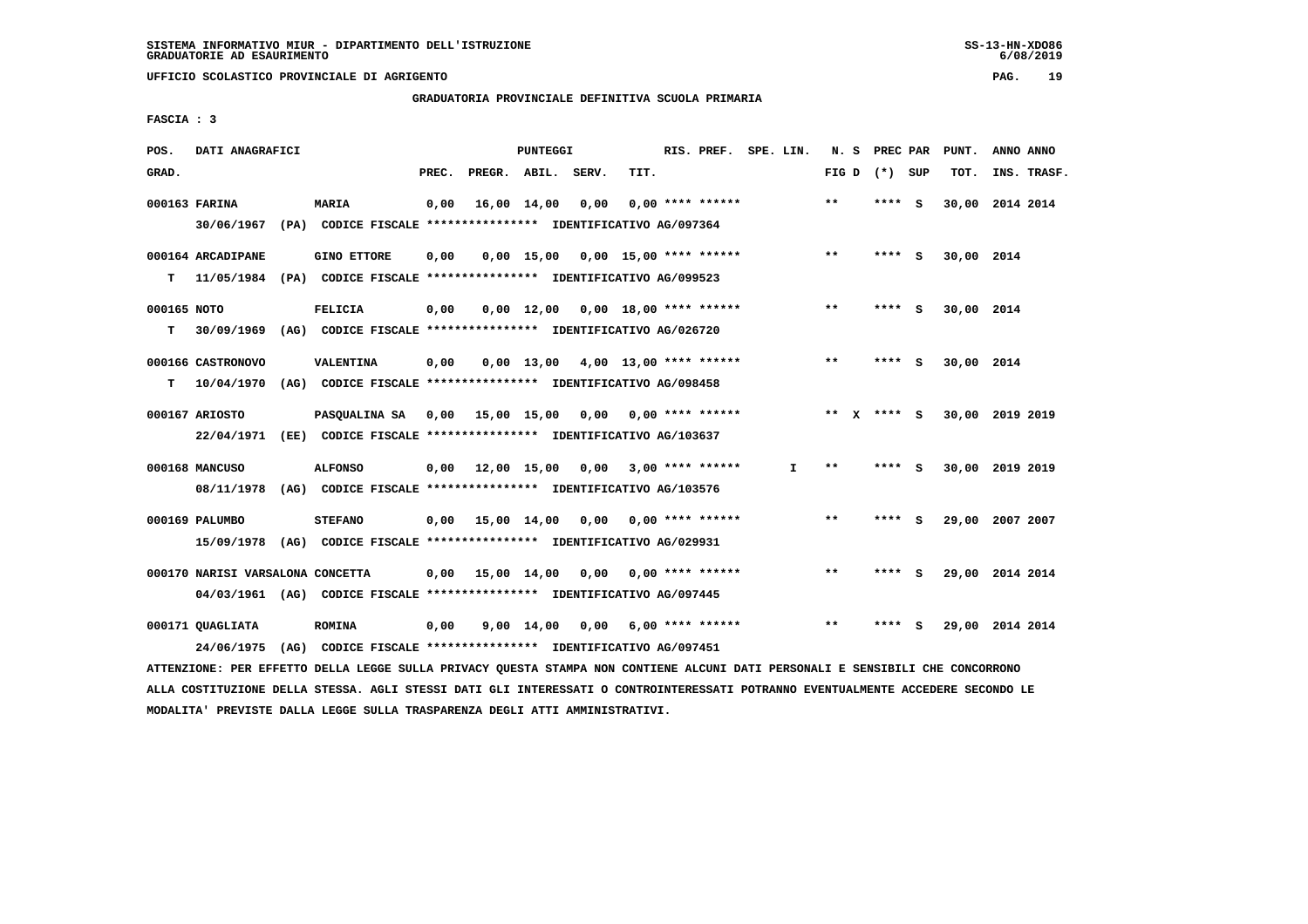SISTEMA INFORMATIVO MIUR - DIPARTIMENTO DELL'ISTRUZIONE
GRADUATORIE AD ESAURIMENTO

UFFICIO SCOLASTICO PROVINCIALE DI AGRIGENTO

GRADUATORIA PROVINCIALE DEFINITIVA SCUOLA PRIMARIA

FASCIA : 3

| POS. GRAD. | DATI ANAGRAFICI | | PREC. | PREGR. | ABIL. | SERV. | TIT. | RIS. PREF. | SPE. LIN. | N. S FIG D | PREC PAR (*) SUP | PUNT. TOT. | ANNO ANNO INS. TRASF. |
|---|---|---|---|---|---|---|---|---|---|---|---|---|---|
| 000163 | FARINA 30/06/1967 (PA) CODICE FISCALE **************** IDENTIFICATIVO AG/097364 | MARIA | 0,00 | 16,00 | 14,00 | 0,00 | 0,00 | **** ****** | | ** | **** S | 30,00 | 2014 2014 |
| T 000164 | ARCADIPANE 11/05/1984 (PA) CODICE FISCALE **************** IDENTIFICATIVO AG/099523 | GINO ETTORE | 0,00 | 0,00 | 15,00 | 0,00 | 15,00 | **** ****** | | ** | **** S | 30,00 | 2014 |
| T 000165 | NOTO 30/09/1969 (AG) CODICE FISCALE **************** IDENTIFICATIVO AG/026720 | FELICIA | 0,00 | 0,00 | 12,00 | 0,00 | 18,00 | **** ****** | | ** | **** S | 30,00 | 2014 |
| T 000166 | CASTRONOVO 10/04/1970 (AG) CODICE FISCALE **************** IDENTIFICATIVO AG/098458 | VALENTINA | 0,00 | 0,00 | 13,00 | 4,00 | 13,00 | **** ****** | | ** | **** S | 30,00 | 2014 |
| 000167 | ARIOSTO 22/04/1971 (EE) CODICE FISCALE **************** IDENTIFICATIVO AG/103637 | PASQUALINA SA | 0,00 | 15,00 | 15,00 | 0,00 | 0,00 | **** ****** | | ** X | **** S | 30,00 | 2019 2019 |
| 000168 | MANCUSO 08/11/1978 (AG) CODICE FISCALE **************** IDENTIFICATIVO AG/103576 | ALFONSO | 0,00 | 12,00 | 15,00 | 0,00 | 3,00 | **** ****** | I | ** | **** S | 30,00 | 2019 2019 |
| 000169 | PALUMBO 15/09/1978 (AG) CODICE FISCALE **************** IDENTIFICATIVO AG/029931 | STEFANO | 0,00 | 15,00 | 14,00 | 0,00 | 0,00 | **** ****** | | ** | **** S | 29,00 | 2007 2007 |
| 000170 | NARISI VARSALONA CONCETTA 04/03/1961 (AG) CODICE FISCALE **************** IDENTIFICATIVO AG/097445 | | 0,00 | 15,00 | 14,00 | 0,00 | 0,00 | **** ****** | | ** | **** S | 29,00 | 2014 2014 |
| 000171 | QUAGLIATA 24/06/1975 (AG) CODICE FISCALE **************** IDENTIFICATIVO AG/097451 | ROMINA | 0,00 | 9,00 | 14,00 | 0,00 | 6,00 | **** ****** | | ** | **** S | 29,00 | 2014 2014 |

ATTENZIONE: PER EFFETTO DELLA LEGGE SULLA PRIVACY QUESTA STAMPA NON CONTIENE ALCUNI DATI PERSONALI E SENSIBILI CHE CONCORRONO ALLA COSTITUZIONE DELLA STESSA. AGLI STESSI DATI GLI INTERESSATI O CONTROINTERESSATI POTRANNO EVENTUALMENTE ACCEDERE SECONDO LE MODALITA' PREVISTE DALLA LEGGE SULLA TRASPARENZA DEGLI ATTI AMMINISTRATIVI.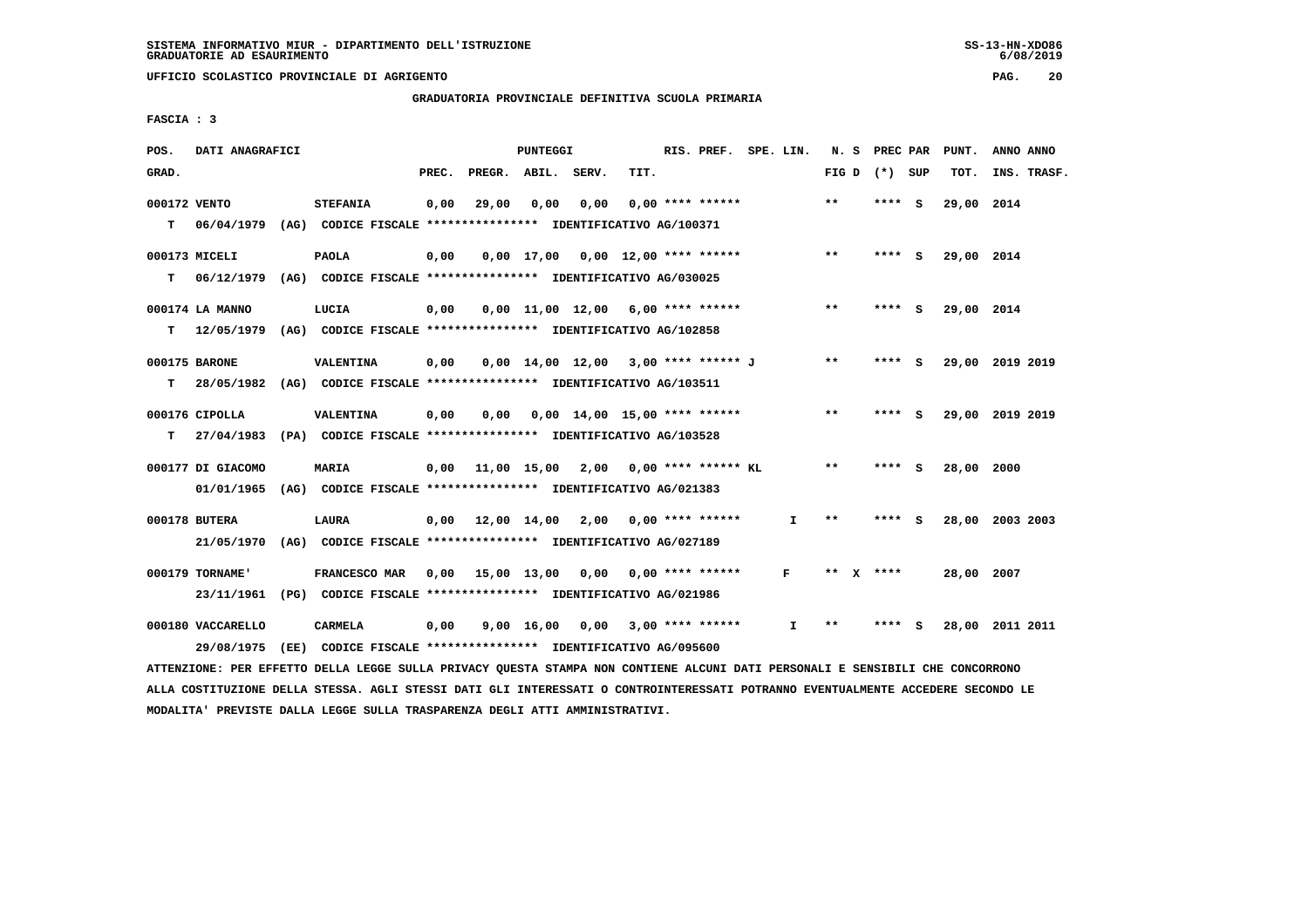SISTEMA INFORMATIVO MIUR - DIPARTIMENTO DELL'ISTRUZIONE
GRADUATORIE AD ESAURIMENTO

UFFICIO SCOLASTICO PROVINCIALE DI AGRIGENTO

GRADUATORIA PROVINCIALE DEFINITIVA SCUOLA PRIMARIA

FASCIA : 3

| POS. GRAD. | DATI ANAGRAFICI | | PREC. | PREGR. | ABIL. | SERV. | TIT. | RIS. PREF. | SPE. LIN. | N. S FIG D | PREC PAR (*) SUP | PUNT. TOT. | ANNO ANNO INS. TRASF. |
|---|---|---|---|---|---|---|---|---|---|---|---|---|---|
| 000172 | VENTO | STEFANIA | 0,00 | 29,00 | 0,00 | 0,00 | 0,00 | **** ****** | | ** | **** S | 29,00 | 2014 |
| T | 06/04/1979 (AG) CODICE FISCALE **************** IDENTIFICATIVO AG/100371 | | | | | | | | | | | | |
| 000173 | MICELI | PAOLA | 0,00 | 0,00 | 17,00 | 0,00 | 12,00 | **** ****** | | ** | **** S | 29,00 | 2014 |
| T | 06/12/1979 (AG) CODICE FISCALE **************** IDENTIFICATIVO AG/030025 | | | | | | | | | | | | |
| 000174 | LA MANNO | LUCIA | 0,00 | 0,00 | 11,00 | 12,00 | 6,00 | **** ****** | | ** | **** S | 29,00 | 2014 |
| T | 12/05/1979 (AG) CODICE FISCALE **************** IDENTIFICATIVO AG/102858 | | | | | | | | | | | | |
| 000175 | BARONE | VALENTINA | 0,00 | 0,00 | 14,00 | 12,00 | 3,00 | **** ****** J | | ** | **** S | 29,00 | 2019 2019 |
| T | 28/05/1982 (AG) CODICE FISCALE **************** IDENTIFICATIVO AG/103511 | | | | | | | | | | | | |
| 000176 | CIPOLLA | VALENTINA | 0,00 | 0,00 | 0,00 | 14,00 | 15,00 | **** ****** | | ** | **** S | 29,00 | 2019 2019 |
| T | 27/04/1983 (PA) CODICE FISCALE **************** IDENTIFICATIVO AG/103528 | | | | | | | | | | | | |
| 000177 | DI GIACOMO | MARIA | 0,00 | 11,00 | 15,00 | 2,00 | 0,00 | **** ****** KL | | ** | **** S | 28,00 | 2000 |
| | 01/01/1965 (AG) CODICE FISCALE **************** IDENTIFICATIVO AG/021383 | | | | | | | | | | | | |
| 000178 | BUTERA | LAURA | 0,00 | 12,00 | 14,00 | 2,00 | 0,00 | **** ****** | I | ** | **** S | 28,00 | 2003 2003 |
| | 21/05/1970 (AG) CODICE FISCALE **************** IDENTIFICATIVO AG/027189 | | | | | | | | | | | | |
| 000179 | TORNAME' | FRANCESCO MAR | 0,00 | 15,00 | 13,00 | 0,00 | 0,00 | **** ****** | F | ** X | **** | 28,00 | 2007 |
| | 23/11/1961 (PG) CODICE FISCALE **************** IDENTIFICATIVO AG/021986 | | | | | | | | | | | | |
| 000180 | VACCARELLO | CARMELA | 0,00 | 9,00 | 16,00 | 0,00 | 3,00 | **** ****** | I | ** | **** S | 28,00 | 2011 2011 |
| | 29/08/1975 (EE) CODICE FISCALE **************** IDENTIFICATIVO AG/095600 | | | | | | | | | | | | |

ATTENZIONE: PER EFFETTO DELLA LEGGE SULLA PRIVACY QUESTA STAMPA NON CONTIENE ALCUNI DATI PERSONALI E SENSIBILI CHE CONCORRONO ALLA COSTITUZIONE DELLA STESSA. AGLI STESSI DATI GLI INTERESSATI O CONTROINTERESSATI POTRANNO EVENTUALMENTE ACCEDERE SECONDO LE MODALITA' PREVISTE DALLA LEGGE SULLA TRASPARENZA DEGLI ATTI AMMINISTRATIVI.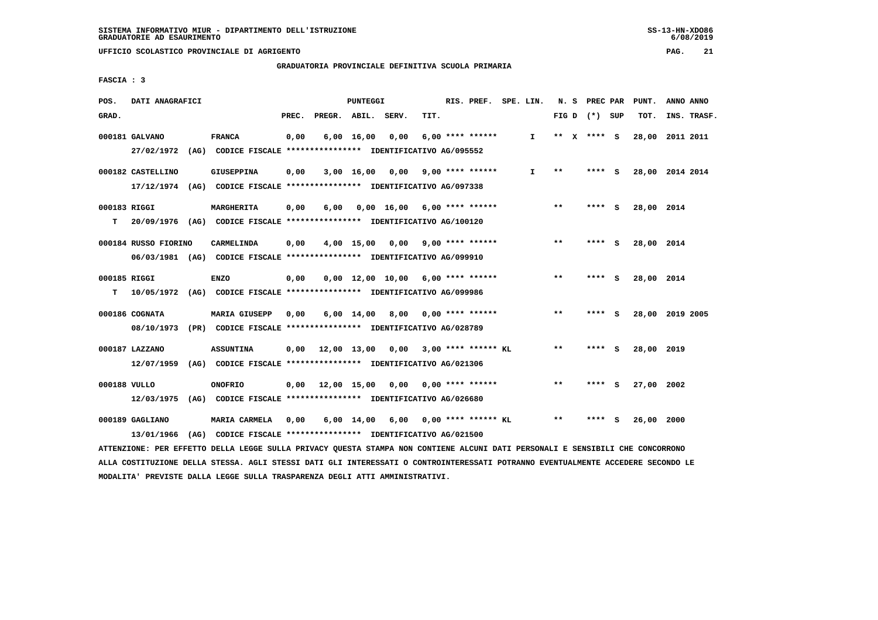SISTEMA INFORMATIVO MIUR - DIPARTIMENTO DELL'ISTRUZIONE
GRADUATORIE AD ESAURIMENTO

UFFICIO SCOLASTICO PROVINCIALE DI AGRIGENTO

GRADUATORIA PROVINCIALE DEFINITIVA SCUOLA PRIMARIA

FASCIA : 3

| POS. GRAD. | DATI ANAGRAFICI | | PREC. | PREGR. | ABIL. | SERV. | TIT. | RIS. PREF. | SPE. LIN. | N. S FIG D | PREC PAR (*) | SUP | PUNT. TOT. | ANNO INS. | ANNO TRASF. |
|---|---|---|---|---|---|---|---|---|---|---|---|---|---|---|---|
| 000181 | GALVANO | FRANCA | 0,00 | 6,00 | 16,00 | 0,00 | 6,00 | **** ****** | I | ** X | **** | S | 28,00 | 2011 | 2011 |
| | 27/02/1972 (AG) CODICE FISCALE **************** IDENTIFICATIVO AG/095552 | | | | | | | | | | | | | | |
| 000182 | CASTELLINO | GIUSEPPINA | 0,00 | 3,00 | 16,00 | 0,00 | 9,00 | **** ****** | I | ** | **** | S | 28,00 | 2014 | 2014 |
| | 17/12/1974 (AG) CODICE FISCALE **************** IDENTIFICATIVO AG/097338 | | | | | | | | | | | | | | |
| 000183 | RIGGI | MARGHERITA | 0,00 | 6,00 | 0,00 | 16,00 | 6,00 | **** ****** | | ** | **** | S | 28,00 | 2014 | |
| T | 20/09/1976 (AG) CODICE FISCALE **************** IDENTIFICATIVO AG/100120 | | | | | | | | | | | | | | |
| 000184 | RUSSO FIORINO | CARMELINDA | 0,00 | 4,00 | 15,00 | 0,00 | 9,00 | **** ****** | | ** | **** | S | 28,00 | 2014 | |
| | 06/03/1981 (AG) CODICE FISCALE **************** IDENTIFICATIVO AG/099910 | | | | | | | | | | | | | | |
| 000185 | RIGGI | ENZO | 0,00 | 0,00 | 12,00 | 10,00 | 6,00 | **** ****** | | ** | **** | S | 28,00 | 2014 | |
| T | 10/05/1972 (AG) CODICE FISCALE **************** IDENTIFICATIVO AG/099986 | | | | | | | | | | | | | | |
| 000186 | COGNATA | MARIA GIUSEPP | 0,00 | 6,00 | 14,00 | 8,00 | 0,00 | **** ****** | | ** | **** | S | 28,00 | 2019 | 2005 |
| | 08/10/1973 (PR) CODICE FISCALE **************** IDENTIFICATIVO AG/028789 | | | | | | | | | | | | | | |
| 000187 | LAZZANO | ASSUNTINA | 0,00 | 12,00 | 13,00 | 0,00 | 3,00 | **** ****** KL | | ** | **** | S | 28,00 | 2019 | |
| | 12/07/1959 (AG) CODICE FISCALE **************** IDENTIFICATIVO AG/021306 | | | | | | | | | | | | | | |
| 000188 | VULLO | ONOFRIO | 0,00 | 12,00 | 15,00 | 0,00 | 0,00 | **** ****** | | ** | **** | S | 27,00 | 2002 | |
| | 12/03/1975 (AG) CODICE FISCALE **************** IDENTIFICATIVO AG/026680 | | | | | | | | | | | | | | |
| 000189 | GAGLIANO | MARIA CARMELA | 0,00 | 6,00 | 14,00 | 6,00 | 0,00 | **** ****** KL | | ** | **** | S | 26,00 | 2000 | |
| | 13/01/1966 (AG) CODICE FISCALE **************** IDENTIFICATIVO AG/021500 | | | | | | | | | | | | | | |

ATTENZIONE: PER EFFETTO DELLA LEGGE SULLA PRIVACY QUESTA STAMPA NON CONTIENE ALCUNI DATI PERSONALI E SENSIBILI CHE CONCORRONO ALLA COSTITUZIONE DELLA STESSA. AGLI STESSI DATI GLI INTERESSATI O CONTROINTERESSATI POTRANNO EVENTUALMENTE ACCEDERE SECONDO LE MODALITA' PREVISTE DALLA LEGGE SULLA TRASPARENZA DEGLI ATTI AMMINISTRATIVI.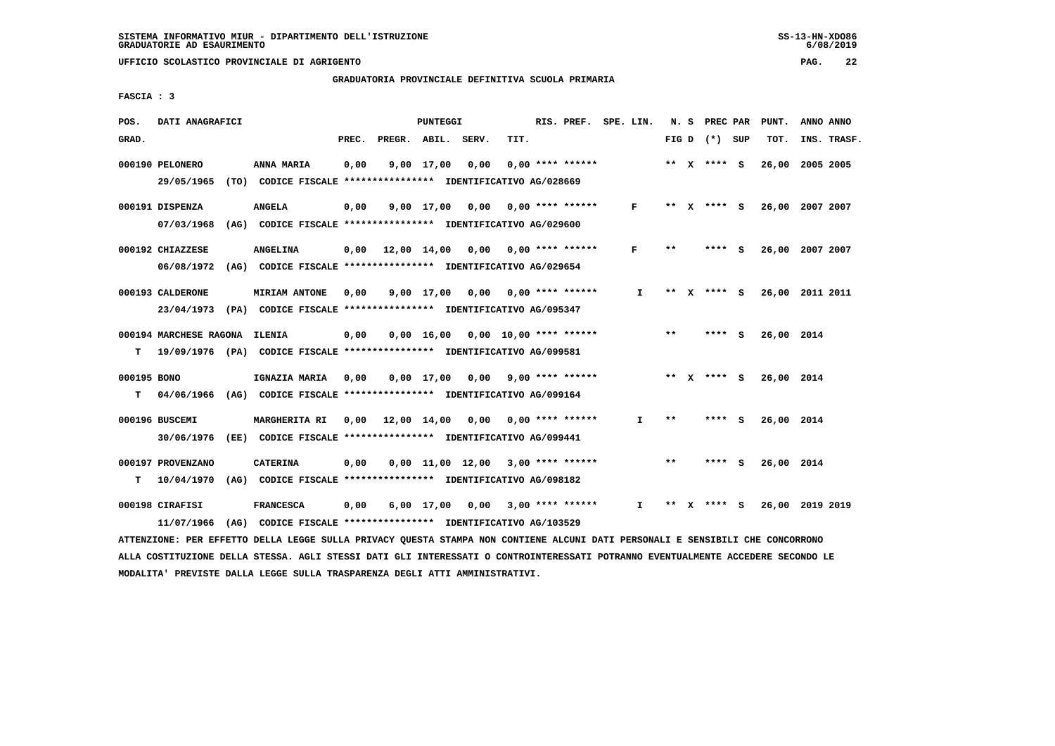SISTEMA INFORMATIVO MIUR - DIPARTIMENTO DELL'ISTRUZIONE
GRADUATORIE AD ESAURIMENTO

UFFICIO SCOLASTICO PROVINCIALE DI AGRIGENTO

GRADUATORIA PROVINCIALE DEFINITIVA SCUOLA PRIMARIA

FASCIA : 3

| POS. GRAD. | DATI ANAGRAFICI | | PREC. | PREGR. | ABIL. | SERV. | TIT. | RIS. PREF. | SPE. LIN. | N. S FIG D | PREC PAR (*) SUP | PUNT. TOT. | ANNO ANNO INS. TRASF. |
|---|---|---|---|---|---|---|---|---|---|---|---|---|---|
| 000190 | PELONERO 29/05/1965 (TO) CODICE FISCALE **************** IDENTIFICATIVO AG/028669 | ANNA MARIA | 0,00 | 9,00 | 17,00 | 0,00 | 0,00 | **** ****** | | ** X | **** S | 26,00 | 2005 2005 |
| 000191 | DISPENZA 07/03/1968 (AG) CODICE FISCALE **************** IDENTIFICATIVO AG/029600 | ANGELA | 0,00 | 9,00 | 17,00 | 0,00 | 0,00 | **** ****** | F | ** X | **** S | 26,00 | 2007 2007 |
| 000192 | CHIAZZESE 06/08/1972 (AG) CODICE FISCALE **************** IDENTIFICATIVO AG/029654 | ANGELINA | 0,00 | 12,00 | 14,00 | 0,00 | 0,00 | **** ****** | F | ** | **** S | 26,00 | 2007 2007 |
| 000193 | CALDERONE 23/04/1973 (PA) CODICE FISCALE **************** IDENTIFICATIVO AG/095347 | MIRIAM ANTONE | 0,00 | 9,00 | 17,00 | 0,00 | 0,00 | **** ****** | I | ** X | **** S | 26,00 | 2011 2011 |
| 000194 T | MARCHESE RAGONA 19/09/1976 (PA) CODICE FISCALE **************** IDENTIFICATIVO AG/099581 | ILENIA | 0,00 | 0,00 | 16,00 | 0,00 | 10,00 | **** ****** | | ** | **** S | 26,00 | 2014 |
| 000195 T | BONO 04/06/1966 (AG) CODICE FISCALE **************** IDENTIFICATIVO AG/099164 | IGNAZIA MARIA | 0,00 | 0,00 | 17,00 | 0,00 | 9,00 | **** ****** | | ** X | **** S | 26,00 | 2014 |
| 000196 | BUSCEMI 30/06/1976 (EE) CODICE FISCALE **************** IDENTIFICATIVO AG/099441 | MARGHERITA RI | 0,00 | 12,00 | 14,00 | 0,00 | 0,00 | **** ****** | I | ** | **** S | 26,00 | 2014 |
| 000197 T | PROVENZANO 10/04/1970 (AG) CODICE FISCALE **************** IDENTIFICATIVO AG/098182 | CATERINA | 0,00 | 0,00 | 11,00 | 12,00 | 3,00 | **** ****** | | ** | **** S | 26,00 | 2014 |
| 000198 | CIRAFISI 11/07/1966 (AG) CODICE FISCALE **************** IDENTIFICATIVO AG/103529 | FRANCESCA | 0,00 | 6,00 | 17,00 | 0,00 | 3,00 | **** ****** | I | ** X | **** S | 26,00 | 2019 2019 |

ATTENZIONE: PER EFFETTO DELLA LEGGE SULLA PRIVACY QUESTA STAMPA NON CONTIENE ALCUNI DATI PERSONALI E SENSIBILI CHE CONCORRONO ALLA COSTITUZIONE DELLA STESSA. AGLI STESSI DATI GLI INTERESSATI O CONTROINTERESSATI POTRANNO EVENTUALMENTE ACCEDERE SECONDO LE MODALITA' PREVISTE DALLA LEGGE SULLA TRASPARENZA DEGLI ATTI AMMINISTRATIVI.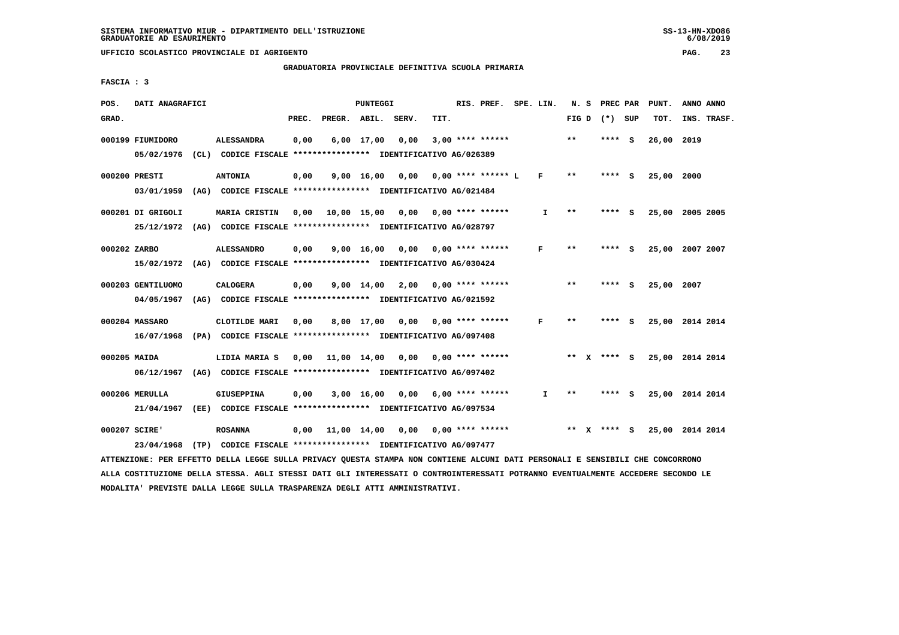SISTEMA INFORMATIVO MIUR - DIPARTIMENTO DELL'ISTRUZIONE
GRADUATORIE AD ESAURIMENTO

UFFICIO SCOLASTICO PROVINCIALE DI AGRIGENTO

GRADUATORIA PROVINCIALE DEFINITIVA SCUOLA PRIMARIA

FASCIA : 3

| POS. GRAD. | DATI ANAGRAFICI | | PREC. | PREGR. | ABIL. | SERV. | TIT. | RIS. PREF. | SPE. LIN. | N. S FIG D | PREC PAR (*) | SUP | PUNT. TOT. | ANNO INS. | ANNO TRASF. |
|---|---|---|---|---|---|---|---|---|---|---|---|---|---|---|---|
| 000199 | FIUMIDORO | ALESSANDRA | 0,00 | 6,00 | 17,00 | 0,00 | 3,00 | **** ****** | | ** | **** | S | 26,00 | 2019 | |
| | 05/02/1976 (CL) CODICE FISCALE **************** IDENTIFICATIVO AG/026389 | | | | | | | | | | | | | | |
| 000200 | PRESTI | ANTONIA | 0,00 | 9,00 | 16,00 | 0,00 | 0,00 | **** ****** L | F | ** | **** | S | 25,00 | 2000 | |
| | 03/01/1959 (AG) CODICE FISCALE **************** IDENTIFICATIVO AG/021484 | | | | | | | | | | | | | | |
| 000201 | DI GRIGOLI | MARIA CRISTIN | 0,00 | 10,00 | 15,00 | 0,00 | 0,00 | **** ****** | I | ** | **** | S | 25,00 | 2005 | 2005 |
| | 25/12/1972 (AG) CODICE FISCALE **************** IDENTIFICATIVO AG/028797 | | | | | | | | | | | | | | |
| 000202 | ZARBO | ALESSANDRO | 0,00 | 9,00 | 16,00 | 0,00 | 0,00 | **** ****** | F | ** | **** | S | 25,00 | 2007 | 2007 |
| | 15/02/1972 (AG) CODICE FISCALE **************** IDENTIFICATIVO AG/030424 | | | | | | | | | | | | | | |
| 000203 | GENTILUOMO | CALOGERA | 0,00 | 9,00 | 14,00 | 2,00 | 0,00 | **** ****** | | ** | **** | S | 25,00 | 2007 | |
| | 04/05/1967 (AG) CODICE FISCALE **************** IDENTIFICATIVO AG/021592 | | | | | | | | | | | | | | |
| 000204 | MASSARO | CLOTILDE MARI | 0,00 | 8,00 | 17,00 | 0,00 | 0,00 | **** ****** | F | ** | **** | S | 25,00 | 2014 | 2014 |
| | 16/07/1968 (PA) CODICE FISCALE **************** IDENTIFICATIVO AG/097408 | | | | | | | | | | | | | | |
| 000205 | MAIDA | LIDIA MARIA S | 0,00 | 11,00 | 14,00 | 0,00 | 0,00 | **** ****** | | ** X | **** | S | 25,00 | 2014 | 2014 |
| | 06/12/1967 (AG) CODICE FISCALE **************** IDENTIFICATIVO AG/097402 | | | | | | | | | | | | | | |
| 000206 | MERULLA | GIUSEPPINA | 0,00 | 3,00 | 16,00 | 0,00 | 6,00 | **** ****** | I | ** | **** | S | 25,00 | 2014 | 2014 |
| | 21/04/1967 (EE) CODICE FISCALE **************** IDENTIFICATIVO AG/097534 | | | | | | | | | | | | | | |
| 000207 | SCIRE' | ROSANNA | 0,00 | 11,00 | 14,00 | 0,00 | 0,00 | **** ****** | | ** X | **** | S | 25,00 | 2014 | 2014 |
| | 23/04/1968 (TP) CODICE FISCALE **************** IDENTIFICATIVO AG/097477 | | | | | | | | | | | | | | |

ATTENZIONE: PER EFFETTO DELLA LEGGE SULLA PRIVACY QUESTA STAMPA NON CONTIENE ALCUNI DATI PERSONALI E SENSIBILI CHE CONCORRONO ALLA COSTITUZIONE DELLA STESSA. AGLI STESSI DATI GLI INTERESSATI O CONTROINTERESSATI POTRANNO EVENTUALMENTE ACCEDERE SECONDO LE MODALITA' PREVISTE DALLA LEGGE SULLA TRASPARENZA DEGLI ATTI AMMINISTRATIVI.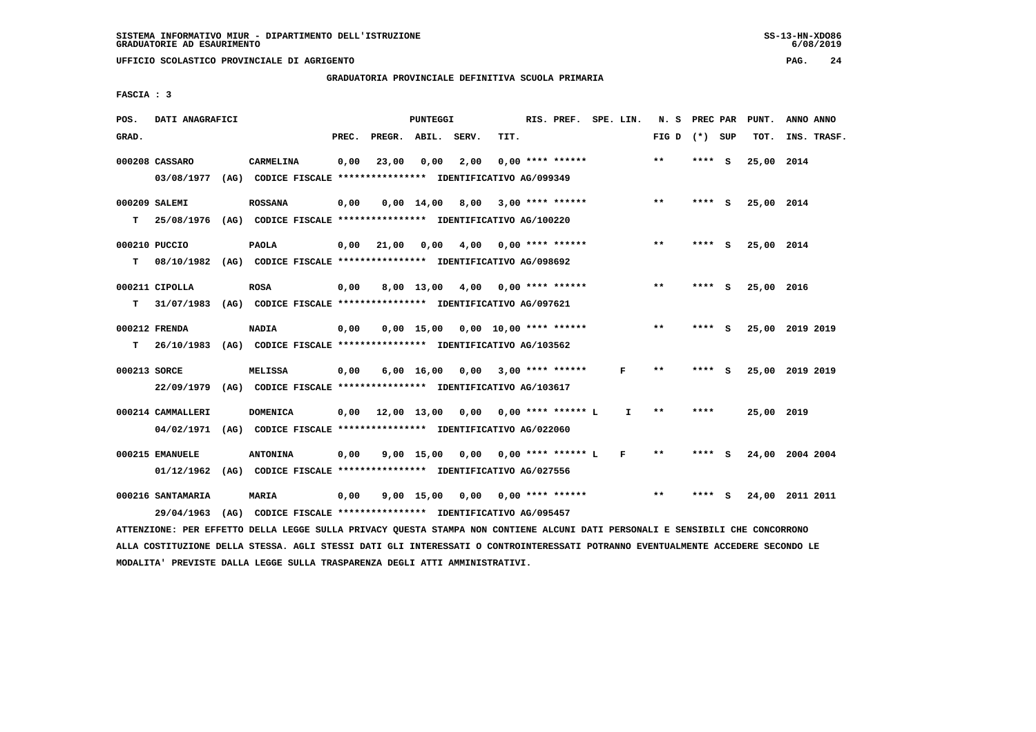SISTEMA INFORMATIVO MIUR - DIPARTIMENTO DELL'ISTRUZIONE
GRADUATORIE AD ESAURIMENTO

UFFICIO SCOLASTICO PROVINCIALE DI AGRIGENTO

GRADUATORIA PROVINCIALE DEFINITIVA SCUOLA PRIMARIA

FASCIA : 3

| POS. GRAD. | DATI ANAGRAFICI | | PREC. | PREGR. | ABIL. | SERV. | TIT. | RIS. PREF. | SPE. LIN. | N. S FIG D | PREC PAR (*) SUP | PUNT. TOT. | ANNO ANNO INS. TRASF. |
|---|---|---|---|---|---|---|---|---|---|---|---|---|---|
| 000208 | CASSARO | CARMELINA | 0,00 | 23,00 | 0,00 | 2,00 | 0,00 | **** ****** | | ** | **** S | 25,00 | 2014 |
| | 03/08/1977 (AG) CODICE FISCALE **************** IDENTIFICATIVO AG/099349 | | | | | | | | | | | | |
| 000209 | SALEMI | ROSSANA | 0,00 | 0,00 | 14,00 | 8,00 | 3,00 | **** ****** | | ** | **** S | 25,00 | 2014 |
| T | 25/08/1976 (AG) CODICE FISCALE **************** IDENTIFICATIVO AG/100220 | | | | | | | | | | | | |
| 000210 | PUCCIO | PAOLA | 0,00 | 21,00 | 0,00 | 4,00 | 0,00 | **** ****** | | ** | **** S | 25,00 | 2014 |
| T | 08/10/1982 (AG) CODICE FISCALE **************** IDENTIFICATIVO AG/098692 | | | | | | | | | | | | |
| 000211 | CIPOLLA | ROSA | 0,00 | 8,00 | 13,00 | 4,00 | 0,00 | **** ****** | | ** | **** S | 25,00 | 2016 |
| T | 31/07/1983 (AG) CODICE FISCALE **************** IDENTIFICATIVO AG/097621 | | | | | | | | | | | | |
| 000212 | FRENDA | NADIA | 0,00 | 0,00 | 15,00 | 0,00 | 10,00 | **** ****** | | ** | **** S | 25,00 | 2019 2019 |
| T | 26/10/1983 (AG) CODICE FISCALE **************** IDENTIFICATIVO AG/103562 | | | | | | | | | | | | |
| 000213 | SORCE | MELISSA | 0,00 | 6,00 | 16,00 | 0,00 | 3,00 | **** ****** | F | ** | **** S | 25,00 | 2019 2019 |
| | 22/09/1979 (AG) CODICE FISCALE **************** IDENTIFICATIVO AG/103617 | | | | | | | | | | | | |
| 000214 | CAMMALLERI | DOMENICA | 0,00 | 12,00 | 13,00 | 0,00 | 0,00 | **** ****** L | I | ** | **** | 25,00 | 2019 |
| | 04/02/1971 (AG) CODICE FISCALE **************** IDENTIFICATIVO AG/022060 | | | | | | | | | | | | |
| 000215 | EMANUELE | ANTONINA | 0,00 | 9,00 | 15,00 | 0,00 | 0,00 | **** ****** L | F | ** | **** S | 24,00 | 2004 2004 |
| | 01/12/1962 (AG) CODICE FISCALE **************** IDENTIFICATIVO AG/027556 | | | | | | | | | | | | |
| 000216 | SANTAMARIA | MARIA | 0,00 | 9,00 | 15,00 | 0,00 | 0,00 | **** ****** | | ** | **** S | 24,00 | 2011 2011 |
| | 29/04/1963 (AG) CODICE FISCALE **************** IDENTIFICATIVO AG/095457 | | | | | | | | | | | | |

ATTENZIONE: PER EFFETTO DELLA LEGGE SULLA PRIVACY QUESTA STAMPA NON CONTIENE ALCUNI DATI PERSONALI E SENSIBILI CHE CONCORRONO ALLA COSTITUZIONE DELLA STESSA. AGLI STESSI DATI GLI INTERESSATI O CONTROINTERESSATI POTRANNO EVENTUALMENTE ACCEDERE SECONDO LE MODALITA' PREVISTE DALLA LEGGE SULLA TRASPARENZA DEGLI ATTI AMMINISTRATIVI.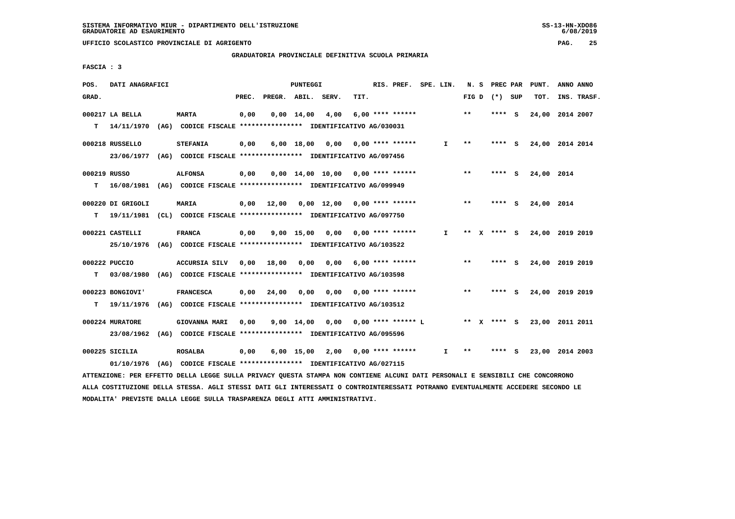SISTEMA INFORMATIVO MIUR - DIPARTIMENTO DELL'ISTRUZIONE
GRADUATORIE AD ESAURIMENTO

UFFICIO SCOLASTICO PROVINCIALE DI AGRIGENTO

GRADUATORIA PROVINCIALE DEFINITIVA SCUOLA PRIMARIA

FASCIA : 3

| POS. GRAD. | DATI ANAGRAFICI | | PREC. | PREGR. | ABIL. | SERV. | TIT. | RIS. PREF. | SPE. LIN. | N. S FIG D | PREC PAR (*) SUP | PUNT. TOT. | ANNO INS. | ANNO TRASF. |
|---|---|---|---|---|---|---|---|---|---|---|---|---|---|---|
| 000217 LA BELLA | MARTA | | 0,00 | 0,00 | 14,00 | 4,00 | 6,00 | **** ****** | | ** | **** S | 24,00 | 2014 | 2007 |
| T 14/11/1970 | (AG) CODICE FISCALE **************** | IDENTIFICATIVO AG/030031 | | | | | | | | | | | | |
| 000218 RUSSELLO | STEFANIA | | 0,00 | 6,00 | 18,00 | 0,00 | 0,00 | **** ****** | I | ** | **** S | 24,00 | 2014 | 2014 |
| 23/06/1977 | (AG) CODICE FISCALE **************** | IDENTIFICATIVO AG/097456 | | | | | | | | | | | | |
| 000219 RUSSO | ALFONSA | | 0,00 | 0,00 | 14,00 | 10,00 | 0,00 | **** ****** | | ** | **** S | 24,00 | 2014 | |
| T 16/08/1981 | (AG) CODICE FISCALE **************** | IDENTIFICATIVO AG/099949 | | | | | | | | | | | | |
| 000220 DI GRIGOLI | MARIA | | 0,00 | 12,00 | 0,00 | 12,00 | 0,00 | **** ****** | | ** | **** S | 24,00 | 2014 | |
| T 19/11/1981 | (CL) CODICE FISCALE **************** | IDENTIFICATIVO AG/097750 | | | | | | | | | | | | |
| 000221 CASTELLI | FRANCA | | 0,00 | 9,00 | 15,00 | 0,00 | 0,00 | **** ****** | I | ** X | **** S | 24,00 | 2019 | 2019 |
| 25/10/1976 | (AG) CODICE FISCALE **************** | IDENTIFICATIVO AG/103522 | | | | | | | | | | | | |
| 000222 PUCCIO | ACCURSIA SILV | | 0,00 | 18,00 | 0,00 | 0,00 | 6,00 | **** ****** | | ** | **** S | 24,00 | 2019 | 2019 |
| T 03/08/1980 | (AG) CODICE FISCALE **************** | IDENTIFICATIVO AG/103598 | | | | | | | | | | | | |
| 000223 BONGIOVI' | FRANCESCA | | 0,00 | 24,00 | 0,00 | 0,00 | 0,00 | **** ****** | | ** | **** S | 24,00 | 2019 | 2019 |
| T 19/11/1976 | (AG) CODICE FISCALE **************** | IDENTIFICATIVO AG/103512 | | | | | | | | | | | | |
| 000224 MURATORE | GIOVANNA MARI | | 0,00 | 9,00 | 14,00 | 0,00 | 0,00 | **** ****** L | | ** X | **** S | 23,00 | 2011 | 2011 |
| 23/08/1962 | (AG) CODICE FISCALE **************** | IDENTIFICATIVO AG/095596 | | | | | | | | | | | | |
| 000225 SICILIA | ROSALBA | | 0,00 | 6,00 | 15,00 | 2,00 | 0,00 | **** ****** | I | ** | **** S | 23,00 | 2014 | 2003 |
| 01/10/1976 | (AG) CODICE FISCALE **************** | IDENTIFICATIVO AG/027115 | | | | | | | | | | | | |

ATTENZIONE: PER EFFETTO DELLA LEGGE SULLA PRIVACY QUESTA STAMPA NON CONTIENE ALCUNI DATI PERSONALI E SENSIBILI CHE CONCORRONO ALLA COSTITUZIONE DELLA STESSA. AGLI STESSI DATI GLI INTERESSATI O CONTROINTERESSATI POTRANNO EVENTUALMENTE ACCEDERE SECONDO LE MODALITA' PREVISTE DALLA LEGGE SULLA TRASPARENZA DEGLI ATTI AMMINISTRATIVI.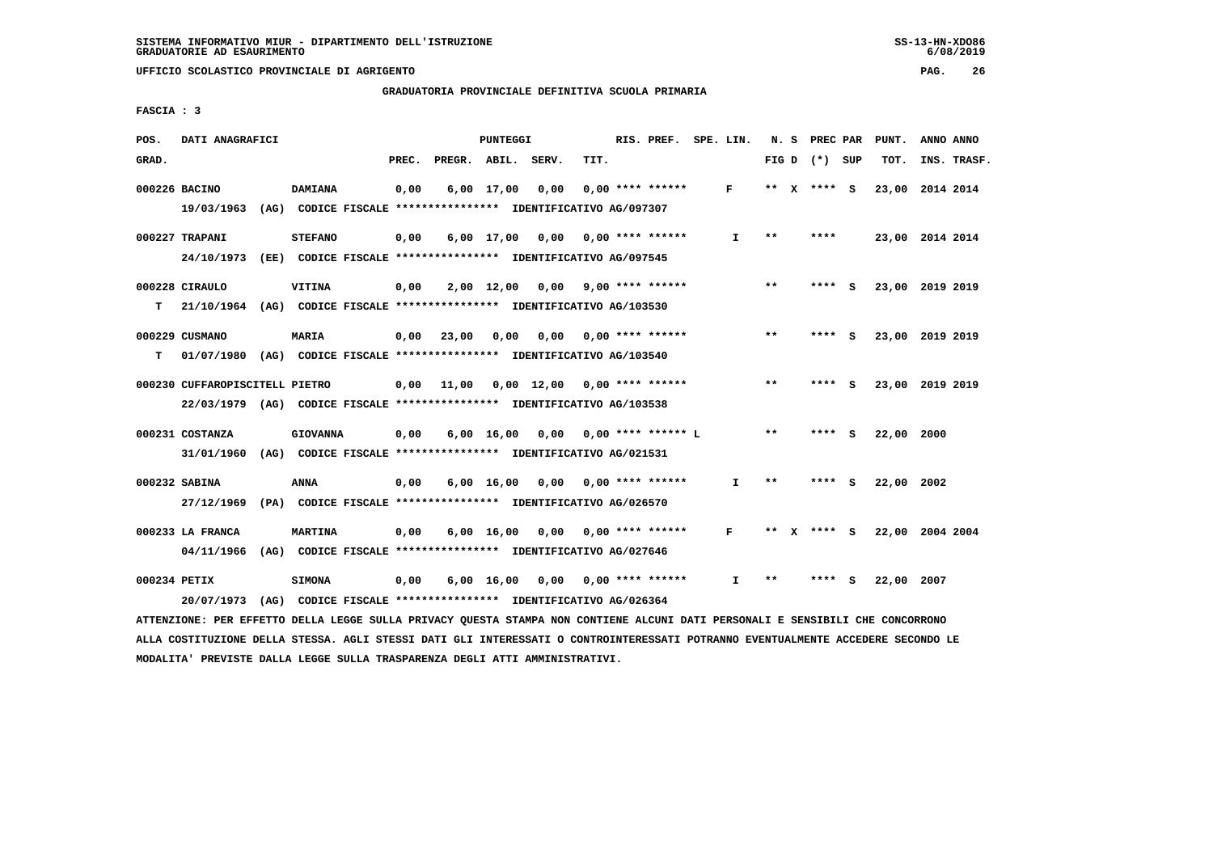SISTEMA INFORMATIVO MIUR - DIPARTIMENTO DELL'ISTRUZIONE
GRADUATORIE AD ESAURIMENTO

UFFICIO SCOLASTICO PROVINCIALE DI AGRIGENTO

GRADUATORIA PROVINCIALE DEFINITIVA SCUOLA PRIMARIA

FASCIA : 3

| POS. GRAD. | DATI ANAGRAFICI | | PREC. | PREGR. | ABIL. | SERV. | TIT. | RIS. PREF. | SPE. LIN. | N. S FIG D | PREC PAR (*) SUP | PUNT. TOT. | ANNO INS. | ANNO TRASF. |
|---|---|---|---|---|---|---|---|---|---|---|---|---|---|---|
| 000226 | BACINO | DAMIANA | 0,00 | 6,00 | 17,00 | 0,00 | 0,00 | **** ****** | F | ** X | **** S | 23,00 | 2014 | 2014 |
| | 19/03/1963 (AG) CODICE FISCALE **************** IDENTIFICATIVO AG/097307 | | | | | | | | | | | | | |
| 000227 | TRAPANI | STEFANO | 0,00 | 6,00 | 17,00 | 0,00 | 0,00 | **** ****** | I | ** | **** | 23,00 | 2014 | 2014 |
| | 24/10/1973 (EE) CODICE FISCALE **************** IDENTIFICATIVO AG/097545 | | | | | | | | | | | | | |
| 000228 | CIRAULO | VITINA | 0,00 | 2,00 | 12,00 | 0,00 | 9,00 | **** ****** | | ** | **** S | 23,00 | 2019 | 2019 |
| T | 21/10/1964 (AG) CODICE FISCALE **************** IDENTIFICATIVO AG/103530 | | | | | | | | | | | | | |
| 000229 | CUSMANO | MARIA | 0,00 | 23,00 | 0,00 | 0,00 | 0,00 | **** ****** | | ** | **** S | 23,00 | 2019 | 2019 |
| T | 01/07/1980 (AG) CODICE FISCALE **************** IDENTIFICATIVO AG/103540 | | | | | | | | | | | | | |
| 000230 | CUFFAROPISCITELL | PIETRO | 0,00 | 11,00 | 0,00 | 12,00 | 0,00 | **** ****** | | ** | **** S | 23,00 | 2019 | 2019 |
| | 22/03/1979 (AG) CODICE FISCALE **************** IDENTIFICATIVO AG/103538 | | | | | | | | | | | | | |
| 000231 | COSTANZA | GIOVANNA | 0,00 | 6,00 | 16,00 | 0,00 | 0,00 | **** ****** L | | ** | **** S | 22,00 | 2000 | |
| | 31/01/1960 (AG) CODICE FISCALE **************** IDENTIFICATIVO AG/021531 | | | | | | | | | | | | | |
| 000232 | SABINA | ANNA | 0,00 | 6,00 | 16,00 | 0,00 | 0,00 | **** ****** | I | ** | **** S | 22,00 | 2002 | |
| | 27/12/1969 (PA) CODICE FISCALE **************** IDENTIFICATIVO AG/026570 | | | | | | | | | | | | | |
| 000233 | LA FRANCA | MARTINA | 0,00 | 6,00 | 16,00 | 0,00 | 0,00 | **** ****** | F | ** X | **** S | 22,00 | 2004 | 2004 |
| | 04/11/1966 (AG) CODICE FISCALE **************** IDENTIFICATIVO AG/027646 | | | | | | | | | | | | | |
| 000234 | PETIX | SIMONA | 0,00 | 6,00 | 16,00 | 0,00 | 0,00 | **** ****** | I | ** | **** S | 22,00 | 2007 | |
| | 20/07/1973 (AG) CODICE FISCALE **************** IDENTIFICATIVO AG/026364 | | | | | | | | | | | | | |

ATTENZIONE: PER EFFETTO DELLA LEGGE SULLA PRIVACY QUESTA STAMPA NON CONTIENE ALCUNI DATI PERSONALI E SENSIBILI CHE CONCORRONO ALLA COSTITUZIONE DELLA STESSA. AGLI STESSI DATI GLI INTERESSATI O CONTROINTERESSATI POTRANNO EVENTUALMENTE ACCEDERE SECONDO LE MODALITA' PREVISTE DALLA LEGGE SULLA TRASPARENZA DEGLI ATTI AMMINISTRATIVI.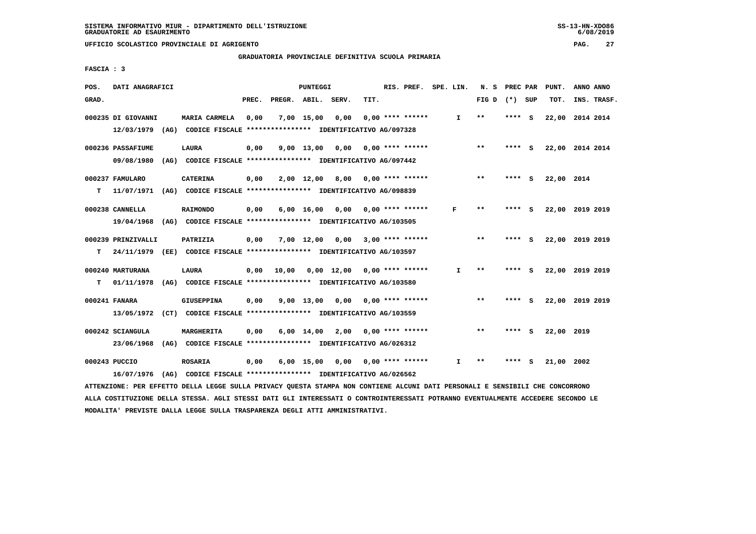SISTEMA INFORMATIVO MIUR - DIPARTIMENTO DELL'ISTRUZIONE
GRADUATORIE AD ESAURIMENTO

UFFICIO SCOLASTICO PROVINCIALE DI AGRIGENTO

GRADUATORIA PROVINCIALE DEFINITIVA SCUOLA PRIMARIA

FASCIA : 3

| POS. GRAD. | DATI ANAGRAFICI | | PREC. | PREGR. | ABIL. | SERV. | TIT. | RIS. PREF. | SPE. LIN. | N. S FIG D | PREC PAR (*) SUP | PUNT. TOT. | ANNO ANNO INS. TRASF. |
|---|---|---|---|---|---|---|---|---|---|---|---|---|---|
| 000235 | DI GIOVANNI 12/03/1979 (AG) CODICE FISCALE **************** IDENTIFICATIVO AG/097328 | MARIA CARMELA | 0,00 | 7,00 | 15,00 | 0,00 | 0,00 | **** ****** | I | ** | **** S | 22,00 | 2014 2014 |
| 000236 | PASSAFIUME 09/08/1980 (AG) CODICE FISCALE **************** IDENTIFICATIVO AG/097442 | LAURA | 0,00 | 9,00 | 13,00 | 0,00 | 0,00 | **** ****** | | ** | **** S | 22,00 | 2014 2014 |
| 000237 | FAMULARO T 11/07/1971 (AG) CODICE FISCALE **************** IDENTIFICATIVO AG/098839 | CATERINA | 0,00 | 2,00 | 12,00 | 8,00 | 0,00 | **** ****** | | ** | **** S | 22,00 | 2014 |
| 000238 | CANNELLA 19/04/1968 (AG) CODICE FISCALE **************** IDENTIFICATIVO AG/103505 | RAIMONDO | 0,00 | 6,00 | 16,00 | 0,00 | 0,00 | **** ****** | F | ** | **** S | 22,00 | 2019 2019 |
| 000239 | PRINZIVALLI T 24/11/1979 (EE) CODICE FISCALE **************** IDENTIFICATIVO AG/103597 | PATRIZIA | 0,00 | 7,00 | 12,00 | 0,00 | 3,00 | **** ****** | | ** | **** S | 22,00 | 2019 2019 |
| 000240 | MARTURANA T 01/11/1978 (AG) CODICE FISCALE **************** IDENTIFICATIVO AG/103580 | LAURA | 0,00 | 10,00 | 0,00 | 12,00 | 0,00 | **** ****** | I | ** | **** S | 22,00 | 2019 2019 |
| 000241 | FANARA 13/05/1972 (CT) CODICE FISCALE **************** IDENTIFICATIVO AG/103559 | GIUSEPPINA | 0,00 | 9,00 | 13,00 | 0,00 | 0,00 | **** ****** | | ** | **** S | 22,00 | 2019 2019 |
| 000242 | SCIANGULA 23/06/1968 (AG) CODICE FISCALE **************** IDENTIFICATIVO AG/026312 | MARGHERITA | 0,00 | 6,00 | 14,00 | 2,00 | 0,00 | **** ****** | | ** | **** S | 22,00 | 2019 |
| 000243 | PUCCIO 16/07/1976 (AG) CODICE FISCALE **************** IDENTIFICATIVO AG/026562 | ROSARIA | 0,00 | 6,00 | 15,00 | 0,00 | 0,00 | **** ****** | I | ** | **** S | 21,00 | 2002 |

ATTENZIONE: PER EFFETTO DELLA LEGGE SULLA PRIVACY QUESTA STAMPA NON CONTIENE ALCUNI DATI PERSONALI E SENSIBILI CHE CONCORRONO ALLA COSTITUZIONE DELLA STESSA. AGLI STESSI DATI GLI INTERESSATI O CONTROINTERESSATI POTRANNO EVENTUALMENTE ACCEDERE SECONDO LE MODALITA' PREVISTE DALLA LEGGE SULLA TRASPARENZA DEGLI ATTI AMMINISTRATIVI.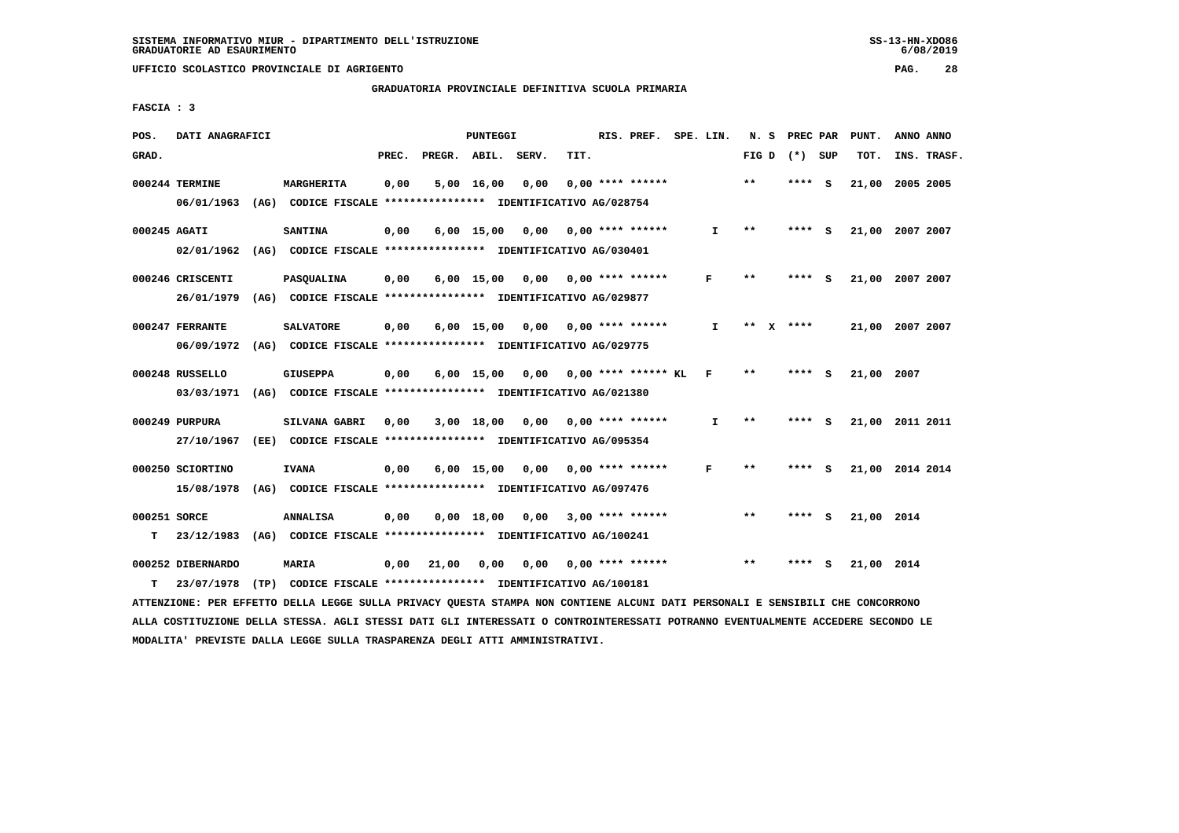SISTEMA INFORMATIVO MIUR - DIPARTIMENTO DELL'ISTRUZIONE
GRADUATORIE AD ESAURIMENTO

UFFICIO SCOLASTICO PROVINCIALE DI AGRIGENTO

GRADUATORIA PROVINCIALE DEFINITIVA SCUOLA PRIMARIA

FASCIA : 3

| POS. GRAD. | DATI ANAGRAFICI | | PUNTEGGI PREC. | PREGR. | ABIL. | SERV. | TIT. | RIS. PREF. | SPE. LIN. | N. S FIG D | PREC PAR (*) SUP | PUNT. TOT. | ANNO ANNO INS. TRASF. |
|---|---|---|---|---|---|---|---|---|---|---|---|---|---|
| 000244 | TERMINE 06/01/1963 (AG) CODICE FISCALE **************** IDENTIFICATIVO AG/028754 | MARGHERITA | 0,00 | 5,00 | 16,00 | 0,00 | 0,00 | **** ****** | | ** | **** S | 21,00 | 2005 2005 |
| 000245 | AGATI 02/01/1962 (AG) CODICE FISCALE **************** IDENTIFICATIVO AG/030401 | SANTINA | 0,00 | 6,00 | 15,00 | 0,00 | 0,00 | **** ****** | I | ** | **** S | 21,00 | 2007 2007 |
| 000246 | CRISCENTI 26/01/1979 (AG) CODICE FISCALE **************** IDENTIFICATIVO AG/029877 | PASQUALINA | 0,00 | 6,00 | 15,00 | 0,00 | 0,00 | **** ****** | F | ** | **** S | 21,00 | 2007 2007 |
| 000247 | FERRANTE 06/09/1972 (AG) CODICE FISCALE **************** IDENTIFICATIVO AG/029775 | SALVATORE | 0,00 | 6,00 | 15,00 | 0,00 | 0,00 | **** ****** | I | ** X | **** | 21,00 | 2007 2007 |
| 000248 | RUSSELLO 03/03/1971 (AG) CODICE FISCALE **************** IDENTIFICATIVO AG/021380 | GIUSEPPA | 0,00 | 6,00 | 15,00 | 0,00 | 0,00 | **** ****** KL | F | ** | **** S | 21,00 | 2007 |
| 000249 | PURPURA 27/10/1967 (EE) CODICE FISCALE **************** IDENTIFICATIVO AG/095354 | SILVANA GABRI | 0,00 | 3,00 | 18,00 | 0,00 | 0,00 | **** ****** | I | ** | **** S | 21,00 | 2011 2011 |
| 000250 | SCIORTINO 15/08/1978 (AG) CODICE FISCALE **************** IDENTIFICATIVO AG/097476 | IVANA | 0,00 | 6,00 | 15,00 | 0,00 | 0,00 | **** ****** | F | ** | **** S | 21,00 | 2014 2014 |
| 000251 T | SORCE 23/12/1983 (AG) CODICE FISCALE **************** IDENTIFICATIVO AG/100241 | ANNALISA | 0,00 | 0,00 | 18,00 | 0,00 | 3,00 | **** ****** | | ** | **** S | 21,00 | 2014 |
| 000252 T | DIBERNARDO 23/07/1978 (TP) CODICE FISCALE **************** IDENTIFICATIVO AG/100181 | MARIA | 0,00 | 21,00 | 0,00 | 0,00 | 0,00 | **** ****** | | ** | **** S | 21,00 | 2014 |

ATTENZIONE: PER EFFETTO DELLA LEGGE SULLA PRIVACY QUESTA STAMPA NON CONTIENE ALCUNI DATI PERSONALI E SENSIBILI CHE CONCORRONO ALLA COSTITUZIONE DELLA STESSA. AGLI STESSI DATI GLI INTERESSATI O CONTROINTERESSATI POTRANNO EVENTUALMENTE ACCEDERE SECONDO LE MODALITA' PREVISTE DALLA LEGGE SULLA TRASPARENZA DEGLI ATTI AMMINISTRATIVI.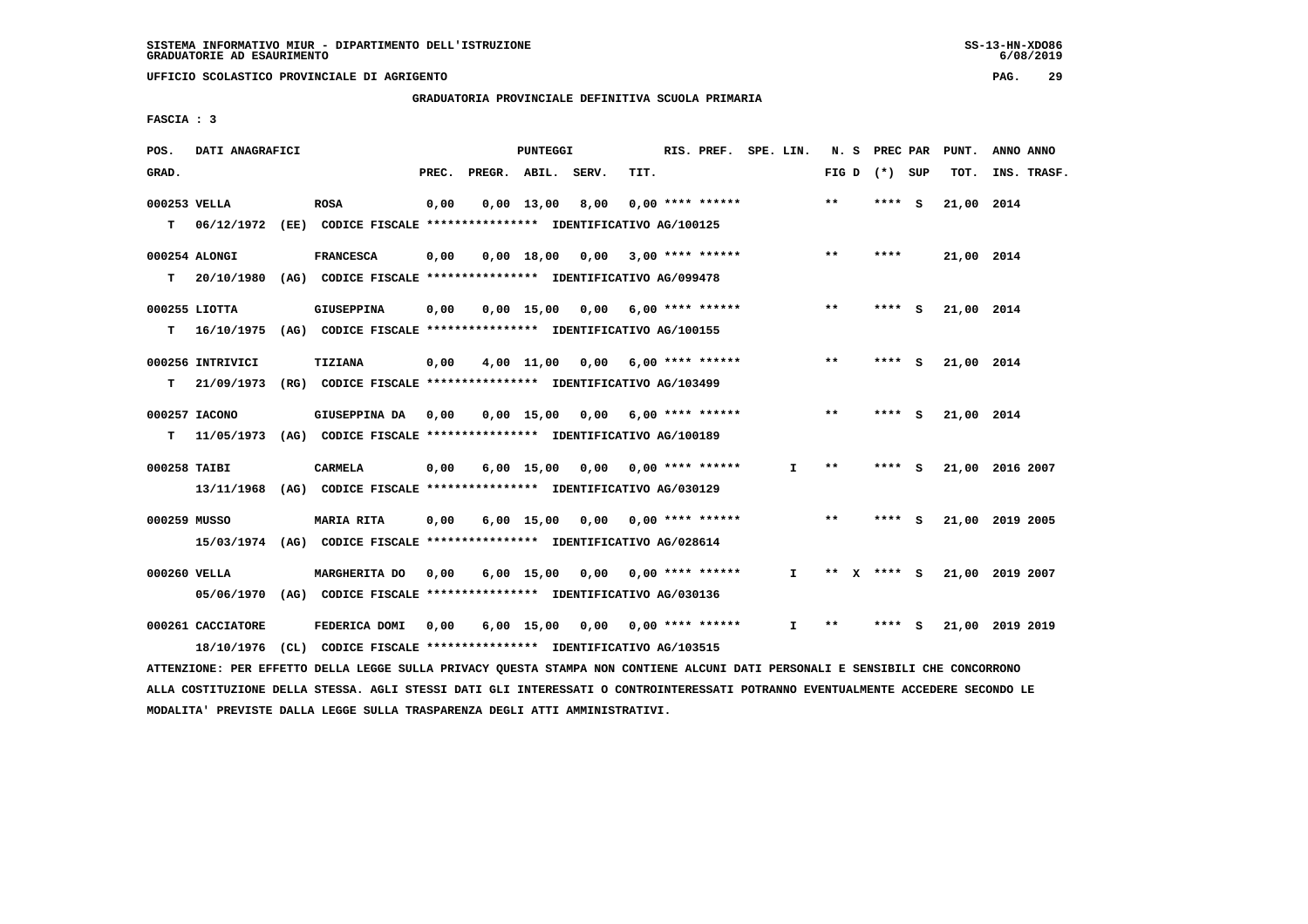SISTEMA INFORMATIVO MIUR - DIPARTIMENTO DELL'ISTRUZIONE
GRADUATORIE AD ESAURIMENTO

UFFICIO SCOLASTICO PROVINCIALE DI AGRIGENTO

GRADUATORIA PROVINCIALE DEFINITIVA SCUOLA PRIMARIA

FASCIA : 3

| POS. GRAD. | DATI ANAGRAFICI | | PREC. | PREGR. | ABIL. | SERV. | TIT. | RIS. PREF. | SPE. LIN. | N. S FIG D | PREC PAR (*) SUP | PUNT. TOT. | ANNO INS. | ANNO TRASF. |
|---|---|---|---|---|---|---|---|---|---|---|---|---|---|---|
| 000253 | VELLA | ROSA | 0,00 | 0,00 | 13,00 | 8,00 | 0,00 | **** ****** | | ** | **** S | 21,00 | 2014 | |
| T | 06/12/1972 (EE) CODICE FISCALE **************** IDENTIFICATIVO AG/100125 | | | | | | | | | | | | | |
| 000254 | ALONGI | FRANCESCA | 0,00 | 0,00 | 18,00 | 0,00 | 3,00 | **** ****** | | ** | **** | 21,00 | 2014 | |
| T | 20/10/1980 (AG) CODICE FISCALE **************** IDENTIFICATIVO AG/099478 | | | | | | | | | | | | | |
| 000255 | LIOTTA | GIUSEPPINA | 0,00 | 0,00 | 15,00 | 0,00 | 6,00 | **** ****** | | ** | **** S | 21,00 | 2014 | |
| T | 16/10/1975 (AG) CODICE FISCALE **************** IDENTIFICATIVO AG/100155 | | | | | | | | | | | | | |
| 000256 | INTRIVICI | TIZIANA | 0,00 | 4,00 | 11,00 | 0,00 | 6,00 | **** ****** | | ** | **** S | 21,00 | 2014 | |
| T | 21/09/1973 (RG) CODICE FISCALE **************** IDENTIFICATIVO AG/103499 | | | | | | | | | | | | | |
| 000257 | IACONO | GIUSEPPINA DA | 0,00 | 0,00 | 15,00 | 0,00 | 6,00 | **** ****** | | ** | **** S | 21,00 | 2014 | |
| T | 11/05/1973 (AG) CODICE FISCALE **************** IDENTIFICATIVO AG/100189 | | | | | | | | | | | | | |
| 000258 | TAIBI | CARMELA | 0,00 | 6,00 | 15,00 | 0,00 | 0,00 | **** ****** | I | ** | **** S | 21,00 | 2016 | 2007 |
| | 13/11/1968 (AG) CODICE FISCALE **************** IDENTIFICATIVO AG/030129 | | | | | | | | | | | | | |
| 000259 | MUSSO | MARIA RITA | 0,00 | 6,00 | 15,00 | 0,00 | 0,00 | **** ****** | | ** | **** S | 21,00 | 2019 | 2005 |
| | 15/03/1974 (AG) CODICE FISCALE **************** IDENTIFICATIVO AG/028614 | | | | | | | | | | | | | |
| 000260 | VELLA | MARGHERITA DO | 0,00 | 6,00 | 15,00 | 0,00 | 0,00 | **** ****** | I | ** X | **** S | 21,00 | 2019 | 2007 |
| | 05/06/1970 (AG) CODICE FISCALE **************** IDENTIFICATIVO AG/030136 | | | | | | | | | | | | | |
| 000261 | CACCIATORE | FEDERICA DOMI | 0,00 | 6,00 | 15,00 | 0,00 | 0,00 | **** ****** | I | ** | **** S | 21,00 | 2019 | 2019 |
| | 18/10/1976 (CL) CODICE FISCALE **************** IDENTIFICATIVO AG/103515 | | | | | | | | | | | | | |

ATTENZIONE: PER EFFETTO DELLA LEGGE SULLA PRIVACY QUESTA STAMPA NON CONTIENE ALCUNI DATI PERSONALI E SENSIBILI CHE CONCORRONO ALLA COSTITUZIONE DELLA STESSA. AGLI STESSI DATI GLI INTERESSATI O CONTROINTERESSATI POTRANNO EVENTUALMENTE ACCEDERE SECONDO LE MODALITA' PREVISTE DALLA LEGGE SULLA TRASPARENZA DEGLI ATTI AMMINISTRATIVI.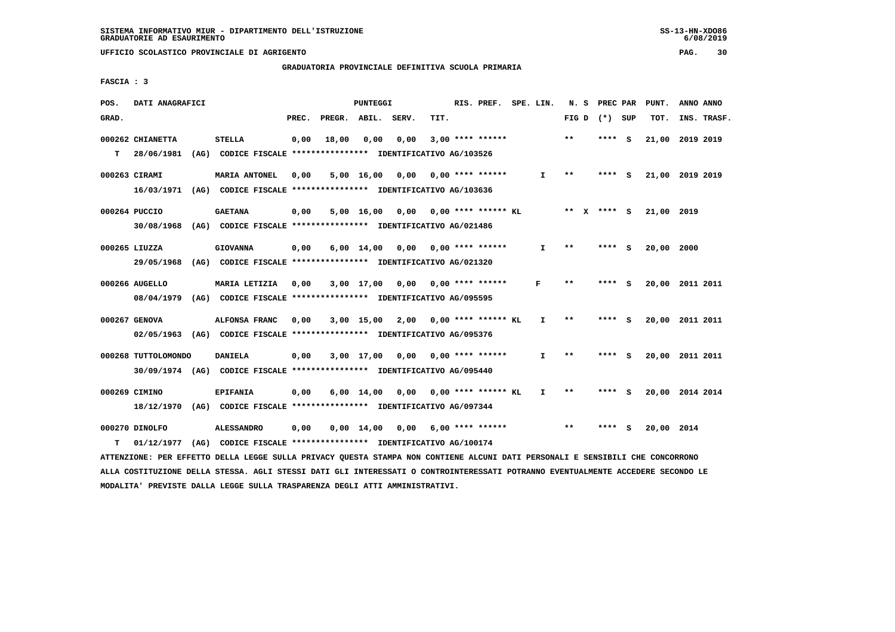SISTEMA INFORMATIVO MIUR - DIPARTIMENTO DELL'ISTRUZIONE
GRADUATORIE AD ESAURIMENTO

UFFICIO SCOLASTICO PROVINCIALE DI AGRIGENTO

GRADUATORIA PROVINCIALE DEFINITIVA SCUOLA PRIMARIA

FASCIA : 3

| POS. GRAD. | DATI ANAGRAFICI | | PREC. | PREGR. | ABIL. | SERV. | TIT. | RIS. PREF. | SPE. LIN. | N. S FIG D | PREC PAR (*) SUP | PUNT. TOT. | ANNO INS. | ANNO TRASF. |
|---|---|---|---|---|---|---|---|---|---|---|---|---|---|---|
| 000262 | CHIANETTA | STELLA | 0,00 | 18,00 | 0,00 | 0,00 | 3,00 | **** ****** | | ** | **** S | 21,00 | 2019 | 2019 |
| T | 28/06/1981 (AG) CODICE FISCALE **************** IDENTIFICATIVO AG/103526 | | | | | | | | | | | | | |
| 000263 | CIRAMI | MARIA ANTONEL | 0,00 | 5,00 | 16,00 | 0,00 | 0,00 | **** ****** | I | ** | **** S | 21,00 | 2019 | 2019 |
| | 16/03/1971 (AG) CODICE FISCALE **************** IDENTIFICATIVO AG/103636 | | | | | | | | | | | | | |
| 000264 | PUCCIO | GAETANA | 0,00 | 5,00 | 16,00 | 0,00 | 0,00 | **** ****** KL | | ** X | **** S | 21,00 | 2019 | |
| | 30/08/1968 (AG) CODICE FISCALE **************** IDENTIFICATIVO AG/021486 | | | | | | | | | | | | | |
| 000265 | LIUZZA | GIOVANNA | 0,00 | 6,00 | 14,00 | 0,00 | 0,00 | **** ****** | I | ** | **** S | 20,00 | 2000 | |
| | 29/05/1968 (AG) CODICE FISCALE **************** IDENTIFICATIVO AG/021320 | | | | | | | | | | | | | |
| 000266 | AUGELLO | MARIA LETIZIA | 0,00 | 3,00 | 17,00 | 0,00 | 0,00 | **** ****** | F | ** | **** S | 20,00 | 2011 | 2011 |
| | 08/04/1979 (AG) CODICE FISCALE **************** IDENTIFICATIVO AG/095595 | | | | | | | | | | | | | |
| 000267 | GENOVA | ALFONSA FRANC | 0,00 | 3,00 | 15,00 | 2,00 | 0,00 | **** ****** KL | I | ** | **** S | 20,00 | 2011 | 2011 |
| | 02/05/1963 (AG) CODICE FISCALE **************** IDENTIFICATIVO AG/095376 | | | | | | | | | | | | | |
| 000268 | TUTTOLOMONDO | DANIELA | 0,00 | 3,00 | 17,00 | 0,00 | 0,00 | **** ****** | I | ** | **** S | 20,00 | 2011 | 2011 |
| | 30/09/1974 (AG) CODICE FISCALE **************** IDENTIFICATIVO AG/095440 | | | | | | | | | | | | | |
| 000269 | CIMINO | EPIFANIA | 0,00 | 6,00 | 14,00 | 0,00 | 0,00 | **** ****** KL | I | ** | **** S | 20,00 | 2014 | 2014 |
| | 18/12/1970 (AG) CODICE FISCALE **************** IDENTIFICATIVO AG/097344 | | | | | | | | | | | | | |
| 000270 | DINOLFO | ALESSANDRO | 0,00 | 0,00 | 14,00 | 0,00 | 6,00 | **** ****** | | ** | **** S | 20,00 | 2014 | |
| T | 01/12/1977 (AG) CODICE FISCALE **************** IDENTIFICATIVO AG/100174 | | | | | | | | | | | | | |

ATTENZIONE: PER EFFETTO DELLA LEGGE SULLA PRIVACY QUESTA STAMPA NON CONTIENE ALCUNI DATI PERSONALI E SENSIBILI CHE CONCORRONO ALLA COSTITUZIONE DELLA STESSA. AGLI STESSI DATI GLI INTERESSATI O CONTROINTERESSATI POTRANNO EVENTUALMENTE ACCEDERE SECONDO LE MODALITA' PREVISTE DALLA LEGGE SULLA TRASPARENZA DEGLI ATTI AMMINISTRATIVI.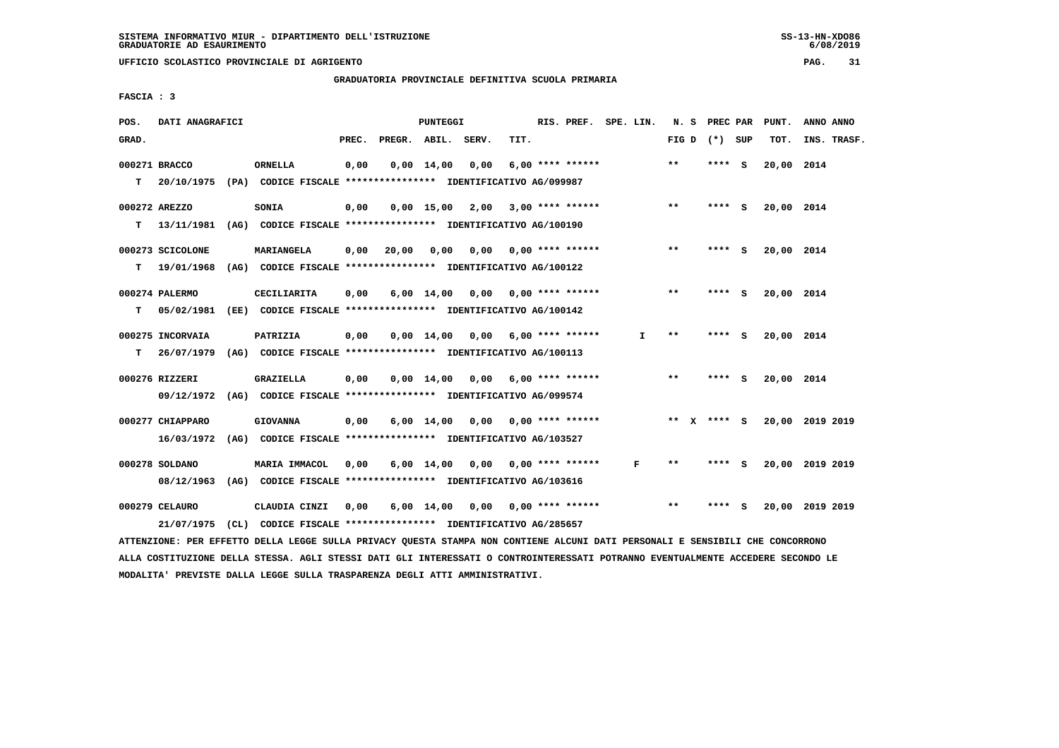SISTEMA INFORMATIVO MIUR - DIPARTIMENTO DELL'ISTRUZIONE
GRADUATORIE AD ESAURIMENTO

UFFICIO SCOLASTICO PROVINCIALE DI AGRIGENTO

GRADUATORIA PROVINCIALE DEFINITIVA SCUOLA PRIMARIA

FASCIA : 3

| POS. GRAD. | DATI ANAGRAFICI | | PUNTEGGI PREC. | PREGR. | ABIL. | SERV. | TIT. | RIS. PREF. | SPE. LIN. | N. S FIG D | PREC PAR (*) SUP | PUNT. TOT. | ANNO ANNO INS. TRASF. |
|---|---|---|---|---|---|---|---|---|---|---|---|---|---|
| 000271 BRACCO | ORNELLA | | 0,00 | 0,00 | 14,00 | 0,00 | 6,00 | **** ****** | | ** | **** S | 20,00 | 2014 |
| T 20/10/1975 (PA) | CODICE FISCALE **************** | IDENTIFICATIVO AG/099987 | | | | | | | | | | | |
| 000272 AREZZO | SONIA | | 0,00 | 0,00 | 15,00 | 2,00 | 3,00 | **** ****** | | ** | **** S | 20,00 | 2014 |
| T 13/11/1981 (AG) | CODICE FISCALE **************** | IDENTIFICATIVO AG/100190 | | | | | | | | | | | |
| 000273 SCICOLONE | MARIANGELA | | 0,00 | 20,00 | 0,00 | 0,00 | 0,00 | **** ****** | | ** | **** S | 20,00 | 2014 |
| T 19/01/1968 (AG) | CODICE FISCALE **************** | IDENTIFICATIVO AG/100122 | | | | | | | | | | | |
| 000274 PALERMO | CECILIARITA | | 0,00 | 6,00 | 14,00 | 0,00 | 0,00 | **** ****** | | ** | **** S | 20,00 | 2014 |
| T 05/02/1981 (EE) | CODICE FISCALE **************** | IDENTIFICATIVO AG/100142 | | | | | | | | | | | |
| 000275 INCORVAIA | PATRIZIA | | 0,00 | 0,00 | 14,00 | 0,00 | 6,00 | **** ****** | I | ** | **** S | 20,00 | 2014 |
| T 26/07/1979 (AG) | CODICE FISCALE **************** | IDENTIFICATIVO AG/100113 | | | | | | | | | | | |
| 000276 RIZZERI | GRAZIELLA | | 0,00 | 0,00 | 14,00 | 0,00 | 6,00 | **** ****** | | ** | **** S | 20,00 | 2014 |
| 09/12/1972 (AG) | CODICE FISCALE **************** | IDENTIFICATIVO AG/099574 | | | | | | | | | | | |
| 000277 CHIAPPARO | GIOVANNA | | 0,00 | 6,00 | 14,00 | 0,00 | 0,00 | **** ****** | | ** X | **** S | 20,00 | 2019 2019 |
| 16/03/1972 (AG) | CODICE FISCALE **************** | IDENTIFICATIVO AG/103527 | | | | | | | | | | | |
| 000278 SOLDANO | MARIA IMMACOL | | 0,00 | 6,00 | 14,00 | 0,00 | 0,00 | **** ****** | F | ** | **** S | 20,00 | 2019 2019 |
| 08/12/1963 (AG) | CODICE FISCALE **************** | IDENTIFICATIVO AG/103616 | | | | | | | | | | | |
| 000279 CELAURO | CLAUDIA CINZI | | 0,00 | 6,00 | 14,00 | 0,00 | 0,00 | **** ****** | | ** | **** S | 20,00 | 2019 2019 |
| 21/07/1975 (CL) | CODICE FISCALE **************** | IDENTIFICATIVO AG/285657 | | | | | | | | | | | |

ATTENZIONE: PER EFFETTO DELLA LEGGE SULLA PRIVACY QUESTA STAMPA NON CONTIENE ALCUNI DATI PERSONALI E SENSIBILI CHE CONCORRONO ALLA COSTITUZIONE DELLA STESSA. AGLI STESSI DATI GLI INTERESSATI O CONTROINTERESSATI POTRANNO EVENTUALMENTE ACCEDERE SECONDO LE MODALITA' PREVISTE DALLA LEGGE SULLA TRASPARENZA DEGLI ATTI AMMINISTRATIVI.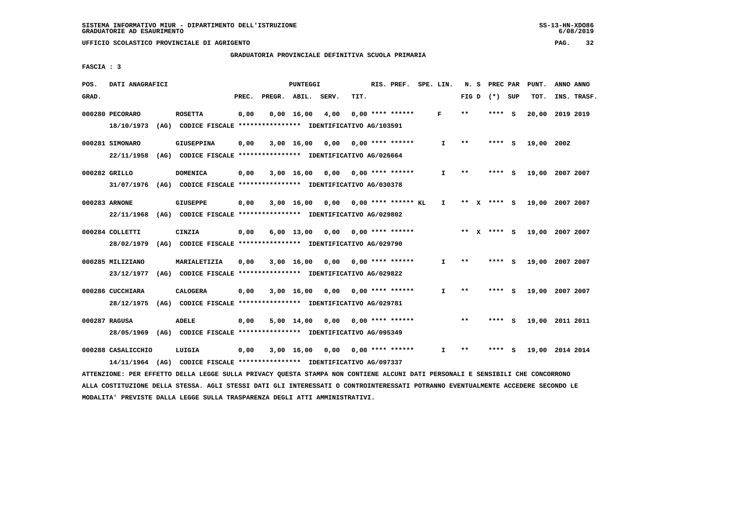SISTEMA INFORMATIVO MIUR - DIPARTIMENTO DELL'ISTRUZIONE
GRADUATORIE AD ESAURIMENTO

UFFICIO SCOLASTICO PROVINCIALE DI AGRIGENTO

GRADUATORIA PROVINCIALE DEFINITIVA SCUOLA PRIMARIA

FASCIA : 3

| POS. GRAD. | DATI ANAGRAFICI | | PREC. | PREGR. | ABIL. | SERV. | TIT. | RIS. PREF. | SPE. LIN. | N. S FIG D | PREC PAR (*) SUP | PUNT. TOT. | ANNO ANNO INS. TRASF. |
|---|---|---|---|---|---|---|---|---|---|---|---|---|---|
| 000280 | PECORARO | ROSETTA | 0,00 | 0,00 | 16,00 | 4,00 | 0,00 | **** ****** | F | ** | **** S | 20,00 | 2019 2019 |
| | 18/10/1973 (AG) CODICE FISCALE **************** IDENTIFICATIVO AG/103591 | | | | | | | | | | | | |
| 000281 | SIMONARO | GIUSEPPINA | 0,00 | 3,00 | 16,00 | 0,00 | 0,00 | **** ****** | I | ** | **** S | 19,00 | 2002 |
| | 22/11/1958 (AG) CODICE FISCALE **************** IDENTIFICATIVO AG/026664 | | | | | | | | | | | | |
| 000282 | GRILLO | DOMENICA | 0,00 | 3,00 | 16,00 | 0,00 | 0,00 | **** ****** | I | ** | **** S | 19,00 | 2007 2007 |
| | 31/07/1976 (AG) CODICE FISCALE **************** IDENTIFICATIVO AG/030378 | | | | | | | | | | | | |
| 000283 | ARNONE | GIUSEPPE | 0,00 | 3,00 | 16,00 | 0,00 | 0,00 | **** ****** KL | I | ** X | **** S | 19,00 | 2007 2007 |
| | 22/11/1968 (AG) CODICE FISCALE **************** IDENTIFICATIVO AG/029802 | | | | | | | | | | | | |
| 000284 | COLLETTI | CINZIA | 0,00 | 6,00 | 13,00 | 0,00 | 0,00 | **** ****** | | ** X | **** S | 19,00 | 2007 2007 |
| | 28/02/1979 (AG) CODICE FISCALE **************** IDENTIFICATIVO AG/029790 | | | | | | | | | | | | |
| 000285 | MILIZIANO | MARIALETIZIA | 0,00 | 3,00 | 16,00 | 0,00 | 0,00 | **** ****** | I | ** | **** S | 19,00 | 2007 2007 |
| | 23/12/1977 (AG) CODICE FISCALE **************** IDENTIFICATIVO AG/029822 | | | | | | | | | | | | |
| 000286 | CUCCHIARA | CALOGERA | 0,00 | 3,00 | 16,00 | 0,00 | 0,00 | **** ****** | I | ** | **** S | 19,00 | 2007 2007 |
| | 28/12/1975 (AG) CODICE FISCALE **************** IDENTIFICATIVO AG/029781 | | | | | | | | | | | | |
| 000287 | RAGUSA | ADELE | 0,00 | 5,00 | 14,00 | 0,00 | 0,00 | **** ****** | | ** | **** S | 19,00 | 2011 2011 |
| | 28/05/1969 (AG) CODICE FISCALE **************** IDENTIFICATIVO AG/095349 | | | | | | | | | | | | |
| 000288 | CASALICCHIO | LUIGIA | 0,00 | 3,00 | 16,00 | 0,00 | 0,00 | **** ****** | I | ** | **** S | 19,00 | 2014 2014 |
| | 14/11/1964 (AG) CODICE FISCALE **************** IDENTIFICATIVO AG/097337 | | | | | | | | | | | | |

ATTENZIONE: PER EFFETTO DELLA LEGGE SULLA PRIVACY QUESTA STAMPA NON CONTIENE ALCUNI DATI PERSONALI E SENSIBILI CHE CONCORRONO ALLA COSTITUZIONE DELLA STESSA. AGLI STESSI DATI GLI INTERESSATI O CONTROINTERESSATI POTRANNO EVENTUALMENTE ACCEDERE SECONDO LE MODALITA' PREVISTE DALLA LEGGE SULLA TRASPARENZA DEGLI ATTI AMMINISTRATIVI.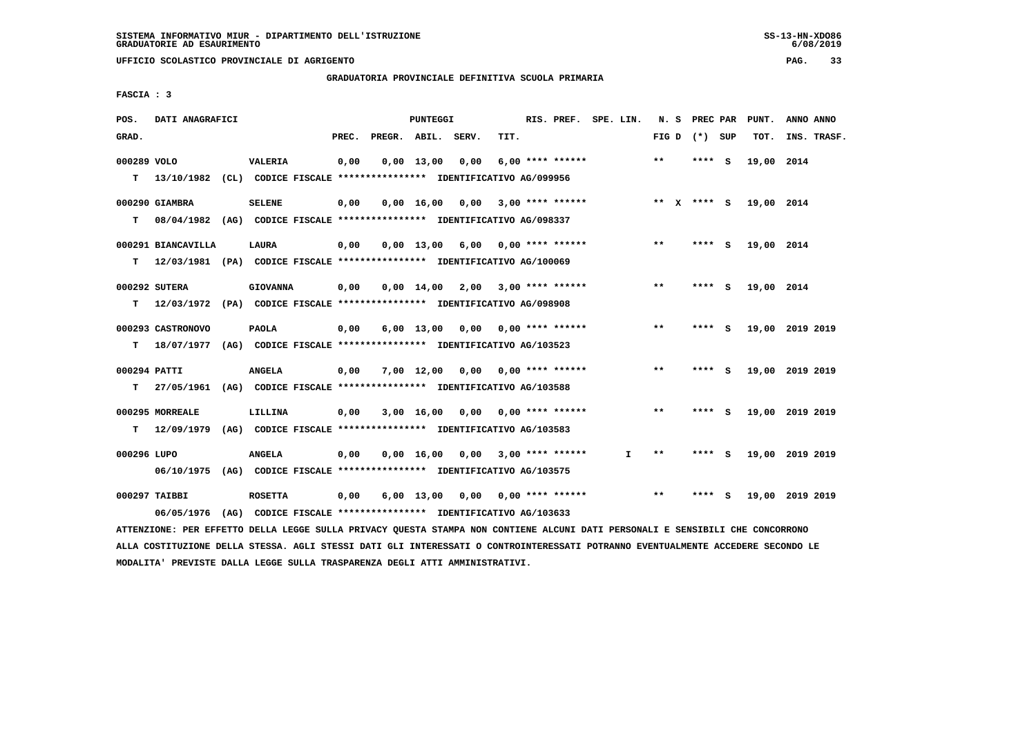SISTEMA INFORMATIVO MIUR - DIPARTIMENTO DELL'ISTRUZIONE
GRADUATORIE AD ESAURIMENTO

UFFICIO SCOLASTICO PROVINCIALE DI AGRIGENTO

GRADUATORIA PROVINCIALE DEFINITIVA SCUOLA PRIMARIA

FASCIA : 3

| POS. GRAD. | DATI ANAGRAFICI | | PREC. | PREGR. | ABIL. | SERV. | TIT. | RIS. PREF. | SPE. LIN. | N. S FIG D | PREC PAR (*) SUP | PUNT. TOT. | ANNO ANNO INS. TRASF. |
|---|---|---|---|---|---|---|---|---|---|---|---|---|---|
| 000289 VOLO | VALERIA | | 0,00 | 0,00 | 13,00 | 0,00 | 6,00 | **** ****** | | ** | **** S | 19,00 | 2014 |
| T | 13/10/1982 (CL) CODICE FISCALE **************** IDENTIFICATIVO AG/099956 | | | | | | | | | | | | |
| 000290 GIAMBRA | SELENE | | 0,00 | 0,00 | 16,00 | 0,00 | 3,00 | **** ****** | | ** X | **** S | 19,00 | 2014 |
| T | 08/04/1982 (AG) CODICE FISCALE **************** IDENTIFICATIVO AG/098337 | | | | | | | | | | | | |
| 000291 BIANCAVILLA | LAURA | | 0,00 | 0,00 | 13,00 | 6,00 | 0,00 | **** ****** | | ** | **** S | 19,00 | 2014 |
| T | 12/03/1981 (PA) CODICE FISCALE **************** IDENTIFICATIVO AG/100069 | | | | | | | | | | | | |
| 000292 SUTERA | GIOVANNA | | 0,00 | 0,00 | 14,00 | 2,00 | 3,00 | **** ****** | | ** | **** S | 19,00 | 2014 |
| T | 12/03/1972 (PA) CODICE FISCALE **************** IDENTIFICATIVO AG/098908 | | | | | | | | | | | | |
| 000293 CASTRONOVO | PAOLA | | 0,00 | 6,00 | 13,00 | 0,00 | 0,00 | **** ****** | | ** | **** S | 19,00 | 2019 2019 |
| T | 18/07/1977 (AG) CODICE FISCALE **************** IDENTIFICATIVO AG/103523 | | | | | | | | | | | | |
| 000294 PATTI | ANGELA | | 0,00 | 7,00 | 12,00 | 0,00 | 0,00 | **** ****** | | ** | **** S | 19,00 | 2019 2019 |
| T | 27/05/1961 (AG) CODICE FISCALE **************** IDENTIFICATIVO AG/103588 | | | | | | | | | | | | |
| 000295 MORREALE | LILLINA | | 0,00 | 3,00 | 16,00 | 0,00 | 0,00 | **** ****** | | ** | **** S | 19,00 | 2019 2019 |
| T | 12/09/1979 (AG) CODICE FISCALE **************** IDENTIFICATIVO AG/103583 | | | | | | | | | | | | |
| 000296 LUPO | ANGELA | | 0,00 | 0,00 | 16,00 | 0,00 | 3,00 | **** ****** | I | ** | **** S | 19,00 | 2019 2019 |
| | 06/10/1975 (AG) CODICE FISCALE **************** IDENTIFICATIVO AG/103575 | | | | | | | | | | | | |
| 000297 TAIBBI | ROSETTA | | 0,00 | 6,00 | 13,00 | 0,00 | 0,00 | **** ****** | | ** | **** S | 19,00 | 2019 2019 |
| | 06/05/1976 (AG) CODICE FISCALE **************** IDENTIFICATIVO AG/103633 | | | | | | | | | | | | |

ATTENZIONE: PER EFFETTO DELLA LEGGE SULLA PRIVACY QUESTA STAMPA NON CONTIENE ALCUNI DATI PERSONALI E SENSIBILI CHE CONCORRONO ALLA COSTITUZIONE DELLA STESSA. AGLI STESSI DATI GLI INTERESSATI O CONTROINTERESSATI POTRANNO EVENTUALMENTE ACCEDERE SECONDO LE MODALITA' PREVISTE DALLA LEGGE SULLA TRASPARENZA DEGLI ATTI AMMINISTRATIVI.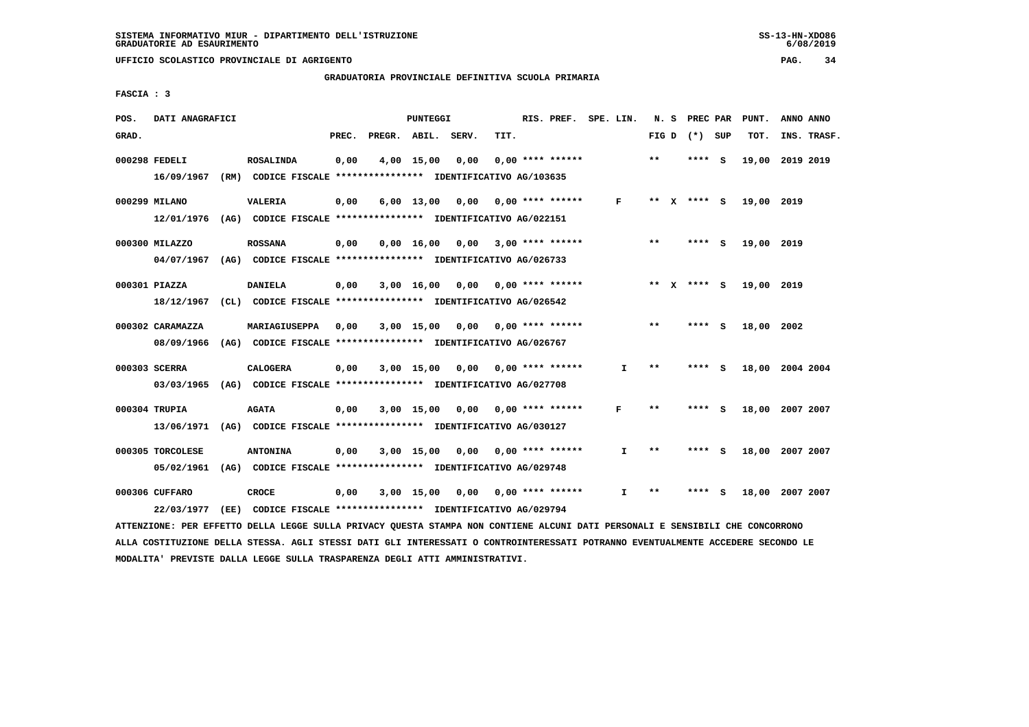SISTEMA INFORMATIVO MIUR - DIPARTIMENTO DELL'ISTRUZIONE
GRADUATORIE AD ESAURIMENTO

UFFICIO SCOLASTICO PROVINCIALE DI AGRIGENTO

GRADUATORIA PROVINCIALE DEFINITIVA SCUOLA PRIMARIA

FASCIA : 3

| POS. GRAD. | DATI ANAGRAFICI | | PREC. | PREGR. | ABIL. | SERV. | TIT. | RIS. PREF. | SPE. LIN. | N. S FIG D | PREC PAR (*) SUP | PUNT. TOT. | ANNO INS. | ANNO TRASF. |
|---|---|---|---|---|---|---|---|---|---|---|---|---|---|---|
| 000298 | FEDELI | ROSALINDA | 0,00 | 4,00 | 15,00 | 0,00 | 0,00 | **** ****** | | ** | **** S | 19,00 | 2019 | 2019 |
| | 16/09/1967 (RM) CODICE FISCALE **************** IDENTIFICATIVO AG/103635 | | | | | | | | | | | | | |
| 000299 | MILANO | VALERIA | 0,00 | 6,00 | 13,00 | 0,00 | 0,00 | **** ****** | F | ** X | **** S | 19,00 | 2019 | |
| | 12/01/1976 (AG) CODICE FISCALE **************** IDENTIFICATIVO AG/022151 | | | | | | | | | | | | | |
| 000300 | MILAZZO | ROSSANA | 0,00 | 0,00 | 16,00 | 0,00 | 3,00 | **** ****** | | ** | **** S | 19,00 | 2019 | |
| | 04/07/1967 (AG) CODICE FISCALE **************** IDENTIFICATIVO AG/026733 | | | | | | | | | | | | | |
| 000301 | PIAZZA | DANIELA | 0,00 | 3,00 | 16,00 | 0,00 | 0,00 | **** ****** | | ** X | **** S | 19,00 | 2019 | |
| | 18/12/1967 (CL) CODICE FISCALE **************** IDENTIFICATIVO AG/026542 | | | | | | | | | | | | | |
| 000302 | CARAMAZZA | MARIAGIUSEPPA | 0,00 | 3,00 | 15,00 | 0,00 | 0,00 | **** ****** | | ** | **** S | 18,00 | 2002 | |
| | 08/09/1966 (AG) CODICE FISCALE **************** IDENTIFICATIVO AG/026767 | | | | | | | | | | | | | |
| 000303 | SCERRA | CALOGERA | 0,00 | 3,00 | 15,00 | 0,00 | 0,00 | **** ****** | I | ** | **** S | 18,00 | 2004 | 2004 |
| | 03/03/1965 (AG) CODICE FISCALE **************** IDENTIFICATIVO AG/027708 | | | | | | | | | | | | | |
| 000304 | TRUPIA | AGATA | 0,00 | 3,00 | 15,00 | 0,00 | 0,00 | **** ****** | F | ** | **** S | 18,00 | 2007 | 2007 |
| | 13/06/1971 (AG) CODICE FISCALE **************** IDENTIFICATIVO AG/030127 | | | | | | | | | | | | | |
| 000305 | TORCOLESE | ANTONINA | 0,00 | 3,00 | 15,00 | 0,00 | 0,00 | **** ****** | I | ** | **** S | 18,00 | 2007 | 2007 |
| | 05/02/1961 (AG) CODICE FISCALE **************** IDENTIFICATIVO AG/029748 | | | | | | | | | | | | | |
| 000306 | CUFFARO | CROCE | 0,00 | 3,00 | 15,00 | 0,00 | 0,00 | **** ****** | I | ** | **** S | 18,00 | 2007 | 2007 |
| | 22/03/1977 (EE) CODICE FISCALE **************** IDENTIFICATIVO AG/029794 | | | | | | | | | | | | | |

ATTENZIONE: PER EFFETTO DELLA LEGGE SULLA PRIVACY QUESTA STAMPA NON CONTIENE ALCUNI DATI PERSONALI E SENSIBILI CHE CONCORRONO ALLA COSTITUZIONE DELLA STESSA. AGLI STESSI DATI GLI INTERESSATI O CONTROINTERESSATI POTRANNO EVENTUALMENTE ACCEDERE SECONDO LE MODALITA' PREVISTE DALLA LEGGE SULLA TRASPARENZA DEGLI ATTI AMMINISTRATIVI.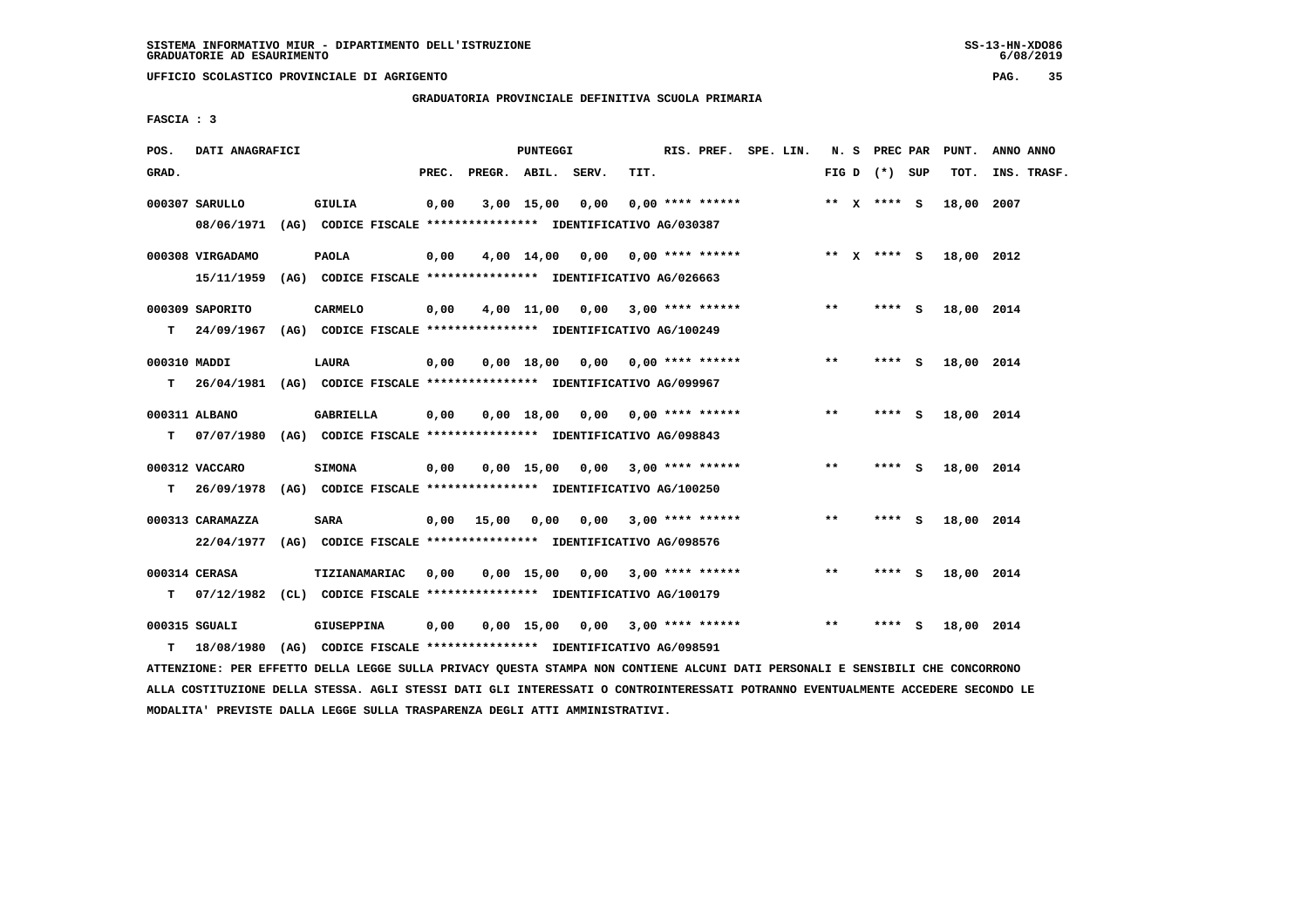SISTEMA INFORMATIVO MIUR - DIPARTIMENTO DELL'ISTRUZIONE
GRADUATORIE AD ESAURIMENTO

UFFICIO SCOLASTICO PROVINCIALE DI AGRIGENTO

GRADUATORIA PROVINCIALE DEFINITIVA SCUOLA PRIMARIA

FASCIA : 3

| POS. GRAD. | DATI ANAGRAFICI | | PREC. | PREGR. | ABIL. | SERV. | TIT. | RIS. PREF. | SPE. LIN. | N. S FIG D | PREC PAR (*) SUP | PUNT. TOT. | ANNO ANNO INS. TRASF. |
|---|---|---|---|---|---|---|---|---|---|---|---|---|---|
| 000307 | SARULLO | GIULIA | 0,00 | 3,00 | 15,00 | 0,00 | 0,00 | **** ****** | | ** X | **** S | 18,00 | 2007 |
| | 08/06/1971 (AG) CODICE FISCALE **************** IDENTIFICATIVO AG/030387 | | | | | | | | | | | | |
| 000308 | VIRGADAMO | PAOLA | 0,00 | 4,00 | 14,00 | 0,00 | 0,00 | **** ****** | | ** X | **** S | 18,00 | 2012 |
| | 15/11/1959 (AG) CODICE FISCALE **************** IDENTIFICATIVO AG/026663 | | | | | | | | | | | | |
| 000309 | SAPORITO | CARMELO | 0,00 | 4,00 | 11,00 | 0,00 | 3,00 | **** ****** | | ** | **** S | 18,00 | 2014 |
| T | 24/09/1967 (AG) CODICE FISCALE **************** IDENTIFICATIVO AG/100249 | | | | | | | | | | | | |
| 000310 | MADDI | LAURA | 0,00 | 0,00 | 18,00 | 0,00 | 0,00 | **** ****** | | ** | **** S | 18,00 | 2014 |
| T | 26/04/1981 (AG) CODICE FISCALE **************** IDENTIFICATIVO AG/099967 | | | | | | | | | | | | |
| 000311 | ALBANO | GABRIELLA | 0,00 | 0,00 | 18,00 | 0,00 | 0,00 | **** ****** | | ** | **** S | 18,00 | 2014 |
| T | 07/07/1980 (AG) CODICE FISCALE **************** IDENTIFICATIVO AG/098843 | | | | | | | | | | | | |
| 000312 | VACCARO | SIMONA | 0,00 | 0,00 | 15,00 | 0,00 | 3,00 | **** ****** | | ** | **** S | 18,00 | 2014 |
| T | 26/09/1978 (AG) CODICE FISCALE **************** IDENTIFICATIVO AG/100250 | | | | | | | | | | | | |
| 000313 | CARAMAZZA | SARA | 0,00 | 15,00 | 0,00 | 0,00 | 3,00 | **** ****** | | ** | **** S | 18,00 | 2014 |
| | 22/04/1977 (AG) CODICE FISCALE **************** IDENTIFICATIVO AG/098576 | | | | | | | | | | | | |
| 000314 | CERASA | TIZIANAMARIAC | 0,00 | 0,00 | 15,00 | 0,00 | 3,00 | **** ****** | | ** | **** S | 18,00 | 2014 |
| T | 07/12/1982 (CL) CODICE FISCALE **************** IDENTIFICATIVO AG/100179 | | | | | | | | | | | | |
| 000315 | SGUALI | GIUSEPPINA | 0,00 | 0,00 | 15,00 | 0,00 | 3,00 | **** ****** | | ** | **** S | 18,00 | 2014 |
| T | 18/08/1980 (AG) CODICE FISCALE **************** IDENTIFICATIVO AG/098591 | | | | | | | | | | | | |

ATTENZIONE: PER EFFETTO DELLA LEGGE SULLA PRIVACY QUESTA STAMPA NON CONTIENE ALCUNI DATI PERSONALI E SENSIBILI CHE CONCORRONO ALLA COSTITUZIONE DELLA STESSA. AGLI STESSI DATI GLI INTERESSATI O CONTROINTERESSATI POTRANNO EVENTUALMENTE ACCEDERE SECONDO LE MODALITA' PREVISTE DALLA LEGGE SULLA TRASPARENZA DEGLI ATTI AMMINISTRATIVI.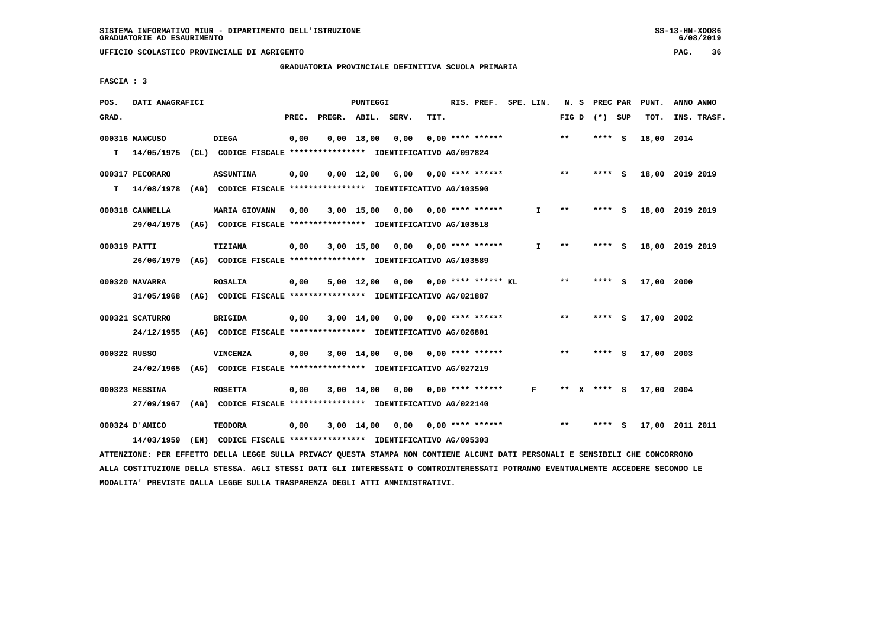SISTEMA INFORMATIVO MIUR - DIPARTIMENTO DELL'ISTRUZIONE
GRADUATORIE AD ESAURIMENTO

UFFICIO SCOLASTICO PROVINCIALE DI AGRIGENTO

GRADUATORIA PROVINCIALE DEFINITIVA SCUOLA PRIMARIA

FASCIA : 3

| POS. GRAD. | DATI ANAGRAFICI | | PREC. | PREGR. | ABIL. | SERV. | TIT. | RIS. PREF. | SPE. LIN. | N. S FIG D | PREC PAR (*) SUP | PUNT. TOT. | ANNO INS. | ANNO TRASF. |
|---|---|---|---|---|---|---|---|---|---|---|---|---|---|---|
| 000316 | MANCUSO | DIEGA | 0,00 | 0,00 | 18,00 | 0,00 | 0,00 | **** ****** | | ** | **** S | 18,00 | 2014 | |
| T | 14/05/1975 (CL) CODICE FISCALE **************** IDENTIFICATIVO AG/097824 | | | | | | | | | | | | | |
| 000317 | PECORARO | ASSUNTINA | 0,00 | 0,00 | 12,00 | 6,00 | 0,00 | **** ****** | | ** | **** S | 18,00 | 2019 | 2019 |
| T | 14/08/1978 (AG) CODICE FISCALE **************** IDENTIFICATIVO AG/103590 | | | | | | | | | | | | | |
| 000318 | CANNELLA | MARIA GIOVANN | 0,00 | 3,00 | 15,00 | 0,00 | 0,00 | **** ****** | I | ** | **** S | 18,00 | 2019 | 2019 |
| | 29/04/1975 (AG) CODICE FISCALE **************** IDENTIFICATIVO AG/103518 | | | | | | | | | | | | | |
| 000319 | PATTI | TIZIANA | 0,00 | 3,00 | 15,00 | 0,00 | 0,00 | **** ****** | I | ** | **** S | 18,00 | 2019 | 2019 |
| | 26/06/1979 (AG) CODICE FISCALE **************** IDENTIFICATIVO AG/103589 | | | | | | | | | | | | | |
| 000320 | NAVARRA | ROSALIA | 0,00 | 5,00 | 12,00 | 0,00 | 0,00 | **** ****** KL | | ** | **** S | 17,00 | 2000 | |
| | 31/05/1968 (AG) CODICE FISCALE **************** IDENTIFICATIVO AG/021887 | | | | | | | | | | | | | |
| 000321 | SCATURRO | BRIGIDA | 0,00 | 3,00 | 14,00 | 0,00 | 0,00 | **** ****** | | ** | **** S | 17,00 | 2002 | |
| | 24/12/1955 (AG) CODICE FISCALE **************** IDENTIFICATIVO AG/026801 | | | | | | | | | | | | | |
| 000322 | RUSSO | VINCENZA | 0,00 | 3,00 | 14,00 | 0,00 | 0,00 | **** ****** | | ** | **** S | 17,00 | 2003 | |
| | 24/02/1965 (AG) CODICE FISCALE **************** IDENTIFICATIVO AG/027219 | | | | | | | | | | | | | |
| 000323 | MESSINA | ROSETTA | 0,00 | 3,00 | 14,00 | 0,00 | 0,00 | **** ****** | F | ** X | **** S | 17,00 | 2004 | |
| | 27/09/1967 (AG) CODICE FISCALE **************** IDENTIFICATIVO AG/022140 | | | | | | | | | | | | | |
| 000324 | D'AMICO | TEODORA | 0,00 | 3,00 | 14,00 | 0,00 | 0,00 | **** ****** | | ** | **** S | 17,00 | 2011 | 2011 |
| | 14/03/1959 (EN) CODICE FISCALE **************** IDENTIFICATIVO AG/095303 | | | | | | | | | | | | | |

ATTENZIONE: PER EFFETTO DELLA LEGGE SULLA PRIVACY QUESTA STAMPA NON CONTIENE ALCUNI DATI PERSONALI E SENSIBILI CHE CONCORRONO ALLA COSTITUZIONE DELLA STESSA. AGLI STESSI DATI GLI INTERESSATI O CONTROINTERESSATI POTRANNO EVENTUALMENTE ACCEDERE SECONDO LE MODALITA' PREVISTE DALLA LEGGE SULLA TRASPARENZA DEGLI ATTI AMMINISTRATIVI.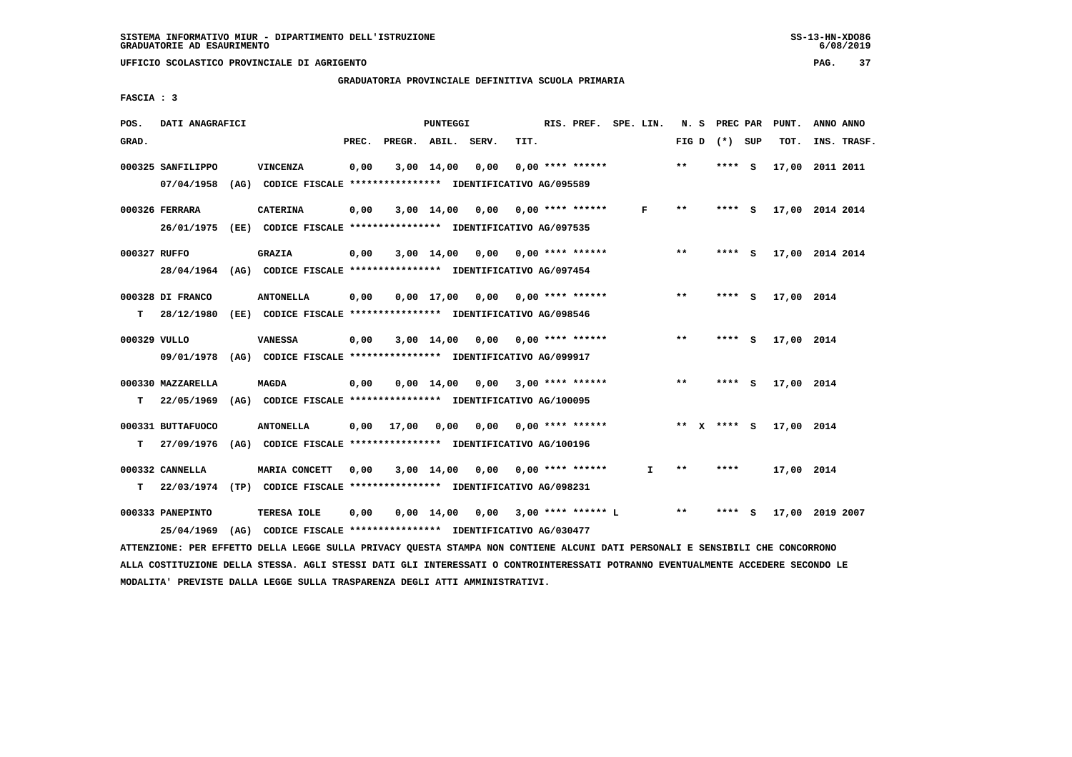SISTEMA INFORMATIVO MIUR - DIPARTIMENTO DELL'ISTRUZIONE
GRADUATORIE AD ESAURIMENTO

UFFICIO SCOLASTICO PROVINCIALE DI AGRIGENTO

GRADUATORIA PROVINCIALE DEFINITIVA SCUOLA PRIMARIA

FASCIA : 3

| POS. GRAD. | DATI ANAGRAFICI | | PREC. | PREGR. | ABIL. | SERV. | TIT. | RIS. PREF. | SPE. LIN. | N. S FIG D | PREC PAR (*) SUP | PUNT. TOT. | ANNO ANNO INS. TRASF. |
|---|---|---|---|---|---|---|---|---|---|---|---|---|---|
| 000325 | SANFILIPPO 07/04/1958 (AG) CODICE FISCALE **************** IDENTIFICATIVO AG/095589 | VINCENZA | 0,00 | 3,00 | 14,00 | 0,00 | 0,00 | **** ****** | | ** | **** S | 17,00 | 2011 2011 |
| 000326 | FERRARA 26/01/1975 (EE) CODICE FISCALE **************** IDENTIFICATIVO AG/097535 | CATERINA | 0,00 | 3,00 | 14,00 | 0,00 | 0,00 | **** ****** | F | ** | **** S | 17,00 | 2014 2014 |
| 000327 | RUFFO 28/04/1964 (AG) CODICE FISCALE **************** IDENTIFICATIVO AG/097454 | GRAZIA | 0,00 | 3,00 | 14,00 | 0,00 | 0,00 | **** ****** | | ** | **** S | 17,00 | 2014 2014 |
| 000328 | DI FRANCO T 28/12/1980 (EE) CODICE FISCALE **************** IDENTIFICATIVO AG/098546 | ANTONELLA | 0,00 | 0,00 | 17,00 | 0,00 | 0,00 | **** ****** | | ** | **** S | 17,00 | 2014 |
| 000329 | VULLO 09/01/1978 (AG) CODICE FISCALE **************** IDENTIFICATIVO AG/099917 | VANESSA | 0,00 | 3,00 | 14,00 | 0,00 | 0,00 | **** ****** | | ** | **** S | 17,00 | 2014 |
| 000330 | MAZZARELLA T 22/05/1969 (AG) CODICE FISCALE **************** IDENTIFICATIVO AG/100095 | MAGDA | 0,00 | 0,00 | 14,00 | 0,00 | 3,00 | **** ****** | | ** | **** S | 17,00 | 2014 |
| 000331 | BUTTAFUOCO T 27/09/1976 (AG) CODICE FISCALE **************** IDENTIFICATIVO AG/100196 | ANTONELLA | 0,00 | 17,00 | 0,00 | 0,00 | 0,00 | **** ****** | | ** X | **** S | 17,00 | 2014 |
| 000332 | CANNELLA T 22/03/1974 (TP) CODICE FISCALE **************** IDENTIFICATIVO AG/098231 | MARIA CONCETT | 0,00 | 3,00 | 14,00 | 0,00 | 0,00 | **** ****** | I | ** | **** | 17,00 | 2014 |
| 000333 | PANEPINTO 25/04/1969 (AG) CODICE FISCALE **************** IDENTIFICATIVO AG/030477 | TERESA IOLE | 0,00 | 0,00 | 14,00 | 0,00 | 3,00 | **** ****** L | | ** | **** S | 17,00 | 2019 2007 |

ATTENZIONE: PER EFFETTO DELLA LEGGE SULLA PRIVACY QUESTA STAMPA NON CONTIENE ALCUNI DATI PERSONALI E SENSIBILI CHE CONCORRONO ALLA COSTITUZIONE DELLA STESSA. AGLI STESSI DATI GLI INTERESSATI O CONTROINTERESSATI POTRANNO EVENTUALMENTE ACCEDERE SECONDO LE MODALITA' PREVISTE DALLA LEGGE SULLA TRASPARENZA DEGLI ATTI AMMINISTRATIVI.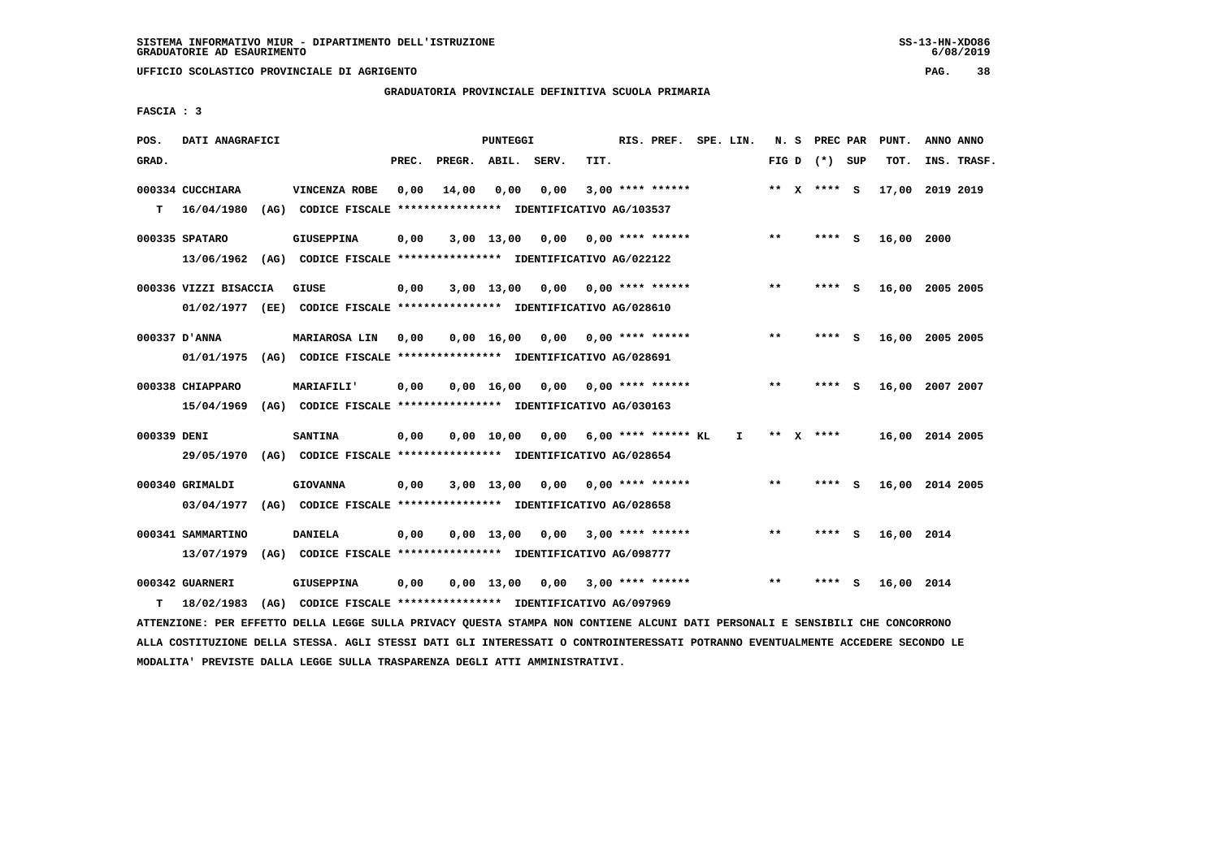SISTEMA INFORMATIVO MIUR - DIPARTIMENTO DELL'ISTRUZIONE
GRADUATORIE AD ESAURIMENTO

UFFICIO SCOLASTICO PROVINCIALE DI AGRIGENTO

## GRADUATORIA PROVINCIALE DEFINITIVA SCUOLA PRIMARIA

FASCIA : 3

| POS. GRAD. | DATI ANAGRAFICI | | PREC. | PREGR. | ABIL. | SERV. | TIT. | RIS. PREF. | SPE. LIN. | N. S FIG D | PREC PAR (*) SUP | PUNT. TOT. | ANNO ANNO INS. TRASF. |
|---|---|---|---|---|---|---|---|---|---|---|---|---|---|
| 000334 | CUCCHIARA | VINCENZA ROBE | 0,00 | 14,00 | 0,00 | 0,00 | 3,00 | **** ****** | | ** X | **** S | 17,00 | 2019 2019 |
| T | 16/04/1980 (AG) CODICE FISCALE **************** IDENTIFICATIVO AG/103537 | | | | | | | | | | | | |
| 000335 | SPATARO | GIUSEPPINA | 0,00 | 3,00 | 13,00 | 0,00 | 0,00 | **** ****** | | ** | **** S | 16,00 | 2000 |
| | 13/06/1962 (AG) CODICE FISCALE **************** IDENTIFICATIVO AG/022122 | | | | | | | | | | | | |
| 000336 | VIZZI BISACCIA | GIUSE | 0,00 | 3,00 | 13,00 | 0,00 | 0,00 | **** ****** | | ** | **** S | 16,00 | 2005 2005 |
| | 01/02/1977 (EE) CODICE FISCALE **************** IDENTIFICATIVO AG/028610 | | | | | | | | | | | | |
| 000337 | D'ANNA | MARIAROSA LIN | 0,00 | 0,00 | 16,00 | 0,00 | 0,00 | **** ****** | | ** | **** S | 16,00 | 2005 2005 |
| | 01/01/1975 (AG) CODICE FISCALE **************** IDENTIFICATIVO AG/028691 | | | | | | | | | | | | |
| 000338 | CHIAPPARO | MARIAFILI' | 0,00 | 0,00 | 16,00 | 0,00 | 0,00 | **** ****** | | ** | **** S | 16,00 | 2007 2007 |
| | 15/04/1969 (AG) CODICE FISCALE **************** IDENTIFICATIVO AG/030163 | | | | | | | | | | | | |
| 000339 | DENI | SANTINA | 0,00 | 0,00 | 10,00 | 0,00 | 6,00 | **** ****** KL | I | ** X | **** | 16,00 | 2014 2005 |
| | 29/05/1970 (AG) CODICE FISCALE **************** IDENTIFICATIVO AG/028654 | | | | | | | | | | | | |
| 000340 | GRIMALDI | GIOVANNA | 0,00 | 3,00 | 13,00 | 0,00 | 0,00 | **** ****** | | ** | **** S | 16,00 | 2014 2005 |
| | 03/04/1977 (AG) CODICE FISCALE **************** IDENTIFICATIVO AG/028658 | | | | | | | | | | | | |
| 000341 | SAMMARTINO | DANIELA | 0,00 | 0,00 | 13,00 | 0,00 | 3,00 | **** ****** | | ** | **** S | 16,00 | 2014 |
| | 13/07/1979 (AG) CODICE FISCALE **************** IDENTIFICATIVO AG/098777 | | | | | | | | | | | | |
| 000342 | GUARNERI | GIUSEPPINA | 0,00 | 0,00 | 13,00 | 0,00 | 3,00 | **** ****** | | ** | **** S | 16,00 | 2014 |
| T | 18/02/1983 (AG) CODICE FISCALE **************** IDENTIFICATIVO AG/097969 | | | | | | | | | | | | |

ATTENZIONE: PER EFFETTO DELLA LEGGE SULLA PRIVACY QUESTA STAMPA NON CONTIENE ALCUNI DATI PERSONALI E SENSIBILI CHE CONCORRONO ALLA COSTITUZIONE DELLA STESSA. AGLI STESSI DATI GLI INTERESSATI O CONTROINTERESSATI POTRANNO EVENTUALMENTE ACCEDERE SECONDO LE MODALITA' PREVISTE DALLA LEGGE SULLA TRASPARENZA DEGLI ATTI AMMINISTRATIVI.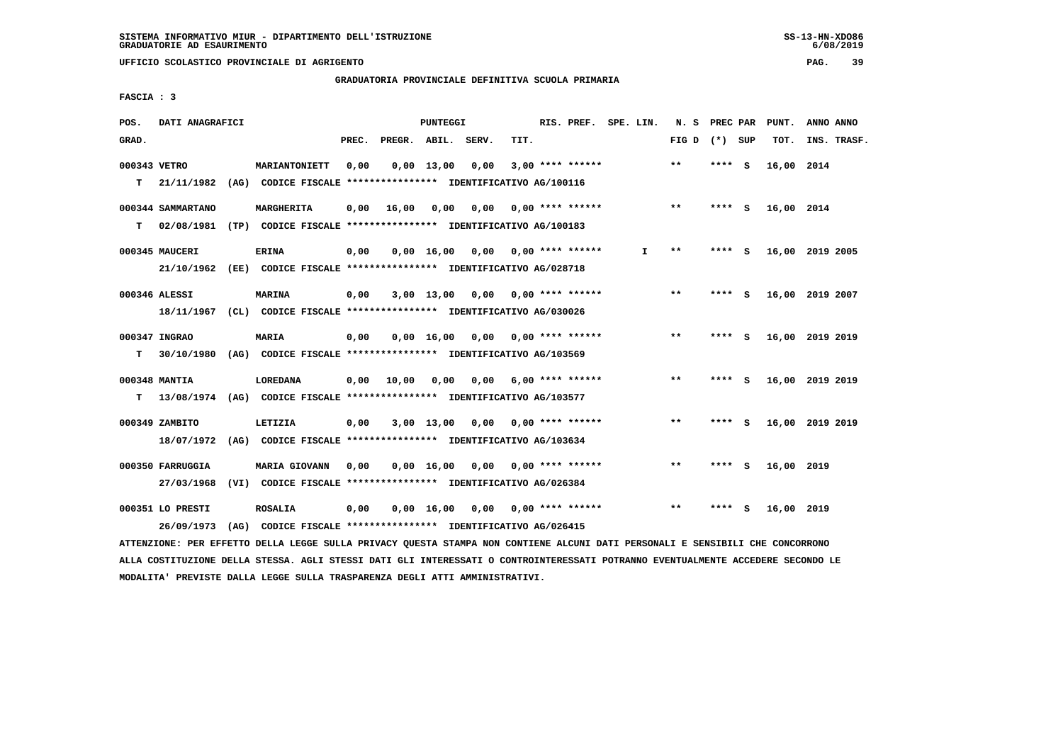SISTEMA INFORMATIVO MIUR - DIPARTIMENTO DELL'ISTRUZIONE
GRADUATORIE AD ESAURIMENTO

UFFICIO SCOLASTICO PROVINCIALE DI AGRIGENTO

GRADUATORIA PROVINCIALE DEFINITIVA SCUOLA PRIMARIA

FASCIA : 3

| POS. GRAD. | | DATI ANAGRAFICI | | PREC. | PREGR. | ABIL. | SERV. | TIT. | RIS. PREF. | SPE. LIN. | N. S FIG D | PREC PAR (*) | SUP | PUNT. TOT. | ANNO INS. | ANNO TRASF. |
|---|---|---|---|---|---|---|---|---|---|---|---|---|---|---|---|---|
| 000343 | | VETRO | MARIANTONIETT | 0,00 | 0,00 | 13,00 | 0,00 | 3,00 | **** ****** | | ** | **** | S | 16,00 | 2014 | |
| | T | 21/11/1982 (AG) | CODICE FISCALE **************** IDENTIFICATIVO AG/100116 | | | | | | | | | | | | | |
| 000344 | | SAMMARTANO | MARGHERITA | 0,00 | 16,00 | 0,00 | 0,00 | 0,00 | **** ****** | | ** | **** | S | 16,00 | 2014 | |
| | T | 02/08/1981 (TP) | CODICE FISCALE **************** IDENTIFICATIVO AG/100183 | | | | | | | | | | | | | |
| 000345 | | MAUCERI | ERINA | 0,00 | 0,00 | 16,00 | 0,00 | 0,00 | **** ****** | I | ** | **** | S | 16,00 | 2019 | 2005 |
| | | 21/10/1962 (EE) | CODICE FISCALE **************** IDENTIFICATIVO AG/028718 | | | | | | | | | | | | | |
| 000346 | | ALESSI | MARINA | 0,00 | 3,00 | 13,00 | 0,00 | 0,00 | **** ****** | | ** | **** | S | 16,00 | 2019 | 2007 |
| | | 18/11/1967 (CL) | CODICE FISCALE **************** IDENTIFICATIVO AG/030026 | | | | | | | | | | | | | |
| 000347 | | INGRAO | MARIA | 0,00 | 0,00 | 16,00 | 0,00 | 0,00 | **** ****** | | ** | **** | S | 16,00 | 2019 | 2019 |
| | T | 30/10/1980 (AG) | CODICE FISCALE **************** IDENTIFICATIVO AG/103569 | | | | | | | | | | | | | |
| 000348 | | MANTIA | LOREDANA | 0,00 | 10,00 | 0,00 | 0,00 | 6,00 | **** ****** | | ** | **** | S | 16,00 | 2019 | 2019 |
| | T | 13/08/1974 (AG) | CODICE FISCALE **************** IDENTIFICATIVO AG/103577 | | | | | | | | | | | | | |
| 000349 | | ZAMBITO | LETIZIA | 0,00 | 3,00 | 13,00 | 0,00 | 0,00 | **** ****** | | ** | **** | S | 16,00 | 2019 | 2019 |
| | | 18/07/1972 (AG) | CODICE FISCALE **************** IDENTIFICATIVO AG/103634 | | | | | | | | | | | | | |
| 000350 | | FARRUGGIA | MARIA GIOVANN | 0,00 | 0,00 | 16,00 | 0,00 | 0,00 | **** ****** | | ** | **** | S | 16,00 | 2019 | |
| | | 27/03/1968 (VI) | CODICE FISCALE **************** IDENTIFICATIVO AG/026384 | | | | | | | | | | | | | |
| 000351 | | LO PRESTI | ROSALIA | 0,00 | 0,00 | 16,00 | 0,00 | 0,00 | **** ****** | | ** | **** | S | 16,00 | 2019 | |
| | | 26/09/1973 (AG) | CODICE FISCALE **************** IDENTIFICATIVO AG/026415 | | | | | | | | | | | | | |

ATTENZIONE: PER EFFETTO DELLA LEGGE SULLA PRIVACY QUESTA STAMPA NON CONTIENE ALCUNI DATI PERSONALI E SENSIBILI CHE CONCORRONO ALLA COSTITUZIONE DELLA STESSA. AGLI STESSI DATI GLI INTERESSATI O CONTROINTERESSATI POTRANNO EVENTUALMENTE ACCEDERE SECONDO LE MODALITA' PREVISTE DALLA LEGGE SULLA TRASPARENZA DEGLI ATTI AMMINISTRATIVI.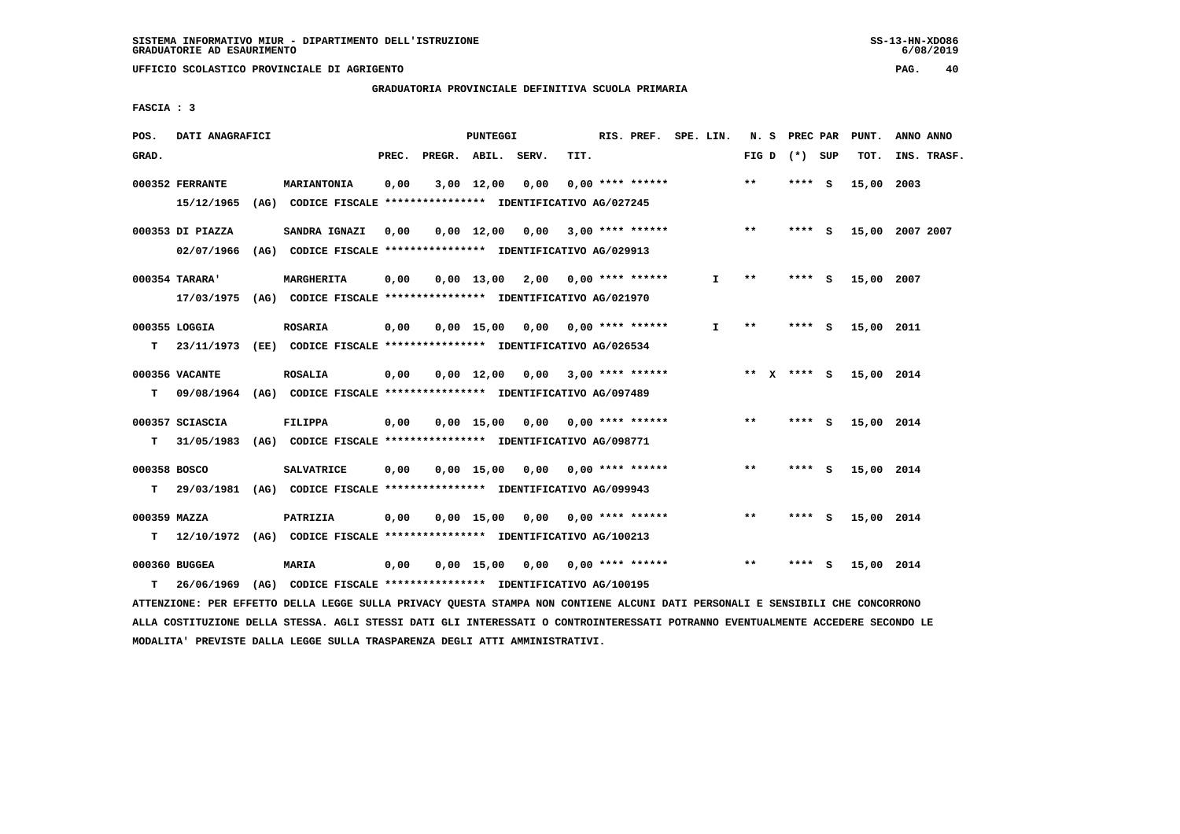SISTEMA INFORMATIVO MIUR - DIPARTIMENTO DELL'ISTRUZIONE
GRADUATORIE AD ESAURIMENTO

UFFICIO SCOLASTICO PROVINCIALE DI AGRIGENTO

GRADUATORIA PROVINCIALE DEFINITIVA SCUOLA PRIMARIA

FASCIA : 3

| POS. GRAD. | DATI ANAGRAFICI | | PREC. | PREGR. | ABIL. | SERV. | TIT. | RIS. PREF. | SPE. LIN. | N. S FIG D | PREC PAR (*) SUP | PUNT. TOT. | ANNO ANNO INS. TRASF. |
|---|---|---|---|---|---|---|---|---|---|---|---|---|---|
| 000352 | FERRANTE 15/12/1965 (AG) CODICE FISCALE **************** IDENTIFICATIVO AG/027245 | MARIANTONIA | 0,00 | 3,00 | 12,00 | 0,00 | 0,00 | **** ****** | | ** | **** S | 15,00 | 2003 |
| 000353 | DI PIAZZA 02/07/1966 (AG) CODICE FISCALE **************** IDENTIFICATIVO AG/029913 | SANDRA IGNAZI | 0,00 | 0,00 | 12,00 | 0,00 | 3,00 | **** ****** | | ** | **** S | 15,00 | 2007 2007 |
| 000354 | TARARA' 17/03/1975 (AG) CODICE FISCALE **************** IDENTIFICATIVO AG/021970 | MARGHERITA | 0,00 | 0,00 | 13,00 | 2,00 | 0,00 | **** ****** | I | ** | **** S | 15,00 | 2007 |
| 000355 | LOGGIA T 23/11/1973 (EE) CODICE FISCALE **************** IDENTIFICATIVO AG/026534 | ROSARIA | 0,00 | 0,00 | 15,00 | 0,00 | 0,00 | **** ****** | I | ** | **** S | 15,00 | 2011 |
| 000356 | VACANTE T 09/08/1964 (AG) CODICE FISCALE **************** IDENTIFICATIVO AG/097489 | ROSALIA | 0,00 | 0,00 | 12,00 | 0,00 | 3,00 | **** ****** | | ** X | **** S | 15,00 | 2014 |
| 000357 | SCIASCIA T 31/05/1983 (AG) CODICE FISCALE **************** IDENTIFICATIVO AG/098771 | FILIPPA | 0,00 | 0,00 | 15,00 | 0,00 | 0,00 | **** ****** | | ** | **** S | 15,00 | 2014 |
| 000358 | BOSCO T 29/03/1981 (AG) CODICE FISCALE **************** IDENTIFICATIVO AG/099943 | SALVATRICE | 0,00 | 0,00 | 15,00 | 0,00 | 0,00 | **** ****** | | ** | **** S | 15,00 | 2014 |
| 000359 | MAZZA T 12/10/1972 (AG) CODICE FISCALE **************** IDENTIFICATIVO AG/100213 | PATRIZIA | 0,00 | 0,00 | 15,00 | 0,00 | 0,00 | **** ****** | | ** | **** S | 15,00 | 2014 |
| 000360 | BUGGEA T 26/06/1969 (AG) CODICE FISCALE **************** IDENTIFICATIVO AG/100195 | MARIA | 0,00 | 0,00 | 15,00 | 0,00 | 0,00 | **** ****** | | ** | **** S | 15,00 | 2014 |

ATTENZIONE: PER EFFETTO DELLA LEGGE SULLA PRIVACY QUESTA STAMPA NON CONTIENE ALCUNI DATI PERSONALI E SENSIBILI CHE CONCORRONO ALLA COSTITUZIONE DELLA STESSA. AGLI STESSI DATI GLI INTERESSATI O CONTROINTERESSATI POTRANNO EVENTUALMENTE ACCEDERE SECONDO LE MODALITA' PREVISTE DALLA LEGGE SULLA TRASPARENZA DEGLI ATTI AMMINISTRATIVI.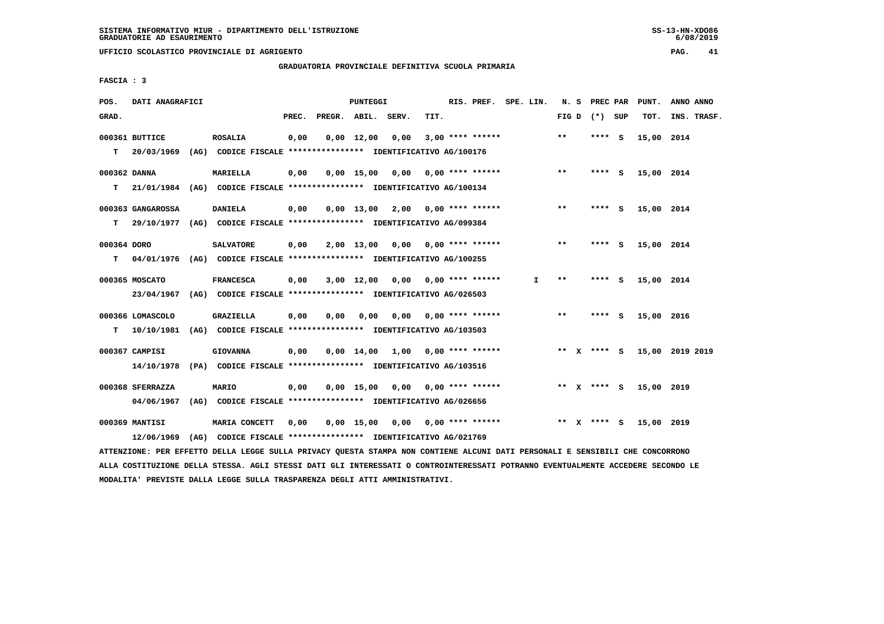SISTEMA INFORMATIVO MIUR - DIPARTIMENTO DELL'ISTRUZIONE
GRADUATORIE AD ESAURIMENTO

UFFICIO SCOLASTICO PROVINCIALE DI AGRIGENTO

GRADUATORIA PROVINCIALE DEFINITIVA SCUOLA PRIMARIA

FASCIA : 3

| POS. GRAD. | DATI ANAGRAFICI | | PREC. | PREGR. | ABIL. | SERV. | TIT. | RIS. PREF. | SPE. LIN. | N. S FIG D | PREC PAR (*) SUP | PUNT. TOT. | ANNO ANNO INS. TRASF. |
|---|---|---|---|---|---|---|---|---|---|---|---|---|---|
| 000361 | BUTTICE | ROSALIA | 0,00 | 0,00 | 12,00 | 0,00 | 3,00 | **** ****** | | ** | **** S | 15,00 | 2014 |
| T | 20/03/1969 (AG) CODICE FISCALE **************** IDENTIFICATIVO AG/100176 | | | | | | | | | | | | |
| 000362 | DANNA | MARIELLA | 0,00 | 0,00 | 15,00 | 0,00 | 0,00 | **** ****** | | ** | **** S | 15,00 | 2014 |
| T | 21/01/1984 (AG) CODICE FISCALE **************** IDENTIFICATIVO AG/100134 | | | | | | | | | | | | |
| 000363 | GANGAROSSA | DANIELA | 0,00 | 0,00 | 13,00 | 2,00 | 0,00 | **** ****** | | ** | **** S | 15,00 | 2014 |
| T | 29/10/1977 (AG) CODICE FISCALE **************** IDENTIFICATIVO AG/099384 | | | | | | | | | | | | |
| 000364 | DORO | SALVATORE | 0,00 | 2,00 | 13,00 | 0,00 | 0,00 | **** ****** | | ** | **** S | 15,00 | 2014 |
| T | 04/01/1976 (AG) CODICE FISCALE **************** IDENTIFICATIVO AG/100255 | | | | | | | | | | | | |
| 000365 | MOSCATO | FRANCESCA | 0,00 | 3,00 | 12,00 | 0,00 | 0,00 | **** ****** | I | ** | **** S | 15,00 | 2014 |
| | 23/04/1967 (AG) CODICE FISCALE **************** IDENTIFICATIVO AG/026503 | | | | | | | | | | | | |
| 000366 | LOMASCOLO | GRAZIELLA | 0,00 | 0,00 | 0,00 | 0,00 | 0,00 | **** ****** | | ** | **** S | 15,00 | 2016 |
| T | 10/10/1981 (AG) CODICE FISCALE **************** IDENTIFICATIVO AG/103503 | | | | | | | | | | | | |
| 000367 | CAMPISI | GIOVANNA | 0,00 | 0,00 | 14,00 | 1,00 | 0,00 | **** ****** | | ** X | **** S | 15,00 | 2019 2019 |
| | 14/10/1978 (PA) CODICE FISCALE **************** IDENTIFICATIVO AG/103516 | | | | | | | | | | | | |
| 000368 | SFERRAZZA | MARIO | 0,00 | 0,00 | 15,00 | 0,00 | 0,00 | **** ****** | | ** X | **** S | 15,00 | 2019 |
| | 04/06/1967 (AG) CODICE FISCALE **************** IDENTIFICATIVO AG/026656 | | | | | | | | | | | | |
| 000369 | MANTISI | MARIA CONCETT | 0,00 | 0,00 | 15,00 | 0,00 | 0,00 | **** ****** | | ** X | **** S | 15,00 | 2019 |
| | 12/06/1969 (AG) CODICE FISCALE **************** IDENTIFICATIVO AG/021769 | | | | | | | | | | | | |

ATTENZIONE: PER EFFETTO DELLA LEGGE SULLA PRIVACY QUESTA STAMPA NON CONTIENE ALCUNI DATI PERSONALI E SENSIBILI CHE CONCORRONO ALLA COSTITUZIONE DELLA STESSA. AGLI STESSI DATI GLI INTERESSATI O CONTROINTERESSATI POTRANNO EVENTUALMENTE ACCEDERE SECONDO LE MODALITA' PREVISTE DALLA LEGGE SULLA TRASPARENZA DEGLI ATTI AMMINISTRATIVI.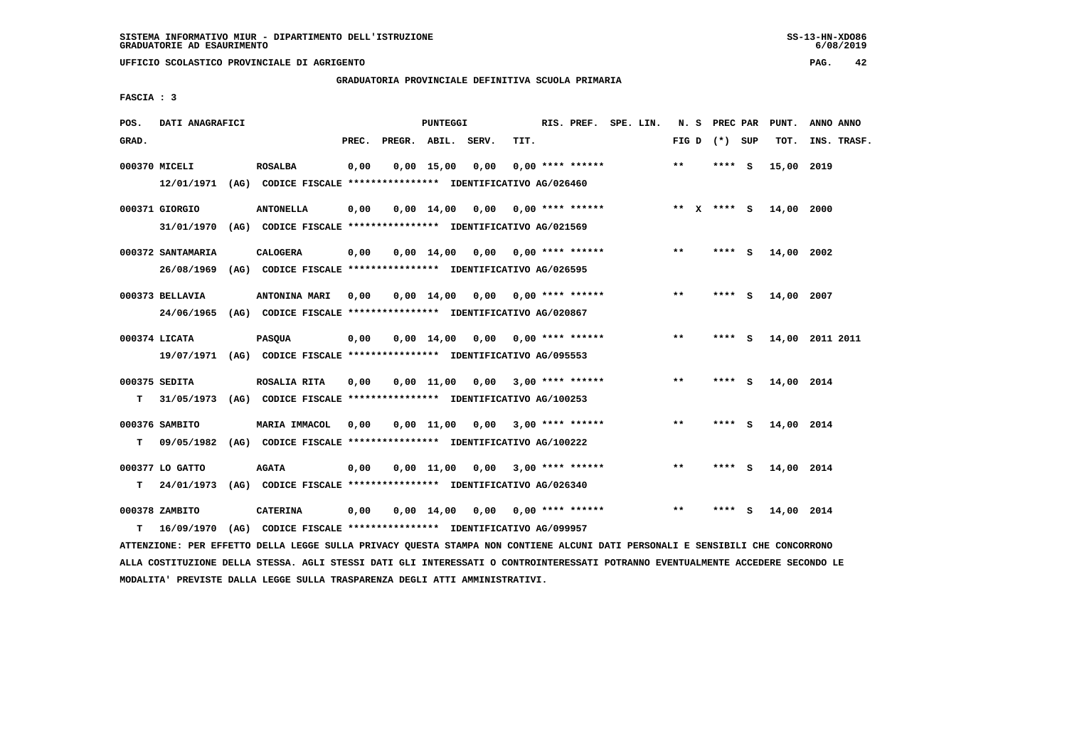SISTEMA INFORMATIVO MIUR - DIPARTIMENTO DELL'ISTRUZIONE
GRADUATORIE AD ESAURIMENTO

UFFICIO SCOLASTICO PROVINCIALE DI AGRIGENTO

GRADUATORIA PROVINCIALE DEFINITIVA SCUOLA PRIMARIA

FASCIA : 3

| POS. GRAD. | DATI ANAGRAFICI | | PREC. | PREGR. | ABIL. | SERV. | TIT. | RIS. PREF. | SPE. LIN. | N. S FIG D | PREC PAR (*) | SUP | PUNT. TOT. | ANNO INS. | ANNO TRASF. |
|---|---|---|---|---|---|---|---|---|---|---|---|---|---|---|---|
| 000370 | MICELI | ROSALBA | 0,00 | 0,00 | 15,00 | 0,00 | 0,00 | **** ****** | | ** | **** | S | 15,00 | 2019 | |
| | 12/01/1971 (AG) CODICE FISCALE **************** IDENTIFICATIVO AG/026460 | | | | | | | | | | | | | | |
| 000371 | GIORGIO | ANTONELLA | 0,00 | 0,00 | 14,00 | 0,00 | 0,00 | **** ****** | | ** X | **** | S | 14,00 | 2000 | |
| | 31/01/1970 (AG) CODICE FISCALE **************** IDENTIFICATIVO AG/021569 | | | | | | | | | | | | | | |
| 000372 | SANTAMARIA | CALOGERA | 0,00 | 0,00 | 14,00 | 0,00 | 0,00 | **** ****** | | ** | **** | S | 14,00 | 2002 | |
| | 26/08/1969 (AG) CODICE FISCALE **************** IDENTIFICATIVO AG/026595 | | | | | | | | | | | | | | |
| 000373 | BELLAVIA | ANTONINA MARI | 0,00 | 0,00 | 14,00 | 0,00 | 0,00 | **** ****** | | ** | **** | S | 14,00 | 2007 | |
| | 24/06/1965 (AG) CODICE FISCALE **************** IDENTIFICATIVO AG/020867 | | | | | | | | | | | | | | |
| 000374 | LICATA | PASQUA | 0,00 | 0,00 | 14,00 | 0,00 | 0,00 | **** ****** | | ** | **** | S | 14,00 | 2011 | 2011 |
| | 19/07/1971 (AG) CODICE FISCALE **************** IDENTIFICATIVO AG/095553 | | | | | | | | | | | | | | |
| 000375 | SEDITA | ROSALIA RITA | 0,00 | 0,00 | 11,00 | 0,00 | 3,00 | **** ****** | | ** | **** | S | 14,00 | 2014 | |
| T | 31/05/1973 (AG) CODICE FISCALE **************** IDENTIFICATIVO AG/100253 | | | | | | | | | | | | | | |
| 000376 | SAMBITO | MARIA IMMACOL | 0,00 | 0,00 | 11,00 | 0,00 | 3,00 | **** ****** | | ** | **** | S | 14,00 | 2014 | |
| T | 09/05/1982 (AG) CODICE FISCALE **************** IDENTIFICATIVO AG/100222 | | | | | | | | | | | | | | |
| 000377 | LO GATTO | AGATA | 0,00 | 0,00 | 11,00 | 0,00 | 3,00 | **** ****** | | ** | **** | S | 14,00 | 2014 | |
| T | 24/01/1973 (AG) CODICE FISCALE **************** IDENTIFICATIVO AG/026340 | | | | | | | | | | | | | | |
| 000378 | ZAMBITO | CATERINA | 0,00 | 0,00 | 14,00 | 0,00 | 0,00 | **** ****** | | ** | **** | S | 14,00 | 2014 | |
| T | 16/09/1970 (AG) CODICE FISCALE **************** IDENTIFICATIVO AG/099957 | | | | | | | | | | | | | | |

ATTENZIONE: PER EFFETTO DELLA LEGGE SULLA PRIVACY QUESTA STAMPA NON CONTIENE ALCUNI DATI PERSONALI E SENSIBILI CHE CONCORRONO ALLA COSTITUZIONE DELLA STESSA. AGLI STESSI DATI GLI INTERESSATI O CONTROINTERESSATI POTRANNO EVENTUALMENTE ACCEDERE SECONDO LE MODALITA' PREVISTE DALLA LEGGE SULLA TRASPARENZA DEGLI ATTI AMMINISTRATIVI.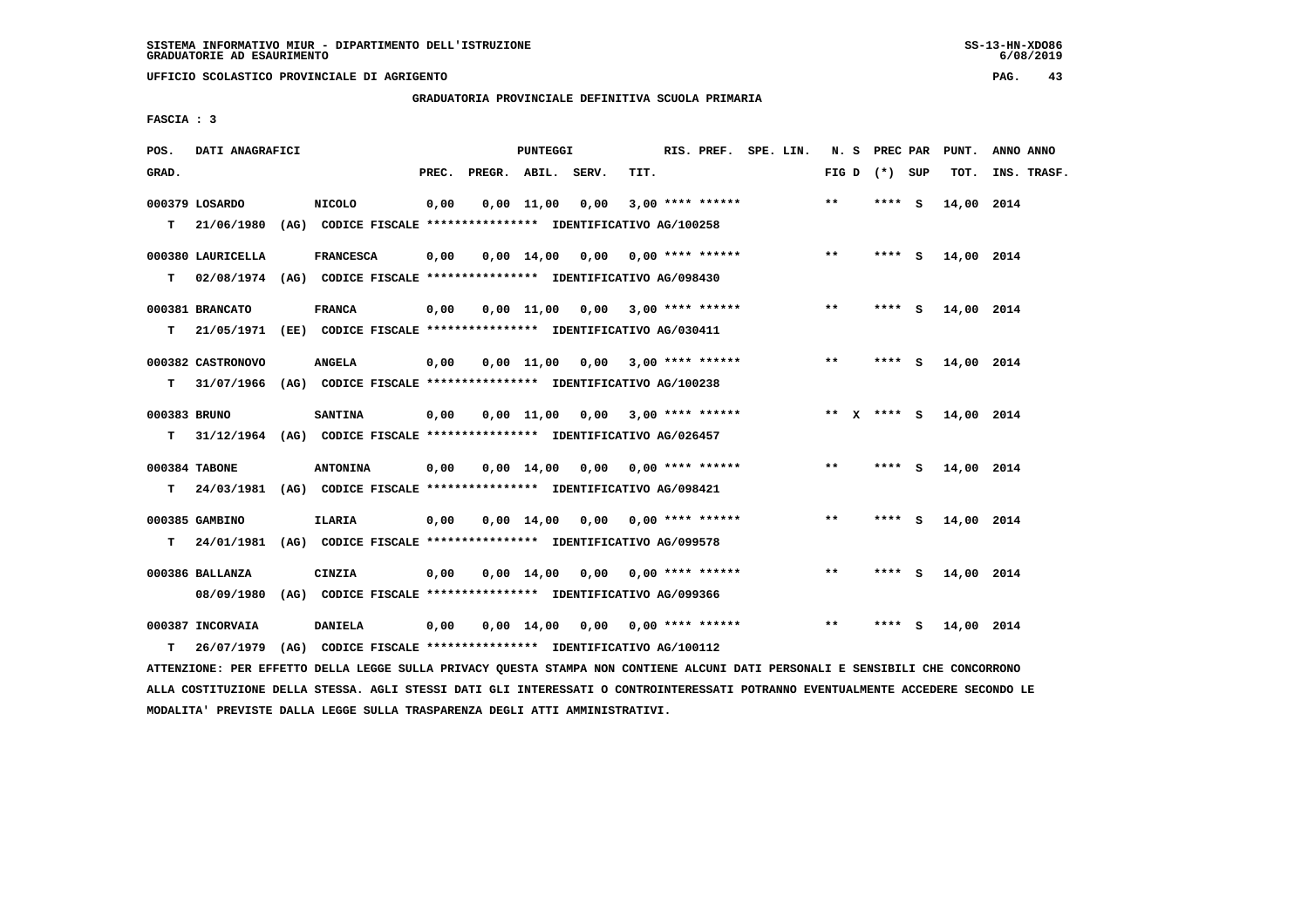SISTEMA INFORMATIVO MIUR - DIPARTIMENTO DELL'ISTRUZIONE
GRADUATORIE AD ESAURIMENTO

UFFICIO SCOLASTICO PROVINCIALE DI AGRIGENTO

GRADUATORIA PROVINCIALE DEFINITIVA SCUOLA PRIMARIA

FASCIA : 3

| POS. GRAD. | DATI ANAGRAFICI | | PREC. | PREGR. | ABIL. | SERV. | TIT. | RIS. PREF. | SPE. LIN. | N. S FIG D | PREC PAR (*) | SUP | PUNT. TOT. | ANNO INS. | ANNO TRASF. |
|---|---|---|---|---|---|---|---|---|---|---|---|---|---|---|---|
| 000379 LOSARDO | NICOLO | | 0,00 | 0,00 | 11,00 | 0,00 | 3,00 | **** ****** | | ** | **** | S | 14,00 | 2014 | |
| T 21/06/1980 (AG) | CODICE FISCALE **************** | IDENTIFICATIVO AG/100258 | | | | | | | | | | | | | |
| 000380 LAURICELLA | FRANCESCA | | 0,00 | 0,00 | 14,00 | 0,00 | 0,00 | **** ****** | | ** | **** | S | 14,00 | 2014 | |
| T 02/08/1974 (AG) | CODICE FISCALE **************** | IDENTIFICATIVO AG/098430 | | | | | | | | | | | | | |
| 000381 BRANCATO | FRANCA | | 0,00 | 0,00 | 11,00 | 0,00 | 3,00 | **** ****** | | ** | **** | S | 14,00 | 2014 | |
| T 21/05/1971 (EE) | CODICE FISCALE **************** | IDENTIFICATIVO AG/030411 | | | | | | | | | | | | | |
| 000382 CASTRONOVO | ANGELA | | 0,00 | 0,00 | 11,00 | 0,00 | 3,00 | **** ****** | | ** | **** | S | 14,00 | 2014 | |
| T 31/07/1966 (AG) | CODICE FISCALE **************** | IDENTIFICATIVO AG/100238 | | | | | | | | | | | | | |
| 000383 BRUNO | SANTINA | | 0,00 | 0,00 | 11,00 | 0,00 | 3,00 | **** ****** | | ** X | **** | S | 14,00 | 2014 | |
| T 31/12/1964 (AG) | CODICE FISCALE **************** | IDENTIFICATIVO AG/026457 | | | | | | | | | | | | | |
| 000384 TABONE | ANTONINA | | 0,00 | 0,00 | 14,00 | 0,00 | 0,00 | **** ****** | | ** | **** | S | 14,00 | 2014 | |
| T 24/03/1981 (AG) | CODICE FISCALE **************** | IDENTIFICATIVO AG/098421 | | | | | | | | | | | | | |
| 000385 GAMBINO | ILARIA | | 0,00 | 0,00 | 14,00 | 0,00 | 0,00 | **** ****** | | ** | **** | S | 14,00 | 2014 | |
| T 24/01/1981 (AG) | CODICE FISCALE **************** | IDENTIFICATIVO AG/099578 | | | | | | | | | | | | | |
| 000386 BALLANZA | CINZIA | | 0,00 | 0,00 | 14,00 | 0,00 | 0,00 | **** ****** | | ** | **** | S | 14,00 | 2014 | |
| 08/09/1980 (AG) | CODICE FISCALE **************** | IDENTIFICATIVO AG/099366 | | | | | | | | | | | | | |
| 000387 INCORVAIA | DANIELA | | 0,00 | 0,00 | 14,00 | 0,00 | 0,00 | **** ****** | | ** | **** | S | 14,00 | 2014 | |
| T 26/07/1979 (AG) | CODICE FISCALE **************** | IDENTIFICATIVO AG/100112 | | | | | | | | | | | | | |

ATTENZIONE: PER EFFETTO DELLA LEGGE SULLA PRIVACY QUESTA STAMPA NON CONTIENE ALCUNI DATI PERSONALI E SENSIBILI CHE CONCORRONO ALLA COSTITUZIONE DELLA STESSA. AGLI STESSI DATI GLI INTERESSATI O CONTROINTERESSATI POTRANNO EVENTUALMENTE ACCEDERE SECONDO LE MODALITA' PREVISTE DALLA LEGGE SULLA TRASPARENZA DEGLI ATTI AMMINISTRATIVI.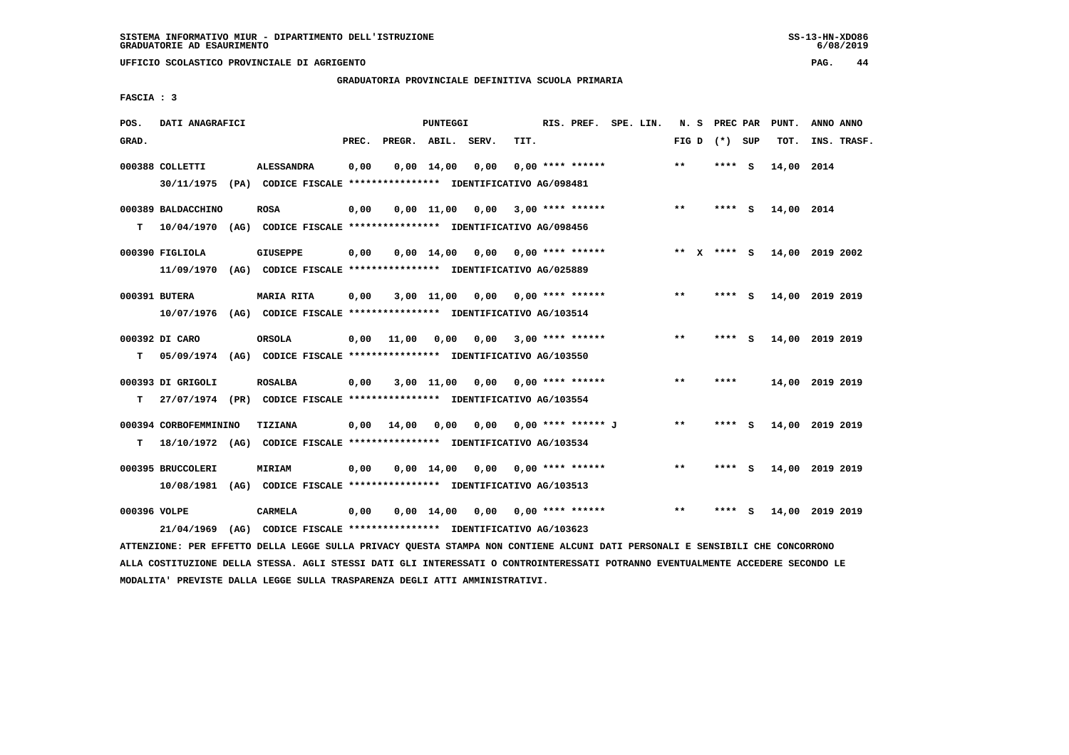SISTEMA INFORMATIVO MIUR - DIPARTIMENTO DELL'ISTRUZIONE
GRADUATORIE AD ESAURIMENTO

UFFICIO SCOLASTICO PROVINCIALE DI AGRIGENTO

GRADUATORIA PROVINCIALE DEFINITIVA SCUOLA PRIMARIA

FASCIA : 3

| POS. GRAD. | DATI ANAGRAFICI | | PREC. | PREGR. | ABIL. | SERV. | TIT. | RIS. PREF. | SPE. LIN. | N. S FIG D | PREC PAR (*) SUP | PUNT. TOT. | ANNO ANNO INS. TRASF. |
|---|---|---|---|---|---|---|---|---|---|---|---|---|---|
| 000388 | COLLETTI 30/11/1975 (PA) CODICE FISCALE **************** IDENTIFICATIVO AG/098481 | ALESSANDRA | 0,00 | 0,00 | 14,00 | 0,00 | 0,00 | **** ****** | | ** | **** S | 14,00 | 2014 |
| 000389 T | BALDACCHINO 10/04/1970 (AG) CODICE FISCALE **************** IDENTIFICATIVO AG/098456 | ROSA | 0,00 | 0,00 | 11,00 | 0,00 | 3,00 | **** ****** | | ** | **** S | 14,00 | 2014 |
| 000390 | FIGLIOLA 11/09/1970 (AG) CODICE FISCALE **************** IDENTIFICATIVO AG/025889 | GIUSEPPE | 0,00 | 0,00 | 14,00 | 0,00 | 0,00 | **** ****** | | ** X | **** S | 14,00 | 2019 2002 |
| 000391 | BUTERA 10/07/1976 (AG) CODICE FISCALE **************** IDENTIFICATIVO AG/103514 | MARIA RITA | 0,00 | 3,00 | 11,00 | 0,00 | 0,00 | **** ****** | | ** | **** S | 14,00 | 2019 2019 |
| 000392 T | DI CARO 05/09/1974 (AG) CODICE FISCALE **************** IDENTIFICATIVO AG/103550 | ORSOLA | 0,00 | 11,00 | 0,00 | 0,00 | 3,00 | **** ****** | | ** | **** S | 14,00 | 2019 2019 |
| 000393 T | DI GRIGOLI 27/07/1974 (PR) CODICE FISCALE **************** IDENTIFICATIVO AG/103554 | ROSALBA | 0,00 | 3,00 | 11,00 | 0,00 | 0,00 | **** ****** | | ** | **** | 14,00 | 2019 2019 |
| 000394 T | CORBOFEMMININO 18/10/1972 (AG) CODICE FISCALE **************** IDENTIFICATIVO AG/103534 | TIZIANA | 0,00 | 14,00 | 0,00 | 0,00 | 0,00 | **** ****** J | | ** | **** S | 14,00 | 2019 2019 |
| 000395 | BRUCCOLERI 10/08/1981 (AG) CODICE FISCALE **************** IDENTIFICATIVO AG/103513 | MIRIAM | 0,00 | 0,00 | 14,00 | 0,00 | 0,00 | **** ****** | | ** | **** S | 14,00 | 2019 2019 |
| 000396 | VOLPE 21/04/1969 (AG) CODICE FISCALE **************** IDENTIFICATIVO AG/103623 | CARMELA | 0,00 | 0,00 | 14,00 | 0,00 | 0,00 | **** ****** | | ** | **** S | 14,00 | 2019 2019 |

ATTENZIONE: PER EFFETTO DELLA LEGGE SULLA PRIVACY QUESTA STAMPA NON CONTIENE ALCUNI DATI PERSONALI E SENSIBILI CHE CONCORRONO ALLA COSTITUZIONE DELLA STESSA. AGLI STESSI DATI GLI INTERESSATI O CONTROINTERESSATI POTRANNO EVENTUALMENTE ACCEDERE SECONDO LE MODALITA' PREVISTE DALLA LEGGE SULLA TRASPARENZA DEGLI ATTI AMMINISTRATIVI.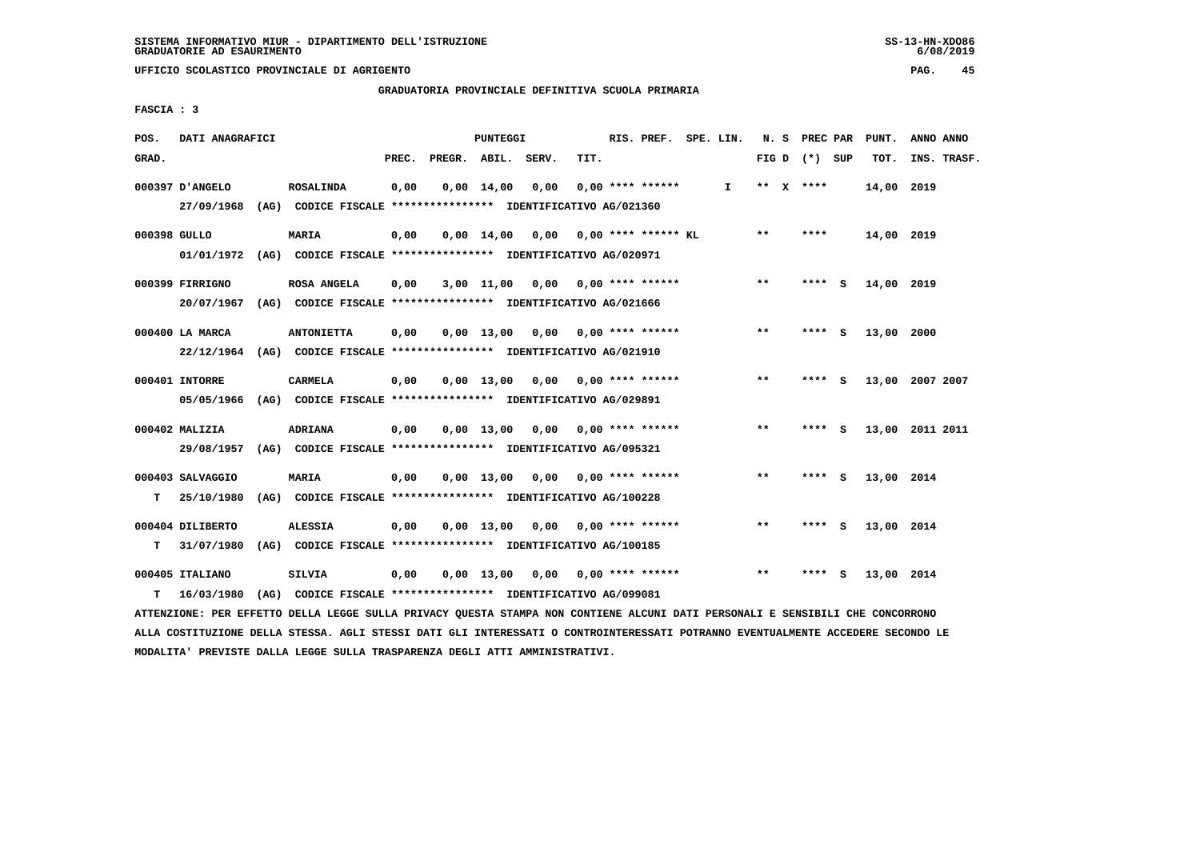UFFICIO SCOLASTICO PROVINCIALE DI AGRIGENTO

GRADUATORIA PROVINCIALE DEFINITIVA SCUOLA PRIMARIA

FASCIA : 3

| POS. GRAD. | DATI ANAGRAFICI | | PREC. | PREGR. | ABIL. | SERV. | TIT. | RIS. PREF. | SPE. LIN. | N. S FIG D | PREC PAR (*) SUP | PUNT. TOT. | ANNO ANNO INS. TRASF. |
|---|---|---|---|---|---|---|---|---|---|---|---|---|---|
| 000397 | D'ANGELO | ROSALINDA | 0,00 | 0,00 | 14,00 | 0,00 | 0,00 | **** ****** | I | ** X | **** | 14,00 | 2019 |
| | 27/09/1968 (AG) CODICE FISCALE **************** IDENTIFICATIVO AG/021360 | | | | | | | | | | | | |
| 000398 | GULLO | MARIA | 0,00 | 0,00 | 14,00 | 0,00 | 0,00 | **** ****** KL | | ** | **** | 14,00 | 2019 |
| | 01/01/1972 (AG) CODICE FISCALE **************** IDENTIFICATIVO AG/020971 | | | | | | | | | | | | |
| 000399 | FIRRIGNO | ROSA ANGELA | 0,00 | 3,00 | 11,00 | 0,00 | 0,00 | **** ****** | | ** | **** S | 14,00 | 2019 |
| | 20/07/1967 (AG) CODICE FISCALE **************** IDENTIFICATIVO AG/021666 | | | | | | | | | | | | |
| 000400 | LA MARCA | ANTONIETTA | 0,00 | 0,00 | 13,00 | 0,00 | 0,00 | **** ****** | | ** | **** S | 13,00 | 2000 |
| | 22/12/1964 (AG) CODICE FISCALE **************** IDENTIFICATIVO AG/021910 | | | | | | | | | | | | |
| 000401 | INTORRE | CARMELA | 0,00 | 0,00 | 13,00 | 0,00 | 0,00 | **** ****** | | ** | **** S | 13,00 | 2007 2007 |
| | 05/05/1966 (AG) CODICE FISCALE **************** IDENTIFICATIVO AG/029891 | | | | | | | | | | | | |
| 000402 | MALIZIA | ADRIANA | 0,00 | 0,00 | 13,00 | 0,00 | 0,00 | **** ****** | | ** | **** S | 13,00 | 2011 2011 |
| | 29/08/1957 (AG) CODICE FISCALE **************** IDENTIFICATIVO AG/095321 | | | | | | | | | | | | |
| 000403 | SALVAGGIO | MARIA | 0,00 | 0,00 | 13,00 | 0,00 | 0,00 | **** ****** | | ** | **** S | 13,00 | 2014 |
| T | 25/10/1980 (AG) CODICE FISCALE **************** IDENTIFICATIVO AG/100228 | | | | | | | | | | | | |
| 000404 | DILIBERTO | ALESSIA | 0,00 | 0,00 | 13,00 | 0,00 | 0,00 | **** ****** | | ** | **** S | 13,00 | 2014 |
| T | 31/07/1980 (AG) CODICE FISCALE **************** IDENTIFICATIVO AG/100185 | | | | | | | | | | | | |
| 000405 | ITALIANO | SILVIA | 0,00 | 0,00 | 13,00 | 0,00 | 0,00 | **** ****** | | ** | **** S | 13,00 | 2014 |
| T | 16/03/1980 (AG) CODICE FISCALE **************** IDENTIFICATIVO AG/099081 | | | | | | | | | | | | |

ATTENZIONE: PER EFFETTO DELLA LEGGE SULLA PRIVACY QUESTA STAMPA NON CONTIENE ALCUNI DATI PERSONALI E SENSIBILI CHE CONCORRONO ALLA COSTITUZIONE DELLA STESSA. AGLI STESSI DATI GLI INTERESSATI O CONTROINTERESSATI POTRANNO EVENTUALMENTE ACCEDERE SECONDO LE MODALITA' PREVISTE DALLA LEGGE SULLA TRASPARENZA DEGLI ATTI AMMINISTRATIVI.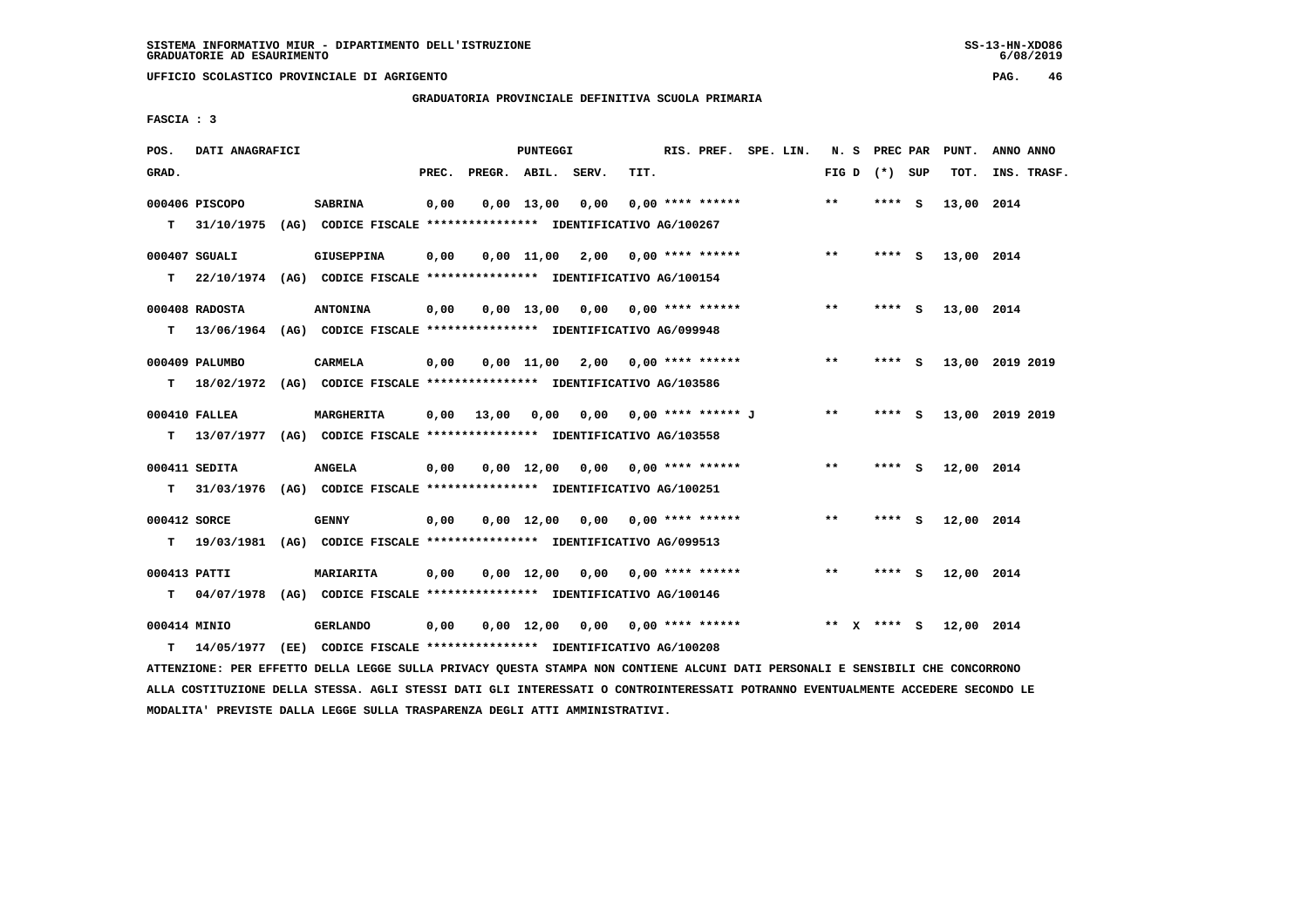SISTEMA INFORMATIVO MIUR - DIPARTIMENTO DELL'ISTRUZIONE
GRADUATORIE AD ESAURIMENTO

UFFICIO SCOLASTICO PROVINCIALE DI AGRIGENTO

GRADUATORIA PROVINCIALE DEFINITIVA SCUOLA PRIMARIA

FASCIA : 3

| POS. GRAD. | DATI ANAGRAFICI | | PREC. | PREGR. | ABIL. | SERV. | TIT. | RIS. PREF. | SPE. LIN. | N. S FIG D | PREC PAR (*) SUP | PUNT. TOT. | ANNO ANNO INS. TRASF. |
|---|---|---|---|---|---|---|---|---|---|---|---|---|---|
| 000406 | PISCOPO | SABRINA | 0,00 | 0,00 | 13,00 | 0,00 | 0,00 | **** ****** | | ** | **** S | 13,00 | 2014 |
| T | 31/10/1975 (AG) CODICE FISCALE **************** IDENTIFICATIVO AG/100267 | | | | | | | | | | | | |
| 000407 | SGUALI | GIUSEPPINA | 0,00 | 0,00 | 11,00 | 2,00 | 0,00 | **** ****** | | ** | **** S | 13,00 | 2014 |
| T | 22/10/1974 (AG) CODICE FISCALE **************** IDENTIFICATIVO AG/100154 | | | | | | | | | | | | |
| 000408 | RADOSTA | ANTONINA | 0,00 | 0,00 | 13,00 | 0,00 | 0,00 | **** ****** | | ** | **** S | 13,00 | 2014 |
| T | 13/06/1964 (AG) CODICE FISCALE **************** IDENTIFICATIVO AG/099948 | | | | | | | | | | | | |
| 000409 | PALUMBO | CARMELA | 0,00 | 0,00 | 11,00 | 2,00 | 0,00 | **** ****** | | ** | **** S | 13,00 | 2019 2019 |
| T | 18/02/1972 (AG) CODICE FISCALE **************** IDENTIFICATIVO AG/103586 | | | | | | | | | | | | |
| 000410 | FALLEA | MARGHERITA | 0,00 | 13,00 | 0,00 | 0,00 | 0,00 | **** ****** J | | ** | **** S | 13,00 | 2019 2019 |
| T | 13/07/1977 (AG) CODICE FISCALE **************** IDENTIFICATIVO AG/103558 | | | | | | | | | | | | |
| 000411 | SEDITA | ANGELA | 0,00 | 0,00 | 12,00 | 0,00 | 0,00 | **** ****** | | ** | **** S | 12,00 | 2014 |
| T | 31/03/1976 (AG) CODICE FISCALE **************** IDENTIFICATIVO AG/100251 | | | | | | | | | | | | |
| 000412 | SORCE | GENNY | 0,00 | 0,00 | 12,00 | 0,00 | 0,00 | **** ****** | | ** | **** S | 12,00 | 2014 |
| T | 19/03/1981 (AG) CODICE FISCALE **************** IDENTIFICATIVO AG/099513 | | | | | | | | | | | | |
| 000413 | PATTI | MARIARITA | 0,00 | 0,00 | 12,00 | 0,00 | 0,00 | **** ****** | | ** | **** S | 12,00 | 2014 |
| T | 04/07/1978 (AG) CODICE FISCALE **************** IDENTIFICATIVO AG/100146 | | | | | | | | | | | | |
| 000414 | MINIO | GERLANDO | 0,00 | 0,00 | 12,00 | 0,00 | 0,00 | **** ****** | | ** X | **** S | 12,00 | 2014 |
| T | 14/05/1977 (EE) CODICE FISCALE **************** IDENTIFICATIVO AG/100208 | | | | | | | | | | | | |

ATTENZIONE: PER EFFETTO DELLA LEGGE SULLA PRIVACY QUESTA STAMPA NON CONTIENE ALCUNI DATI PERSONALI E SENSIBILI CHE CONCORRONO ALLA COSTITUZIONE DELLA STESSA. AGLI STESSI DATI GLI INTERESSATI O CONTROINTERESSATI POTRANNO EVENTUALMENTE ACCEDERE SECONDO LE MODALITA' PREVISTE DALLA LEGGE SULLA TRASPARENZA DEGLI ATTI AMMINISTRATIVI.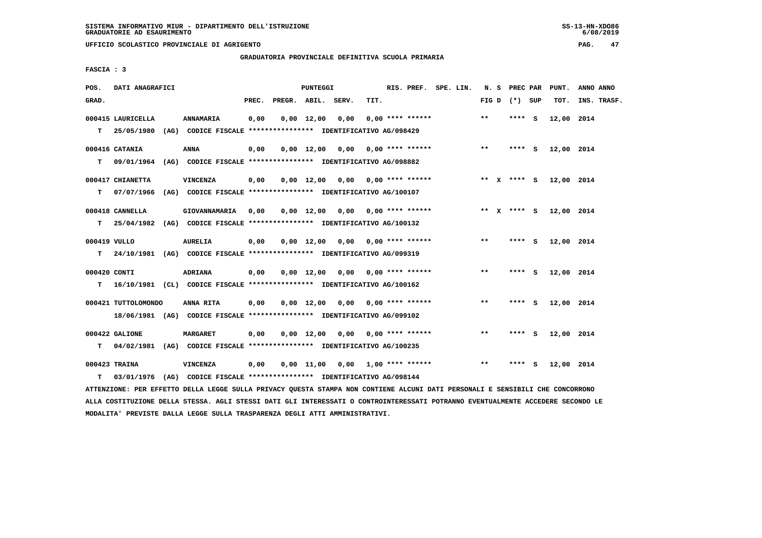SISTEMA INFORMATIVO MIUR - DIPARTIMENTO DELL'ISTRUZIONE
GRADUATORIE AD ESAURIMENTO

UFFICIO SCOLASTICO PROVINCIALE DI AGRIGENTO

GRADUATORIA PROVINCIALE DEFINITIVA SCUOLA PRIMARIA

FASCIA : 3

| POS. GRAD. | DATI ANAGRAFICI | | PREC. | PREGR. | ABIL. | SERV. | TIT. | RIS. PREF. | SPE. LIN. | N. S FIG D | PREC PAR (*) SUP | PUNT. TOT. | ANNO ANNO INS. TRASF. |
|---|---|---|---|---|---|---|---|---|---|---|---|---|---|
| 000415 | LAURICELLA | ANNAMARIA | 0,00 | 0,00 | 12,00 | 0,00 | 0,00 | **** ****** | | ** | **** S | 12,00 | 2014 |
| T | 25/05/1980 (AG) CODICE FISCALE **************** IDENTIFICATIVO AG/098429 | | | | | | | | | | | | |
| 000416 | CATANIA | ANNA | 0,00 | 0,00 | 12,00 | 0,00 | 0,00 | **** ****** | | ** | **** S | 12,00 | 2014 |
| T | 09/01/1964 (AG) CODICE FISCALE **************** IDENTIFICATIVO AG/098882 | | | | | | | | | | | | |
| 000417 | CHIANETTA | VINCENZA | 0,00 | 0,00 | 12,00 | 0,00 | 0,00 | **** ****** | | ** X | **** S | 12,00 | 2014 |
| T | 07/07/1966 (AG) CODICE FISCALE **************** IDENTIFICATIVO AG/100107 | | | | | | | | | | | | |
| 000418 | CANNELLA | GIOVANNAMARIA | 0,00 | 0,00 | 12,00 | 0,00 | 0,00 | **** ****** | | ** X | **** S | 12,00 | 2014 |
| T | 25/04/1982 (AG) CODICE FISCALE **************** IDENTIFICATIVO AG/100132 | | | | | | | | | | | | |
| 000419 | VULLO | AURELIA | 0,00 | 0,00 | 12,00 | 0,00 | 0,00 | **** ****** | | ** | **** S | 12,00 | 2014 |
| T | 24/10/1981 (AG) CODICE FISCALE **************** IDENTIFICATIVO AG/099319 | | | | | | | | | | | | |
| 000420 | CONTI | ADRIANA | 0,00 | 0,00 | 12,00 | 0,00 | 0,00 | **** ****** | | ** | **** S | 12,00 | 2014 |
| T | 16/10/1981 (CL) CODICE FISCALE **************** IDENTIFICATIVO AG/100162 | | | | | | | | | | | | |
| 000421 | TUTTOLOMONDO | ANNA RITA | 0,00 | 0,00 | 12,00 | 0,00 | 0,00 | **** ****** | | ** | **** S | 12,00 | 2014 |
| | 18/06/1981 (AG) CODICE FISCALE **************** IDENTIFICATIVO AG/099102 | | | | | | | | | | | | |
| 000422 | GALIONE | MARGARET | 0,00 | 0,00 | 12,00 | 0,00 | 0,00 | **** ****** | | ** | **** S | 12,00 | 2014 |
| T | 04/02/1981 (AG) CODICE FISCALE **************** IDENTIFICATIVO AG/100235 | | | | | | | | | | | | |
| 000423 | TRAINA | VINCENZA | 0,00 | 0,00 | 11,00 | 0,00 | 1,00 | **** ****** | | ** | **** S | 12,00 | 2014 |
| T | 03/01/1976 (AG) CODICE FISCALE **************** IDENTIFICATIVO AG/098144 | | | | | | | | | | | | |

ATTENZIONE: PER EFFETTO DELLA LEGGE SULLA PRIVACY QUESTA STAMPA NON CONTIENE ALCUNI DATI PERSONALI E SENSIBILI CHE CONCORRONO ALLA COSTITUZIONE DELLA STESSA. AGLI STESSI DATI GLI INTERESSATI O CONTROINTERESSATI POTRANNO EVENTUALMENTE ACCEDERE SECONDO LE MODALITA' PREVISTE DALLA LEGGE SULLA TRASPARENZA DEGLI ATTI AMMINISTRATIVI.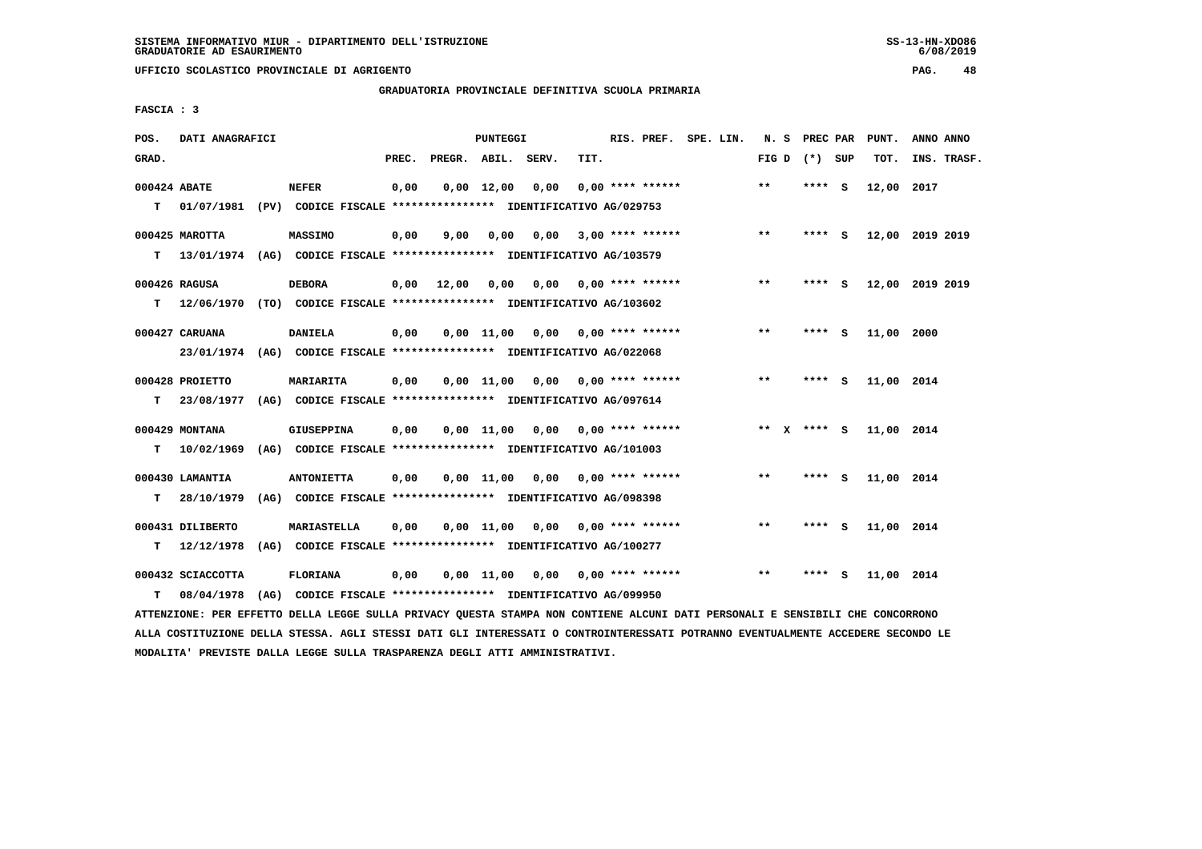SISTEMA INFORMATIVO MIUR - DIPARTIMENTO DELL'ISTRUZIONE
GRADUATORIE AD ESAURIMENTO

UFFICIO SCOLASTICO PROVINCIALE DI AGRIGENTO

GRADUATORIA PROVINCIALE DEFINITIVA SCUOLA PRIMARIA

FASCIA : 3

| POS. GRAD. | DATI ANAGRAFICI | | PREC. | PREGR. | ABIL. | SERV. | TIT. | RIS. PREF. | SPE. LIN. | N. S FIG D | PREC PAR (*) SUP | PUNT. TOT. | ANNO ANNO INS. TRASF. |
|---|---|---|---|---|---|---|---|---|---|---|---|---|---|
| 000424 | ABATE | NEFER | 0,00 | 0,00 | 12,00 | 0,00 | 0,00 | **** ****** | | ** | **** S | 12,00 | 2017 |
| T | 01/07/1981 (PV) CODICE FISCALE **************** IDENTIFICATIVO AG/029753 | | | | | | | | | | | | |
| 000425 | MAROTTA | MASSIMO | 0,00 | 9,00 | 0,00 | 0,00 | 3,00 | **** ****** | | ** | **** S | 12,00 | 2019 2019 |
| T | 13/01/1974 (AG) CODICE FISCALE **************** IDENTIFICATIVO AG/103579 | | | | | | | | | | | | |
| 000426 | RAGUSA | DEBORA | 0,00 | 12,00 | 0,00 | 0,00 | 0,00 | **** ****** | | ** | **** S | 12,00 | 2019 2019 |
| T | 12/06/1970 (TO) CODICE FISCALE **************** IDENTIFICATIVO AG/103602 | | | | | | | | | | | | |
| 000427 | CARUANA | DANIELA | 0,00 | 0,00 | 11,00 | 0,00 | 0,00 | **** ****** | | ** | **** S | 11,00 | 2000 |
| | 23/01/1974 (AG) CODICE FISCALE **************** IDENTIFICATIVO AG/022068 | | | | | | | | | | | | |
| 000428 | PROIETTO | MARIARITA | 0,00 | 0,00 | 11,00 | 0,00 | 0,00 | **** ****** | | ** | **** S | 11,00 | 2014 |
| T | 23/08/1977 (AG) CODICE FISCALE **************** IDENTIFICATIVO AG/097614 | | | | | | | | | | | | |
| 000429 | MONTANA | GIUSEPPINA | 0,00 | 0,00 | 11,00 | 0,00 | 0,00 | **** ****** | | ** X | **** S | 11,00 | 2014 |
| T | 10/02/1969 (AG) CODICE FISCALE **************** IDENTIFICATIVO AG/101003 | | | | | | | | | | | | |
| 000430 | LAMANTIA | ANTONIETTA | 0,00 | 0,00 | 11,00 | 0,00 | 0,00 | **** ****** | | ** | **** S | 11,00 | 2014 |
| T | 28/10/1979 (AG) CODICE FISCALE **************** IDENTIFICATIVO AG/098398 | | | | | | | | | | | | |
| 000431 | DILIBERTO | MARIASTELLA | 0,00 | 0,00 | 11,00 | 0,00 | 0,00 | **** ****** | | ** | **** S | 11,00 | 2014 |
| T | 12/12/1978 (AG) CODICE FISCALE **************** IDENTIFICATIVO AG/100277 | | | | | | | | | | | | |
| 000432 | SCIACCOTTA | FLORIANA | 0,00 | 0,00 | 11,00 | 0,00 | 0,00 | **** ****** | | ** | **** S | 11,00 | 2014 |
| T | 08/04/1978 (AG) CODICE FISCALE **************** IDENTIFICATIVO AG/099950 | | | | | | | | | | | | |

ATTENZIONE: PER EFFETTO DELLA LEGGE SULLA PRIVACY QUESTA STAMPA NON CONTIENE ALCUNI DATI PERSONALI E SENSIBILI CHE CONCORRONO ALLA COSTITUZIONE DELLA STESSA. AGLI STESSI DATI GLI INTERESSATI O CONTROINTERESSATI POTRANNO EVENTUALMENTE ACCEDERE SECONDO LE MODALITA' PREVISTE DALLA LEGGE SULLA TRASPARENZA DEGLI ATTI AMMINISTRATIVI.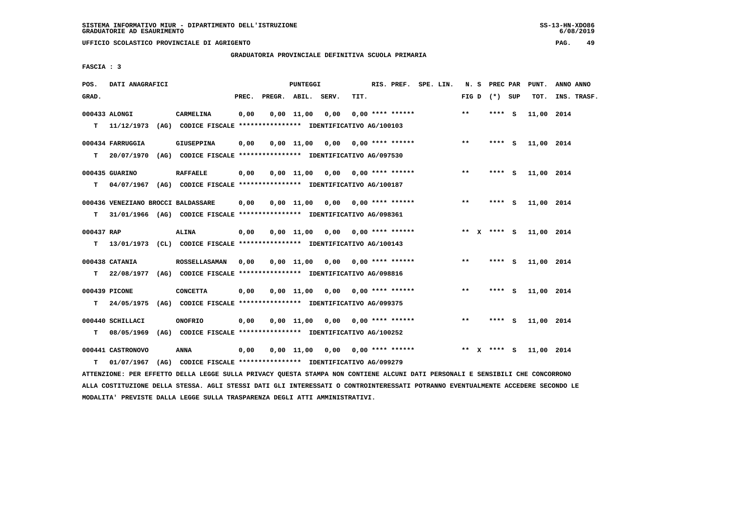SISTEMA INFORMATIVO MIUR - DIPARTIMENTO DELL'ISTRUZIONE
GRADUATORIE AD ESAURIMENTO

UFFICIO SCOLASTICO PROVINCIALE DI AGRIGENTO

GRADUATORIA PROVINCIALE DEFINITIVA SCUOLA PRIMARIA

FASCIA : 3

| POS. GRAD. | DATI ANAGRAFICI | | PREC. | PREGR. | ABIL. | SERV. | TIT. | RIS. PREF. | SPE. LIN. | N. S FIG D | PREC PAR (*) SUP | PUNT. TOT. | ANNO ANNO INS. TRASF. |
|---|---|---|---|---|---|---|---|---|---|---|---|---|---|
| 000433 | ALONGI | CARMELINA | 0,00 | 0,00 | 11,00 | 0,00 | 0,00 | **** ****** | | ** | **** S | 11,00 | 2014 |
| T | 11/12/1973 (AG) CODICE FISCALE **************** IDENTIFICATIVO AG/100103 | | | | | | | | | | | | |
| 000434 | FARRUGGIA | GIUSEPPINA | 0,00 | 0,00 | 11,00 | 0,00 | 0,00 | **** ****** | | ** | **** S | 11,00 | 2014 |
| T | 20/07/1970 (AG) CODICE FISCALE **************** IDENTIFICATIVO AG/097530 | | | | | | | | | | | | |
| 000435 | GUARINO | RAFFAELE | 0,00 | 0,00 | 11,00 | 0,00 | 0,00 | **** ****** | | ** | **** S | 11,00 | 2014 |
| T | 04/07/1967 (AG) CODICE FISCALE **************** IDENTIFICATIVO AG/100187 | | | | | | | | | | | | |
| 000436 | VENEZIANO BROCCI | BALDASSARE | 0,00 | 0,00 | 11,00 | 0,00 | 0,00 | **** ****** | | ** | **** S | 11,00 | 2014 |
| T | 31/01/1966 (AG) CODICE FISCALE **************** IDENTIFICATIVO AG/098361 | | | | | | | | | | | | |
| 000437 | RAP | ALINA | 0,00 | 0,00 | 11,00 | 0,00 | 0,00 | **** ****** | | ** X | **** S | 11,00 | 2014 |
| T | 13/01/1973 (CL) CODICE FISCALE **************** IDENTIFICATIVO AG/100143 | | | | | | | | | | | | |
| 000438 | CATANIA | ROSSELLASAMAN | 0,00 | 0,00 | 11,00 | 0,00 | 0,00 | **** ****** | | ** | **** S | 11,00 | 2014 |
| T | 22/08/1977 (AG) CODICE FISCALE **************** IDENTIFICATIVO AG/098816 | | | | | | | | | | | | |
| 000439 | PICONE | CONCETTA | 0,00 | 0,00 | 11,00 | 0,00 | 0,00 | **** ****** | | ** | **** S | 11,00 | 2014 |
| T | 24/05/1975 (AG) CODICE FISCALE **************** IDENTIFICATIVO AG/099375 | | | | | | | | | | | | |
| 000440 | SCHILLACI | ONOFRIO | 0,00 | 0,00 | 11,00 | 0,00 | 0,00 | **** ****** | | ** | **** S | 11,00 | 2014 |
| T | 08/05/1969 (AG) CODICE FISCALE **************** IDENTIFICATIVO AG/100252 | | | | | | | | | | | | |
| 000441 | CASTRONOVO | ANNA | 0,00 | 0,00 | 11,00 | 0,00 | 0,00 | **** ****** | | ** X | **** S | 11,00 | 2014 |
| T | 01/07/1967 (AG) CODICE FISCALE **************** IDENTIFICATIVO AG/099279 | | | | | | | | | | | | |

ATTENZIONE: PER EFFETTO DELLA LEGGE SULLA PRIVACY QUESTA STAMPA NON CONTIENE ALCUNI DATI PERSONALI E SENSIBILI CHE CONCORRONO ALLA COSTITUZIONE DELLA STESSA. AGLI STESSI DATI GLI INTERESSATI O CONTROINTERESSATI POTRANNO EVENTUALMENTE ACCEDERE SECONDO LE MODALITA' PREVISTE DALLA LEGGE SULLA TRASPARENZA DEGLI ATTI AMMINISTRATIVI.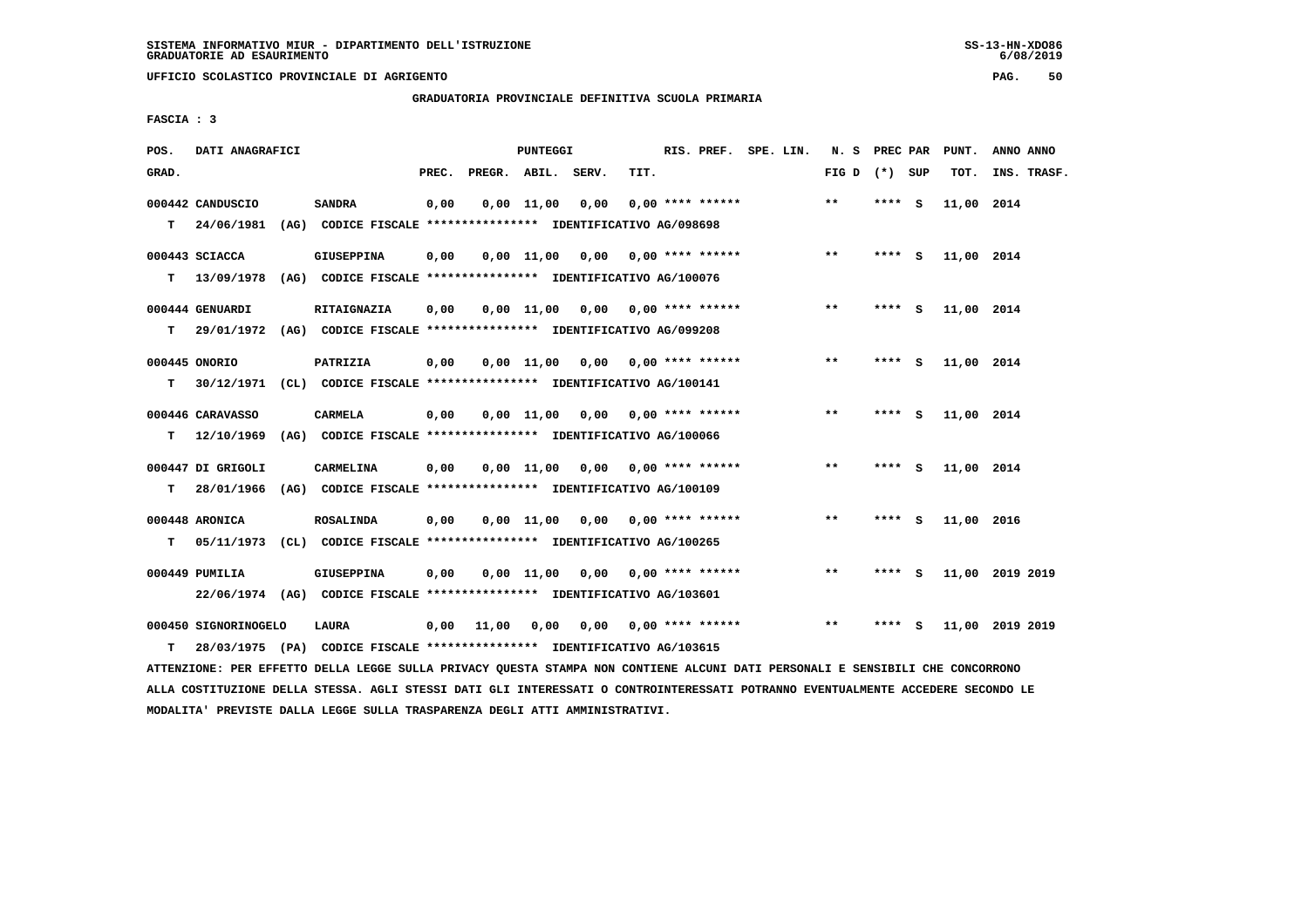SISTEMA INFORMATIVO MIUR - DIPARTIMENTO DELL'ISTRUZIONE
GRADUATORIE AD ESAURIMENTO

UFFICIO SCOLASTICO PROVINCIALE DI AGRIGENTO

GRADUATORIA PROVINCIALE DEFINITIVA SCUOLA PRIMARIA

FASCIA : 3

| POS. GRAD. | DATI ANAGRAFICI | | PREC. | PREGR. | ABIL. | SERV. | TIT. | RIS. PREF. | SPE. LIN. | N. S FIG D | PREC PAR (*) SUP | PUNT. TOT. | ANNO ANNO INS. TRASF. |
|---|---|---|---|---|---|---|---|---|---|---|---|---|---|
| 000442 | CANDUSCIO | SANDRA | 0,00 | 0,00 | 11,00 | 0,00 | 0,00 | **** ****** | | ** | **** S | 11,00 | 2014 |
| T | 24/06/1981 (AG) | CODICE FISCALE **************** IDENTIFICATIVO AG/098698 | | | | | | | | | | | |
| 000443 | SCIACCA | GIUSEPPINA | 0,00 | 0,00 | 11,00 | 0,00 | 0,00 | **** ****** | | ** | **** S | 11,00 | 2014 |
| T | 13/09/1978 (AG) | CODICE FISCALE **************** IDENTIFICATIVO AG/100076 | | | | | | | | | | | |
| 000444 | GENUARDI | RITAIGNAZIA | 0,00 | 0,00 | 11,00 | 0,00 | 0,00 | **** ****** | | ** | **** S | 11,00 | 2014 |
| T | 29/01/1972 (AG) | CODICE FISCALE **************** IDENTIFICATIVO AG/099208 | | | | | | | | | | | |
| 000445 | ONORIO | PATRIZIA | 0,00 | 0,00 | 11,00 | 0,00 | 0,00 | **** ****** | | ** | **** S | 11,00 | 2014 |
| T | 30/12/1971 (CL) | CODICE FISCALE **************** IDENTIFICATIVO AG/100141 | | | | | | | | | | | |
| 000446 | CARAVASSO | CARMELA | 0,00 | 0,00 | 11,00 | 0,00 | 0,00 | **** ****** | | ** | **** S | 11,00 | 2014 |
| T | 12/10/1969 (AG) | CODICE FISCALE **************** IDENTIFICATIVO AG/100066 | | | | | | | | | | | |
| 000447 | DI GRIGOLI | CARMELINA | 0,00 | 0,00 | 11,00 | 0,00 | 0,00 | **** ****** | | ** | **** S | 11,00 | 2014 |
| T | 28/01/1966 (AG) | CODICE FISCALE **************** IDENTIFICATIVO AG/100109 | | | | | | | | | | | |
| 000448 | ARONICA | ROSALINDA | 0,00 | 0,00 | 11,00 | 0,00 | 0,00 | **** ****** | | ** | **** S | 11,00 | 2016 |
| T | 05/11/1973 (CL) | CODICE FISCALE **************** IDENTIFICATIVO AG/100265 | | | | | | | | | | | |
| 000449 | PUMILIA | GIUSEPPINA | 0,00 | 0,00 | 11,00 | 0,00 | 0,00 | **** ****** | | ** | **** S | 11,00 | 2019 2019 |
| | 22/06/1974 (AG) | CODICE FISCALE **************** IDENTIFICATIVO AG/103601 | | | | | | | | | | | |
| 000450 | SIGNORINOGELO | LAURA | 0,00 | 11,00 | 0,00 | 0,00 | 0,00 | **** ****** | | ** | **** S | 11,00 | 2019 2019 |
| T | 28/03/1975 (PA) | CODICE FISCALE **************** IDENTIFICATIVO AG/103615 | | | | | | | | | | | |

ATTENZIONE: PER EFFETTO DELLA LEGGE SULLA PRIVACY QUESTA STAMPA NON CONTIENE ALCUNI DATI PERSONALI E SENSIBILI CHE CONCORRONO ALLA COSTITUZIONE DELLA STESSA. AGLI STESSI DATI GLI INTERESSATI O CONTROINTERESSATI POTRANNO EVENTUALMENTE ACCEDERE SECONDO LE MODALITA' PREVISTE DALLA LEGGE SULLA TRASPARENZA DEGLI ATTI AMMINISTRATIVI.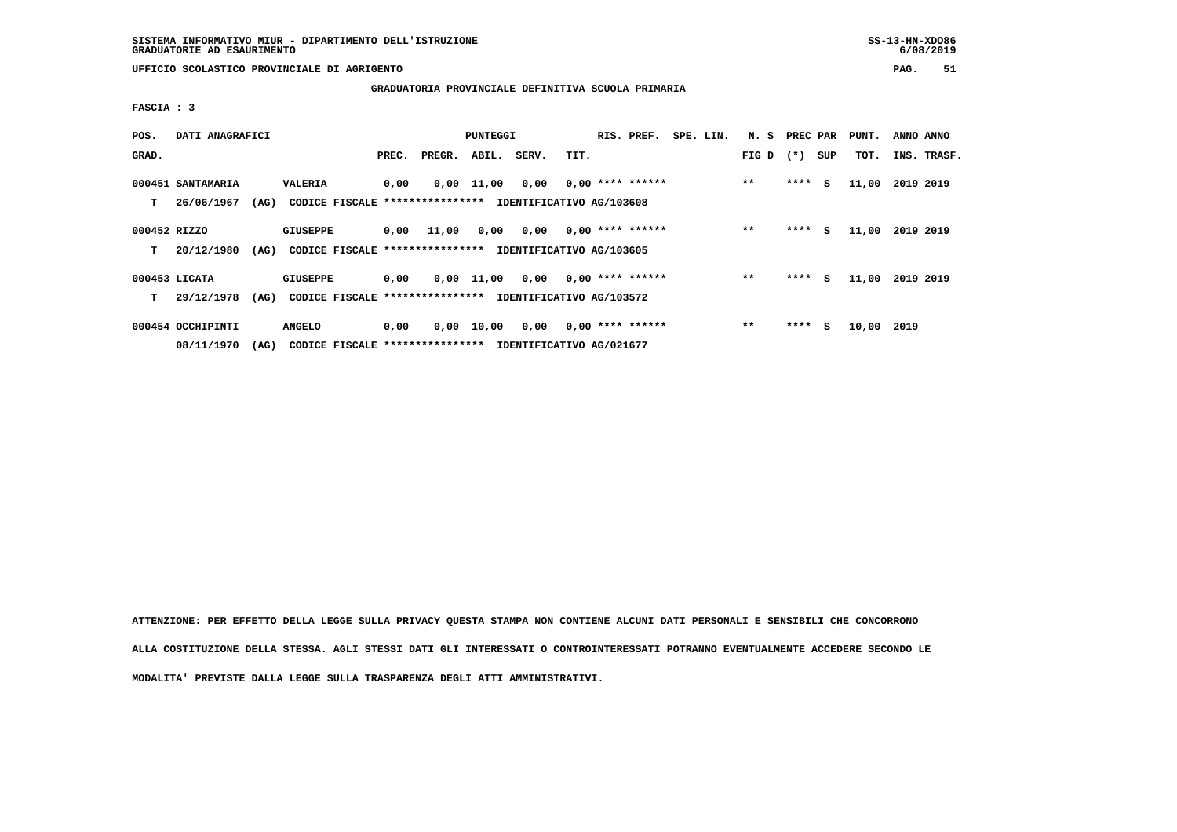SISTEMA INFORMATIVO MIUR - DIPARTIMENTO DELL'ISTRUZIONE
GRADUATORIE AD ESAURIMENTO

UFFICIO SCOLASTICO PROVINCIALE DI AGRIGENTO

GRADUATORIA PROVINCIALE DEFINITIVA SCUOLA PRIMARIA

FASCIA : 3

| POS. GRAD. | DATI ANAGRAFICI | | PREC. | PREGR. | ABIL. | SERV. | TIT. | RIS. PREF. | SPE. LIN. | N. S FIG D | PREC PAR (*) | SUP | PUNT. TOT. | ANNO INS. | ANNO TRASF. |
|---|---|---|---|---|---|---|---|---|---|---|---|---|---|---|---|
| 000451 | SANTAMARIA | VALERIA | 0,00 | 0,00 | 11,00 | 0,00 | 0,00 | **** ****** | | ** | **** | S | 11,00 | 2019 | 2019 |
| T | 26/06/1967 (AG) | CODICE FISCALE **************** IDENTIFICATIVO AG/103608 | | | | | | | | | | | | | |
| 000452 | RIZZO | GIUSEPPE | 0,00 | 11,00 | 0,00 | 0,00 | 0,00 | **** ****** | | ** | **** | S | 11,00 | 2019 | 2019 |
| T | 20/12/1980 (AG) | CODICE FISCALE **************** IDENTIFICATIVO AG/103605 | | | | | | | | | | | | | |
| 000453 | LICATA | GIUSEPPE | 0,00 | 0,00 | 11,00 | 0,00 | 0,00 | **** ****** | | ** | **** | S | 11,00 | 2019 | 2019 |
| T | 29/12/1978 (AG) | CODICE FISCALE **************** IDENTIFICATIVO AG/103572 | | | | | | | | | | | | | |
| 000454 | OCCHIPINTI | ANGELO | 0,00 | 0,00 | 10,00 | 0,00 | 0,00 | **** ****** | | ** | **** | S | 10,00 | 2019 | |
| | 08/11/1970 (AG) | CODICE FISCALE **************** IDENTIFICATIVO AG/021677 | | | | | | | | | | | | | |

ATTENZIONE: PER EFFETTO DELLA LEGGE SULLA PRIVACY QUESTA STAMPA NON CONTIENE ALCUNI DATI PERSONALI E SENSIBILI CHE CONCORRONO ALLA COSTITUZIONE DELLA STESSA. AGLI STESSI DATI GLI INTERESSATI O CONTROINTERESSATI POTRANNO EVENTUALMENTE ACCEDERE SECONDO LE MODALITA' PREVISTE DALLA LEGGE SULLA TRASPARENZA DEGLI ATTI AMMINISTRATIVI.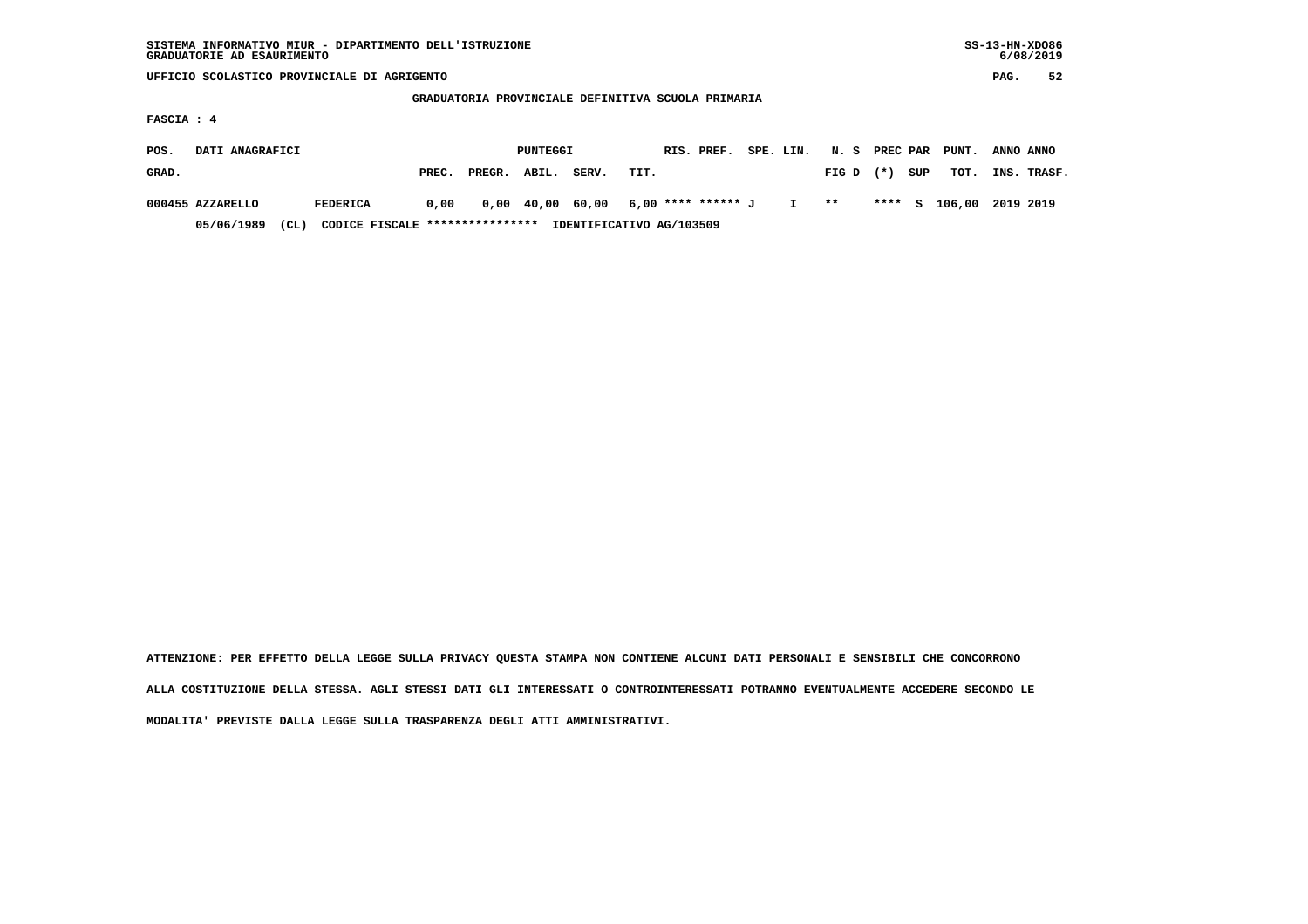SISTEMA INFORMATIVO MIUR - DIPARTIMENTO DELL'ISTRUZIONE
GRADUATORIE AD ESAURIMENTO

UFFICIO SCOLASTICO PROVINCIALE DI AGRIGENTO

**GRADUATORIA PROVINCIALE DEFINITIVA SCUOLA PRIMARIA**

**FASCIA : 4**

| POS. GRAD. | DATI ANAGRAFICI | | PUNTEGGI PREC. | PREGR. | ABIL. | SERV. | TIT. | RIS. PREF. | SPE. LIN. | N. S FIG D | PREC PAR (*) | SUP | PUNT. TOT. | ANNO INS. | ANNO TRASF. |
|---|---|---|---|---|---|---|---|---|---|---|---|---|---|---|---|
| 000455 | AZZARELLO | FEDERICA | 0,00 | 0,00 | 40,00 | 60,00 | 6,00 | **** ****** J | I | ** | **** | S | 106,00 | 2019 | 2019 |
| | 05/06/1989 (CL) | CODICE FISCALE **************** | IDENTIFICATIVO AG/103509 | | | | | | | | | | | | |

ATTENZIONE: PER EFFETTO DELLA LEGGE SULLA PRIVACY QUESTA STAMPA NON CONTIENE ALCUNI DATI PERSONALI E SENSIBILI CHE CONCORRONO ALLA COSTITUZIONE DELLA STESSA. AGLI STESSI DATI GLI INTERESSATI O CONTROINTERESSATI POTRANNO EVENTUALMENTE ACCEDERE SECONDO LE MODALITA' PREVISTE DALLA LEGGE SULLA TRASPARENZA DEGLI ATTI AMMINISTRATIVI.